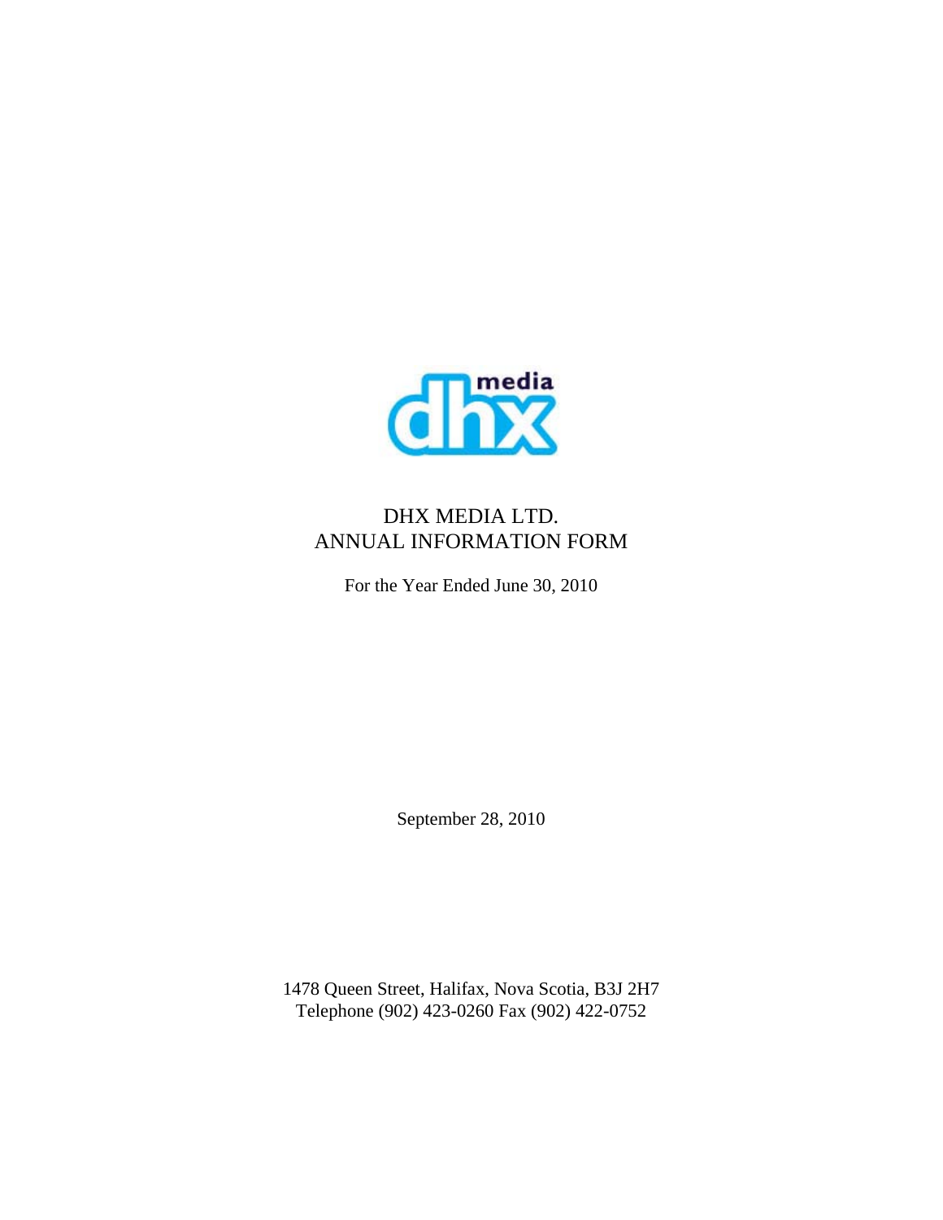# DHX MEDIA LTD.
# ANNUAL INFORMATION FORM

For the Year Ended June 30, 2010

September 28, 2010

1478 Queen Street, Halifax, Nova Scotia, B3J 2H7
Telephone (902) 423-0260 Fax (902) 422-0752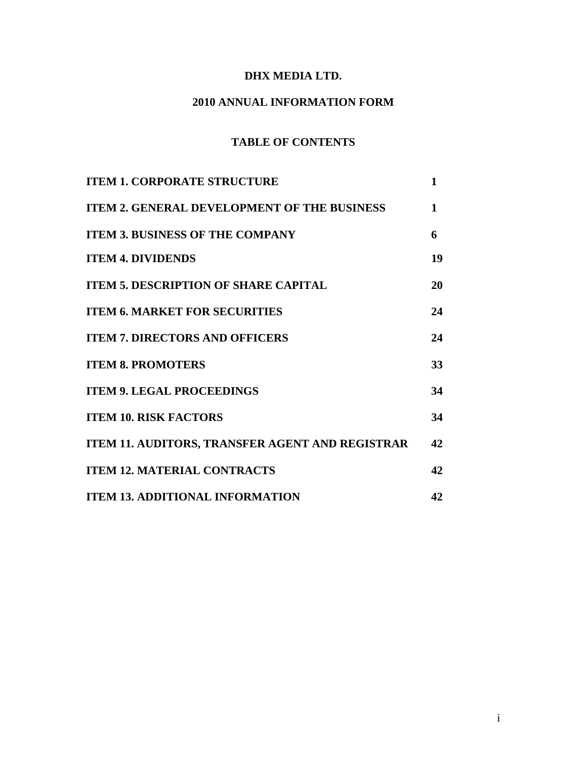**DHX MEDIA LTD.**

**2010 ANNUAL INFORMATION FORM**

**TABLE OF CONTENTS**

| | |
|---|---|
| **ITEM 1. CORPORATE STRUCTURE** | **1** |
| **ITEM 2. GENERAL DEVELOPMENT OF THE BUSINESS** | **1** |
| **ITEM 3. BUSINESS OF THE COMPANY** | **6** |
| **ITEM 4. DIVIDENDS** | **19** |
| **ITEM 5. DESCRIPTION OF SHARE CAPITAL** | **20** |
| **ITEM 6. MARKET FOR SECURITIES** | **24** |
| **ITEM 7. DIRECTORS AND OFFICERS** | **24** |
| **ITEM 8. PROMOTERS** | **33** |
| **ITEM 9. LEGAL PROCEEDINGS** | **34** |
| **ITEM 10. RISK FACTORS** | **34** |
| **ITEM 11. AUDITORS, TRANSFER AGENT AND REGISTRAR** | **42** |
| **ITEM 12. MATERIAL CONTRACTS** | **42** |
| **ITEM 13. ADDITIONAL INFORMATION** | **42** |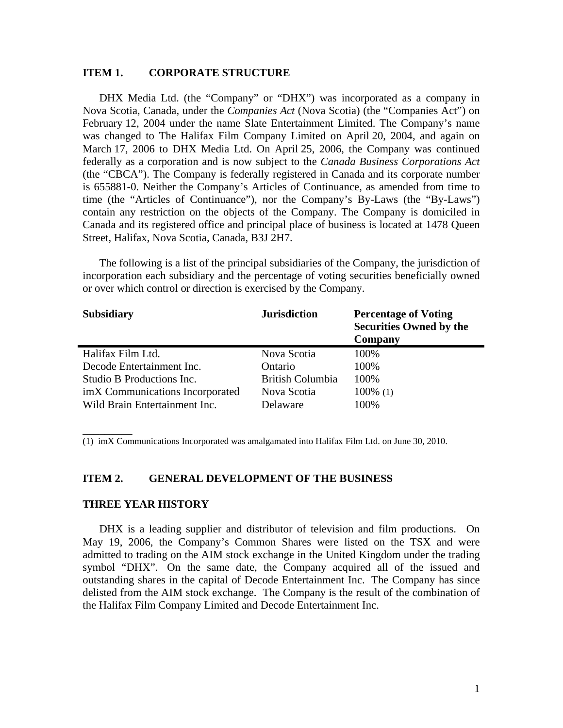## ITEM 1. CORPORATE STRUCTURE

DHX Media Ltd. (the "Company" or "DHX") was incorporated as a company in Nova Scotia, Canada, under the *Companies Act* (Nova Scotia) (the "Companies Act") on February 12, 2004 under the name Slate Entertainment Limited. The Company's name was changed to The Halifax Film Company Limited on April 20, 2004, and again on March 17, 2006 to DHX Media Ltd. On April 25, 2006, the Company was continued federally as a corporation and is now subject to the *Canada Business Corporations Act* (the "CBCA"). The Company is federally registered in Canada and its corporate number is 655881-0. Neither the Company's Articles of Continuance, as amended from time to time (the "Articles of Continuance"), nor the Company's By-Laws (the "By-Laws") contain any restriction on the objects of the Company. The Company is domiciled in Canada and its registered office and principal place of business is located at 1478 Queen Street, Halifax, Nova Scotia, Canada, B3J 2H7.

The following is a list of the principal subsidiaries of the Company, the jurisdiction of incorporation each subsidiary and the percentage of voting securities beneficially owned or over which control or direction is exercised by the Company.

| Subsidiary | Jurisdiction | Percentage of Voting Securities Owned by the Company |
|---|---|---|
| Halifax Film Ltd. | Nova Scotia | 100% |
| Decode Entertainment Inc. | Ontario | 100% |
| Studio B Productions Inc. | British Columbia | 100% |
| imX Communications Incorporated | Nova Scotia | 100% (1) |
| Wild Brain Entertainment Inc. | Delaware | 100% |

(1) imX Communications Incorporated was amalgamated into Halifax Film Ltd. on June 30, 2010.

## ITEM 2. GENERAL DEVELOPMENT OF THE BUSINESS

### THREE YEAR HISTORY

DHX is a leading supplier and distributor of television and film productions. On May 19, 2006, the Company's Common Shares were listed on the TSX and were admitted to trading on the AIM stock exchange in the United Kingdom under the trading symbol "DHX". On the same date, the Company acquired all of the issued and outstanding shares in the capital of Decode Entertainment Inc. The Company has since delisted from the AIM stock exchange. The Company is the result of the combination of the Halifax Film Company Limited and Decode Entertainment Inc.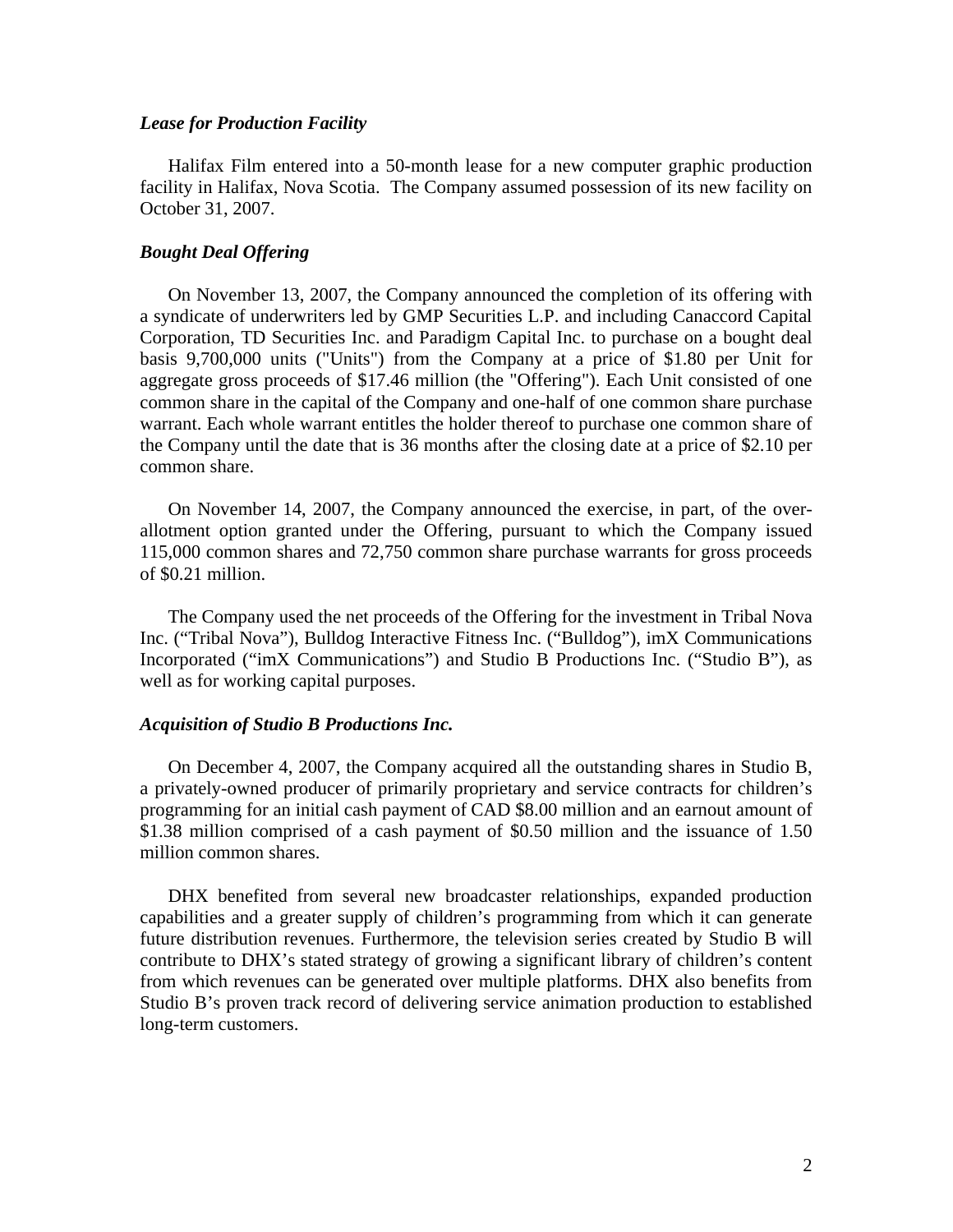***Lease for Production Facility***

Halifax Film entered into a 50-month lease for a new computer graphic production facility in Halifax, Nova Scotia. The Company assumed possession of its new facility on October 31, 2007.

***Bought Deal Offering***

On November 13, 2007, the Company announced the completion of its offering with a syndicate of underwriters led by GMP Securities L.P. and including Canaccord Capital Corporation, TD Securities Inc. and Paradigm Capital Inc. to purchase on a bought deal basis 9,700,000 units ("Units") from the Company at a price of $1.80 per Unit for aggregate gross proceeds of $17.46 million (the "Offering"). Each Unit consisted of one common share in the capital of the Company and one-half of one common share purchase warrant. Each whole warrant entitles the holder thereof to purchase one common share of the Company until the date that is 36 months after the closing date at a price of $2.10 per common share.

On November 14, 2007, the Company announced the exercise, in part, of the over-allotment option granted under the Offering, pursuant to which the Company issued 115,000 common shares and 72,750 common share purchase warrants for gross proceeds of $0.21 million.

The Company used the net proceeds of the Offering for the investment in Tribal Nova Inc. ("Tribal Nova"), Bulldog Interactive Fitness Inc. ("Bulldog"), imX Communications Incorporated ("imX Communications") and Studio B Productions Inc. ("Studio B"), as well as for working capital purposes.

***Acquisition of Studio B Productions Inc.***

On December 4, 2007, the Company acquired all the outstanding shares in Studio B, a privately-owned producer of primarily proprietary and service contracts for children's programming for an initial cash payment of CAD $8.00 million and an earnout amount of $1.38 million comprised of a cash payment of $0.50 million and the issuance of 1.50 million common shares.

DHX benefited from several new broadcaster relationships, expanded production capabilities and a greater supply of children's programming from which it can generate future distribution revenues. Furthermore, the television series created by Studio B will contribute to DHX's stated strategy of growing a significant library of children's content from which revenues can be generated over multiple platforms. DHX also benefits from Studio B's proven track record of delivering service animation production to established long-term customers.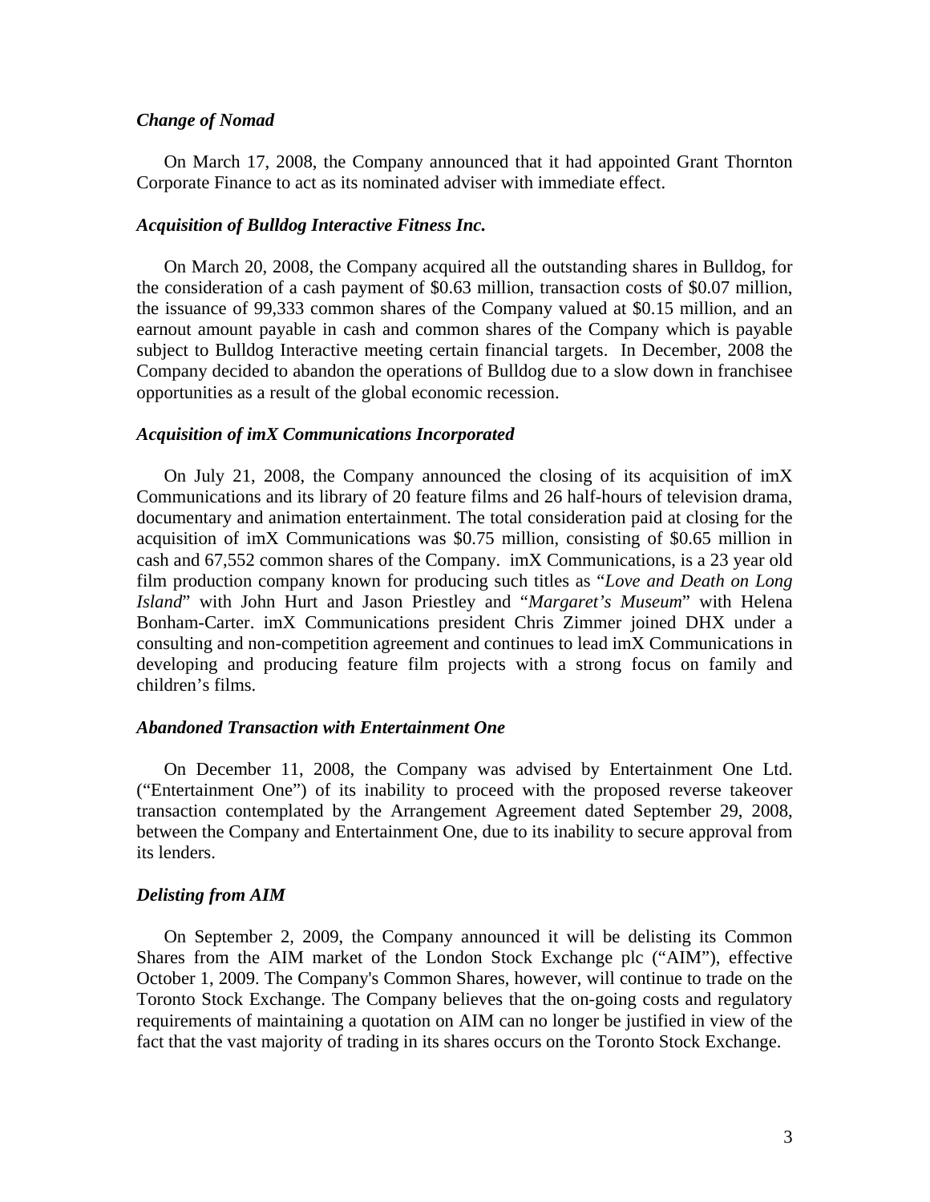### *Change of Nomad*

On March 17, 2008, the Company announced that it had appointed Grant Thornton Corporate Finance to act as its nominated adviser with immediate effect.

### *Acquisition of Bulldog Interactive Fitness Inc.*

On March 20, 2008, the Company acquired all the outstanding shares in Bulldog, for the consideration of a cash payment of $0.63 million, transaction costs of $0.07 million, the issuance of 99,333 common shares of the Company valued at $0.15 million, and an earnout amount payable in cash and common shares of the Company which is payable subject to Bulldog Interactive meeting certain financial targets. In December, 2008 the Company decided to abandon the operations of Bulldog due to a slow down in franchisee opportunities as a result of the global economic recession.

### *Acquisition of imX Communications Incorporated*

On July 21, 2008, the Company announced the closing of its acquisition of imX Communications and its library of 20 feature films and 26 half-hours of television drama, documentary and animation entertainment. The total consideration paid at closing for the acquisition of imX Communications was $0.75 million, consisting of $0.65 million in cash and 67,552 common shares of the Company. imX Communications, is a 23 year old film production company known for producing such titles as "*Love and Death on Long Island*" with John Hurt and Jason Priestley and "*Margaret's Museum*" with Helena Bonham-Carter. imX Communications president Chris Zimmer joined DHX under a consulting and non-competition agreement and continues to lead imX Communications in developing and producing feature film projects with a strong focus on family and children's films.

### *Abandoned Transaction with Entertainment One*

On December 11, 2008, the Company was advised by Entertainment One Ltd. ("Entertainment One") of its inability to proceed with the proposed reverse takeover transaction contemplated by the Arrangement Agreement dated September 29, 2008, between the Company and Entertainment One, due to its inability to secure approval from its lenders.

### *Delisting from AIM*

On September 2, 2009, the Company announced it will be delisting its Common Shares from the AIM market of the London Stock Exchange plc ("AIM"), effective October 1, 2009. The Company's Common Shares, however, will continue to trade on the Toronto Stock Exchange. The Company believes that the on-going costs and regulatory requirements of maintaining a quotation on AIM can no longer be justified in view of the fact that the vast majority of trading in its shares occurs on the Toronto Stock Exchange.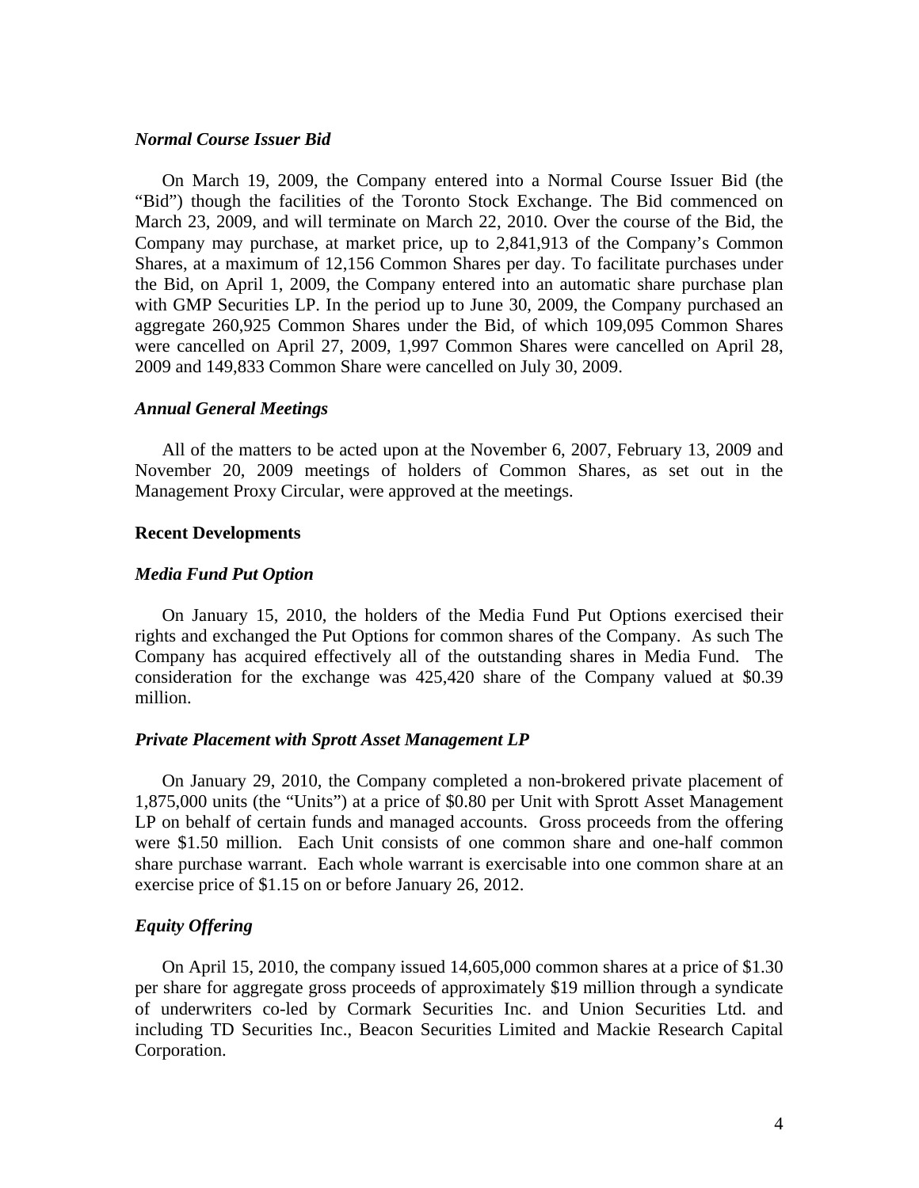### *Normal Course Issuer Bid*

On March 19, 2009, the Company entered into a Normal Course Issuer Bid (the "Bid") though the facilities of the Toronto Stock Exchange. The Bid commenced on March 23, 2009, and will terminate on March 22, 2010. Over the course of the Bid, the Company may purchase, at market price, up to 2,841,913 of the Company's Common Shares, at a maximum of 12,156 Common Shares per day. To facilitate purchases under the Bid, on April 1, 2009, the Company entered into an automatic share purchase plan with GMP Securities LP. In the period up to June 30, 2009, the Company purchased an aggregate 260,925 Common Shares under the Bid, of which 109,095 Common Shares were cancelled on April 27, 2009, 1,997 Common Shares were cancelled on April 28, 2009 and 149,833 Common Share were cancelled on July 30, 2009.

### *Annual General Meetings*

All of the matters to be acted upon at the November 6, 2007, February 13, 2009 and November 20, 2009 meetings of holders of Common Shares, as set out in the Management Proxy Circular, were approved at the meetings.

## Recent Developments

### *Media Fund Put Option*

On January 15, 2010, the holders of the Media Fund Put Options exercised their rights and exchanged the Put Options for common shares of the Company. As such The Company has acquired effectively all of the outstanding shares in Media Fund. The consideration for the exchange was 425,420 share of the Company valued at $0.39 million.

### *Private Placement with Sprott Asset Management LP*

On January 29, 2010, the Company completed a non-brokered private placement of 1,875,000 units (the "Units") at a price of $0.80 per Unit with Sprott Asset Management LP on behalf of certain funds and managed accounts. Gross proceeds from the offering were $1.50 million. Each Unit consists of one common share and one-half common share purchase warrant. Each whole warrant is exercisable into one common share at an exercise price of $1.15 on or before January 26, 2012.

### *Equity Offering*

On April 15, 2010, the company issued 14,605,000 common shares at a price of $1.30 per share for aggregate gross proceeds of approximately $19 million through a syndicate of underwriters co-led by Cormark Securities Inc. and Union Securities Ltd. and including TD Securities Inc., Beacon Securities Limited and Mackie Research Capital Corporation.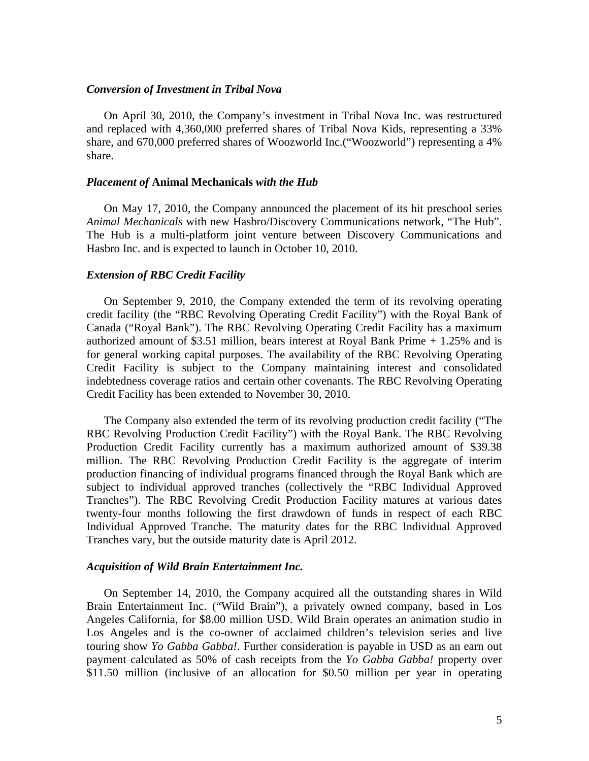### *Conversion of Investment in Tribal Nova*

On April 30, 2010, the Company's investment in Tribal Nova Inc. was restructured and replaced with 4,360,000 preferred shares of Tribal Nova Kids, representing a 33% share, and 670,000 preferred shares of Woozworld Inc.("Woozworld") representing a 4% share.

### *Placement of* **Animal Mechanicals** *with the Hub*

On May 17, 2010, the Company announced the placement of its hit preschool series *Animal Mechanicals* with new Hasbro/Discovery Communications network, "The Hub". The Hub is a multi-platform joint venture between Discovery Communications and Hasbro Inc. and is expected to launch in October 10, 2010.

### *Extension of RBC Credit Facility*

On September 9, 2010, the Company extended the term of its revolving operating credit facility (the "RBC Revolving Operating Credit Facility") with the Royal Bank of Canada ("Royal Bank"). The RBC Revolving Operating Credit Facility has a maximum authorized amount of $3.51 million, bears interest at Royal Bank Prime + 1.25% and is for general working capital purposes. The availability of the RBC Revolving Operating Credit Facility is subject to the Company maintaining interest and consolidated indebtedness coverage ratios and certain other covenants. The RBC Revolving Operating Credit Facility has been extended to November 30, 2010.

The Company also extended the term of its revolving production credit facility ("The RBC Revolving Production Credit Facility") with the Royal Bank. The RBC Revolving Production Credit Facility currently has a maximum authorized amount of $39.38 million. The RBC Revolving Production Credit Facility is the aggregate of interim production financing of individual programs financed through the Royal Bank which are subject to individual approved tranches (collectively the "RBC Individual Approved Tranches"). The RBC Revolving Credit Production Facility matures at various dates twenty-four months following the first drawdown of funds in respect of each RBC Individual Approved Tranche. The maturity dates for the RBC Individual Approved Tranches vary, but the outside maturity date is April 2012.

### *Acquisition of Wild Brain Entertainment Inc.*

On September 14, 2010, the Company acquired all the outstanding shares in Wild Brain Entertainment Inc. ("Wild Brain"), a privately owned company, based in Los Angeles California, for $8.00 million USD. Wild Brain operates an animation studio in Los Angeles and is the co-owner of acclaimed children's television series and live touring show *Yo Gabba Gabba!*. Further consideration is payable in USD as an earn out payment calculated as 50% of cash receipts from the *Yo Gabba Gabba!* property over $11.50 million (inclusive of an allocation for $0.50 million per year in operating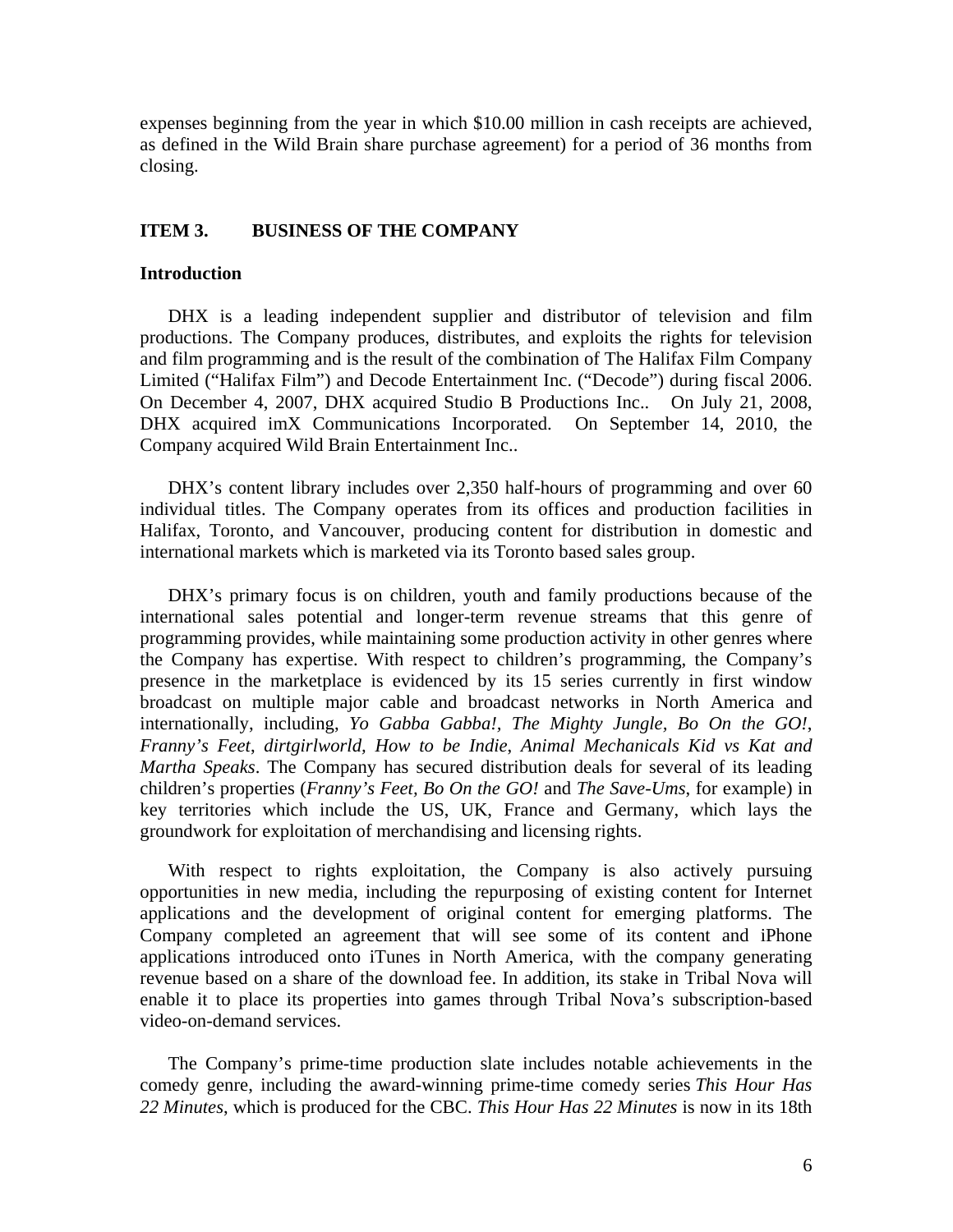expenses beginning from the year in which $10.00 million in cash receipts are achieved, as defined in the Wild Brain share purchase agreement) for a period of 36 months from closing.

## ITEM 3. BUSINESS OF THE COMPANY

### Introduction

DHX is a leading independent supplier and distributor of television and film productions. The Company produces, distributes, and exploits the rights for television and film programming and is the result of the combination of The Halifax Film Company Limited ("Halifax Film") and Decode Entertainment Inc. ("Decode") during fiscal 2006. On December 4, 2007, DHX acquired Studio B Productions Inc.. On July 21, 2008, DHX acquired imX Communications Incorporated. On September 14, 2010, the Company acquired Wild Brain Entertainment Inc..

DHX's content library includes over 2,350 half-hours of programming and over 60 individual titles. The Company operates from its offices and production facilities in Halifax, Toronto, and Vancouver, producing content for distribution in domestic and international markets which is marketed via its Toronto based sales group.

DHX's primary focus is on children, youth and family productions because of the international sales potential and longer-term revenue streams that this genre of programming provides, while maintaining some production activity in other genres where the Company has expertise. With respect to children's programming, the Company's presence in the marketplace is evidenced by its 15 series currently in first window broadcast on multiple major cable and broadcast networks in North America and internationally, including, *Yo Gabba Gabba!, The Mighty Jungle, Bo On the GO!*, *Franny's Feet, dirtgirlworld, How to be Indie*, *Animal Mechanicals Kid vs Kat and Martha Speaks*. The Company has secured distribution deals for several of its leading children's properties (*Franny's Feet, Bo On the GO!* and *The Save-Ums*, for example) in key territories which include the US, UK, France and Germany, which lays the groundwork for exploitation of merchandising and licensing rights.

With respect to rights exploitation, the Company is also actively pursuing opportunities in new media, including the repurposing of existing content for Internet applications and the development of original content for emerging platforms. The Company completed an agreement that will see some of its content and iPhone applications introduced onto iTunes in North America, with the company generating revenue based on a share of the download fee. In addition, its stake in Tribal Nova will enable it to place its properties into games through Tribal Nova's subscription-based video-on-demand services.

The Company's prime-time production slate includes notable achievements in the comedy genre, including the award-winning prime-time comedy series *This Hour Has 22 Minutes*, which is produced for the CBC. *This Hour Has 22 Minutes* is now in its 18th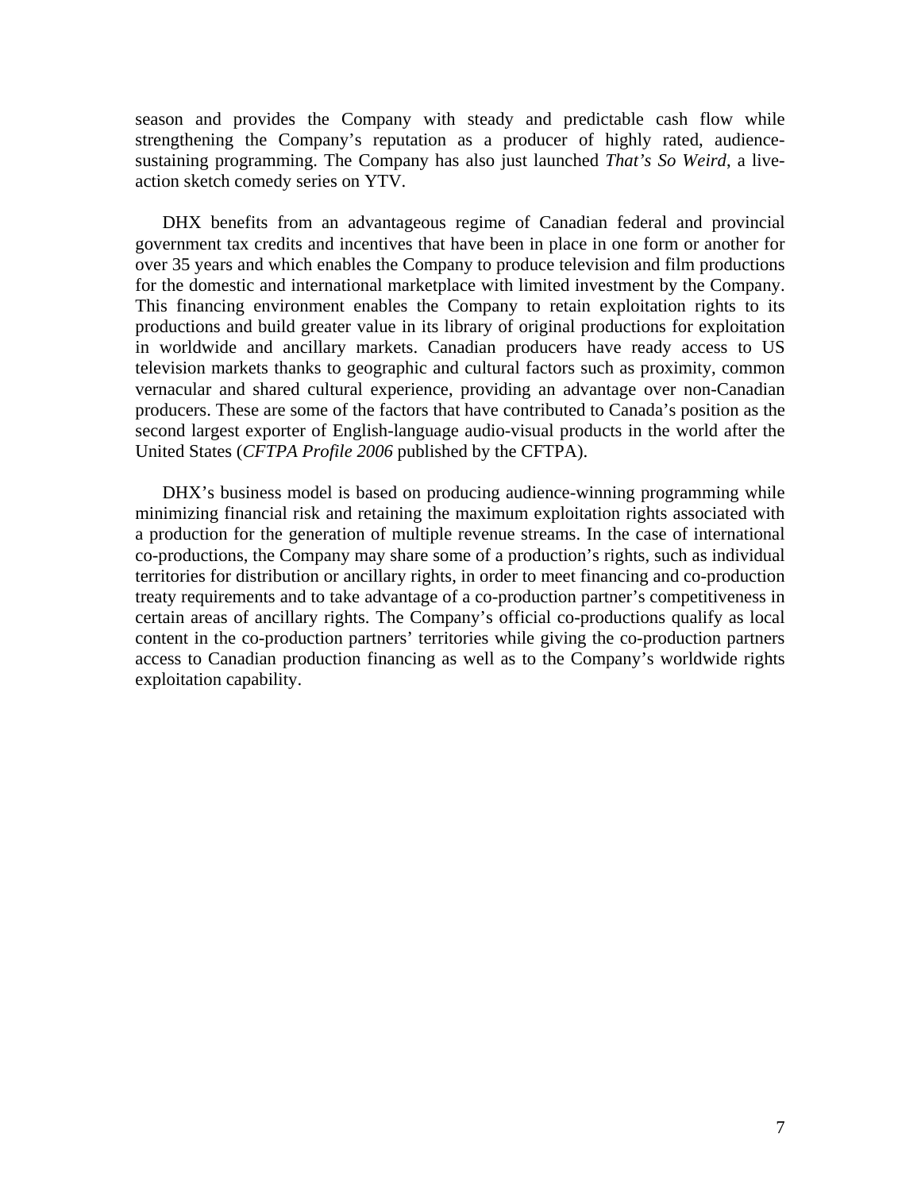season and provides the Company with steady and predictable cash flow while strengthening the Company's reputation as a producer of highly rated, audience-sustaining programming. The Company has also just launched *That's So Weird*, a live-action sketch comedy series on YTV.

DHX benefits from an advantageous regime of Canadian federal and provincial government tax credits and incentives that have been in place in one form or another for over 35 years and which enables the Company to produce television and film productions for the domestic and international marketplace with limited investment by the Company. This financing environment enables the Company to retain exploitation rights to its productions and build greater value in its library of original productions for exploitation in worldwide and ancillary markets. Canadian producers have ready access to US television markets thanks to geographic and cultural factors such as proximity, common vernacular and shared cultural experience, providing an advantage over non-Canadian producers. These are some of the factors that have contributed to Canada's position as the second largest exporter of English-language audio-visual products in the world after the United States (*CFTPA Profile 2006* published by the CFTPA).

DHX's business model is based on producing audience-winning programming while minimizing financial risk and retaining the maximum exploitation rights associated with a production for the generation of multiple revenue streams. In the case of international co-productions, the Company may share some of a production's rights, such as individual territories for distribution or ancillary rights, in order to meet financing and co-production treaty requirements and to take advantage of a co-production partner's competitiveness in certain areas of ancillary rights. The Company's official co-productions qualify as local content in the co-production partners' territories while giving the co-production partners access to Canadian production financing as well as to the Company's worldwide rights exploitation capability.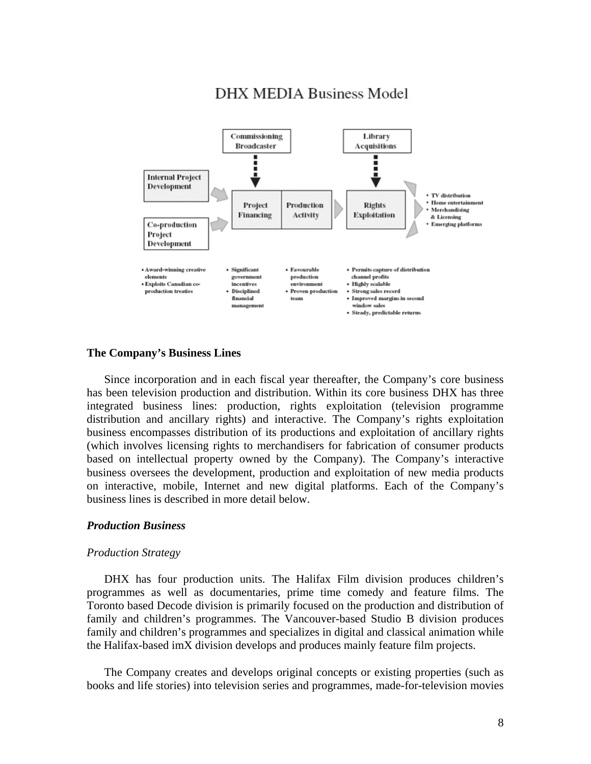DHX MEDIA Business Model

Commissioning Broadcaster

Library Acquisitions

Internal Project Development

Co-production Project Development

Project Financing

Production Activity

Rights Exploitation

- TV distribution
- Home entertainment
- Merchandising & Licensing
- Emerging platforms

- Award-winning creative elements
- Exploits Canadian co-production treaties

- Significant government incentives
- Disciplined financial management

- Favourable production environment
- Proven production team

- Permits capture of distribution channel profits
- Highly scalable
- Strong sales record
- Improved margins in second window sales
- Steady, predictable returns

**The Company's Business Lines**

Since incorporation and in each fiscal year thereafter, the Company's core business has been television production and distribution. Within its core business DHX has three integrated business lines: production, rights exploitation (television programme distribution and ancillary rights) and interactive. The Company's rights exploitation business encompasses distribution of its productions and exploitation of ancillary rights (which involves licensing rights to merchandisers for fabrication of consumer products based on intellectual property owned by the Company). The Company's interactive business oversees the development, production and exploitation of new media products on interactive, mobile, Internet and new digital platforms. Each of the Company's business lines is described in more detail below.

***Production Business***

*Production Strategy*

DHX has four production units. The Halifax Film division produces children's programmes as well as documentaries, prime time comedy and feature films. The Toronto based Decode division is primarily focused on the production and distribution of family and children's programmes. The Vancouver-based Studio B division produces family and children's programmes and specializes in digital and classical animation while the Halifax-based imX division develops and produces mainly feature film projects.

The Company creates and develops original concepts or existing properties (such as books and life stories) into television series and programmes, made-for-television movies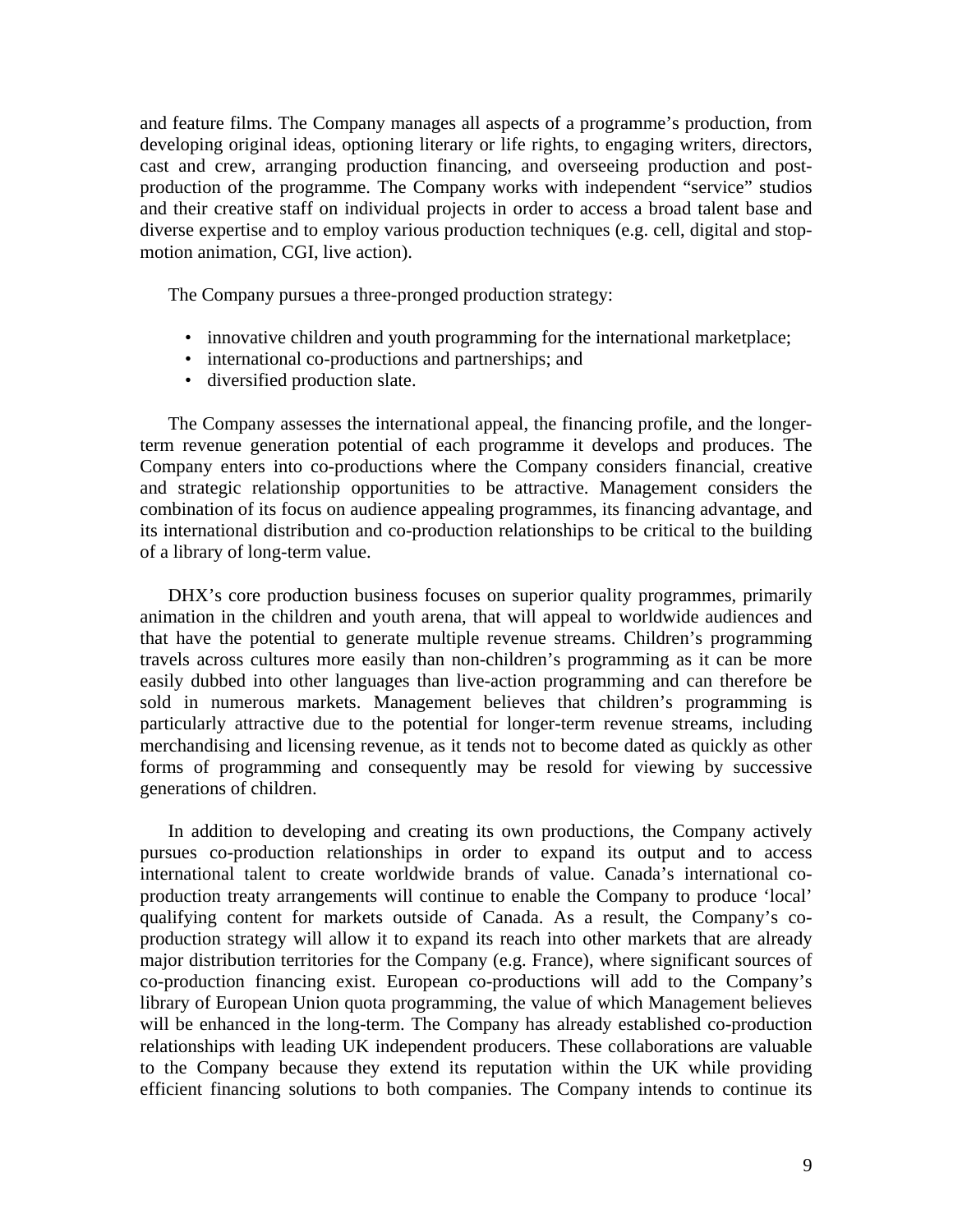and feature films. The Company manages all aspects of a programme's production, from developing original ideas, optioning literary or life rights, to engaging writers, directors, cast and crew, arranging production financing, and overseeing production and post-production of the programme. The Company works with independent "service" studios and their creative staff on individual projects in order to access a broad talent base and diverse expertise and to employ various production techniques (e.g. cell, digital and stop-motion animation, CGI, live action).

The Company pursues a three-pronged production strategy:

- innovative children and youth programming for the international marketplace;
- international co-productions and partnerships; and
- diversified production slate.

The Company assesses the international appeal, the financing profile, and the longer-term revenue generation potential of each programme it develops and produces. The Company enters into co-productions where the Company considers financial, creative and strategic relationship opportunities to be attractive. Management considers the combination of its focus on audience appealing programmes, its financing advantage, and its international distribution and co-production relationships to be critical to the building of a library of long-term value.

DHX's core production business focuses on superior quality programmes, primarily animation in the children and youth arena, that will appeal to worldwide audiences and that have the potential to generate multiple revenue streams. Children's programming travels across cultures more easily than non-children's programming as it can be more easily dubbed into other languages than live-action programming and can therefore be sold in numerous markets. Management believes that children's programming is particularly attractive due to the potential for longer-term revenue streams, including merchandising and licensing revenue, as it tends not to become dated as quickly as other forms of programming and consequently may be resold for viewing by successive generations of children.

In addition to developing and creating its own productions, the Company actively pursues co-production relationships in order to expand its output and to access international talent to create worldwide brands of value. Canada's international co-production treaty arrangements will continue to enable the Company to produce 'local' qualifying content for markets outside of Canada. As a result, the Company's co-production strategy will allow it to expand its reach into other markets that are already major distribution territories for the Company (e.g. France), where significant sources of co-production financing exist. European co-productions will add to the Company's library of European Union quota programming, the value of which Management believes will be enhanced in the long-term. The Company has already established co-production relationships with leading UK independent producers. These collaborations are valuable to the Company because they extend its reputation within the UK while providing efficient financing solutions to both companies. The Company intends to continue its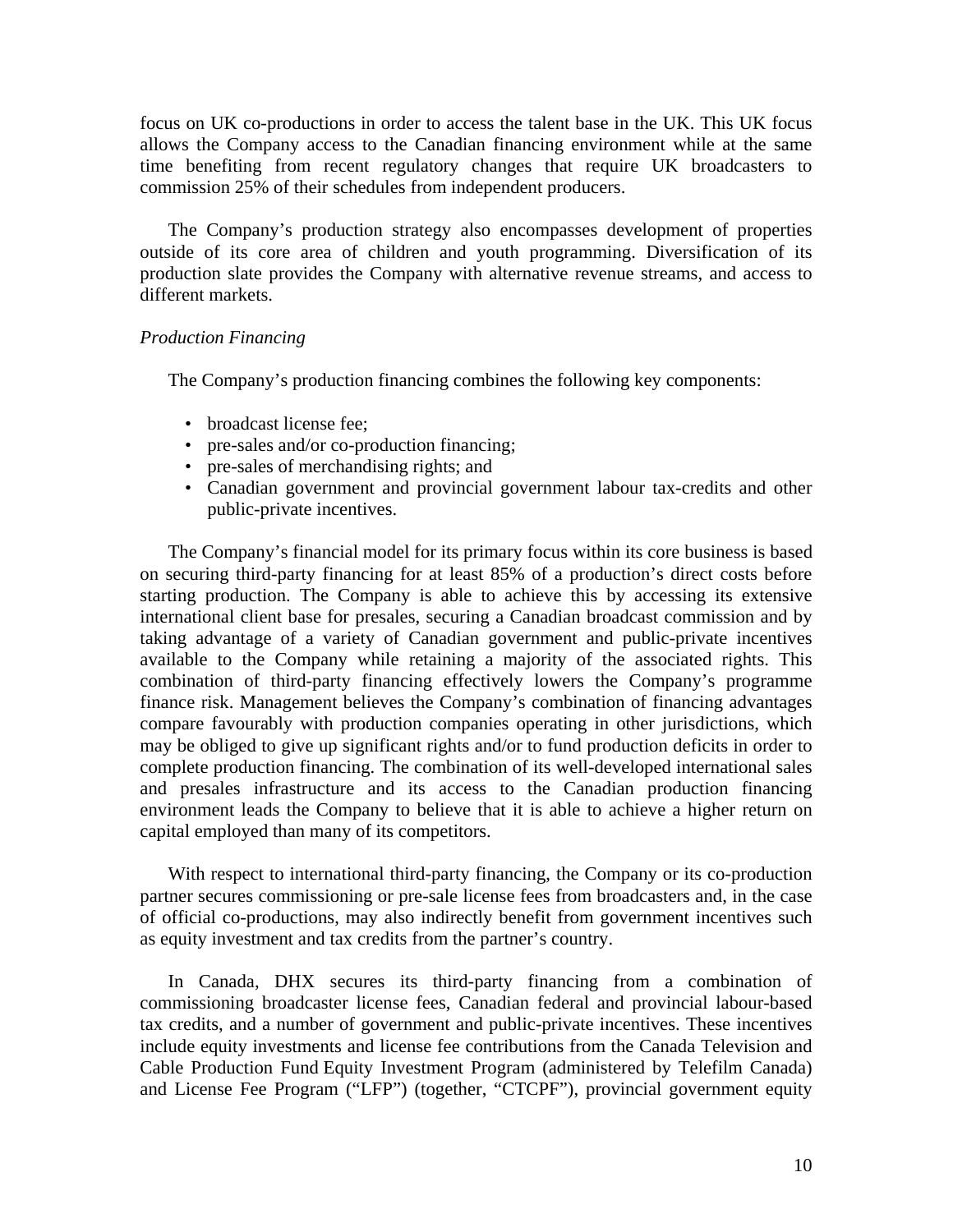focus on UK co-productions in order to access the talent base in the UK. This UK focus allows the Company access to the Canadian financing environment while at the same time benefiting from recent regulatory changes that require UK broadcasters to commission 25% of their schedules from independent producers.

The Company's production strategy also encompasses development of properties outside of its core area of children and youth programming. Diversification of its production slate provides the Company with alternative revenue streams, and access to different markets.

*Production Financing*

The Company's production financing combines the following key components:

- broadcast license fee;
- pre-sales and/or co-production financing;
- pre-sales of merchandising rights; and
- Canadian government and provincial government labour tax-credits and other public-private incentives.

The Company's financial model for its primary focus within its core business is based on securing third-party financing for at least 85% of a production's direct costs before starting production. The Company is able to achieve this by accessing its extensive international client base for presales, securing a Canadian broadcast commission and by taking advantage of a variety of Canadian government and public-private incentives available to the Company while retaining a majority of the associated rights. This combination of third-party financing effectively lowers the Company's programme finance risk. Management believes the Company's combination of financing advantages compare favourably with production companies operating in other jurisdictions, which may be obliged to give up significant rights and/or to fund production deficits in order to complete production financing. The combination of its well-developed international sales and presales infrastructure and its access to the Canadian production financing environment leads the Company to believe that it is able to achieve a higher return on capital employed than many of its competitors.

With respect to international third-party financing, the Company or its co-production partner secures commissioning or pre-sale license fees from broadcasters and, in the case of official co-productions, may also indirectly benefit from government incentives such as equity investment and tax credits from the partner's country.

In Canada, DHX secures its third-party financing from a combination of commissioning broadcaster license fees, Canadian federal and provincial labour-based tax credits, and a number of government and public-private incentives. These incentives include equity investments and license fee contributions from the Canada Television and Cable Production Fund Equity Investment Program (administered by Telefilm Canada) and License Fee Program ("LFP") (together, "CTCPF"), provincial government equity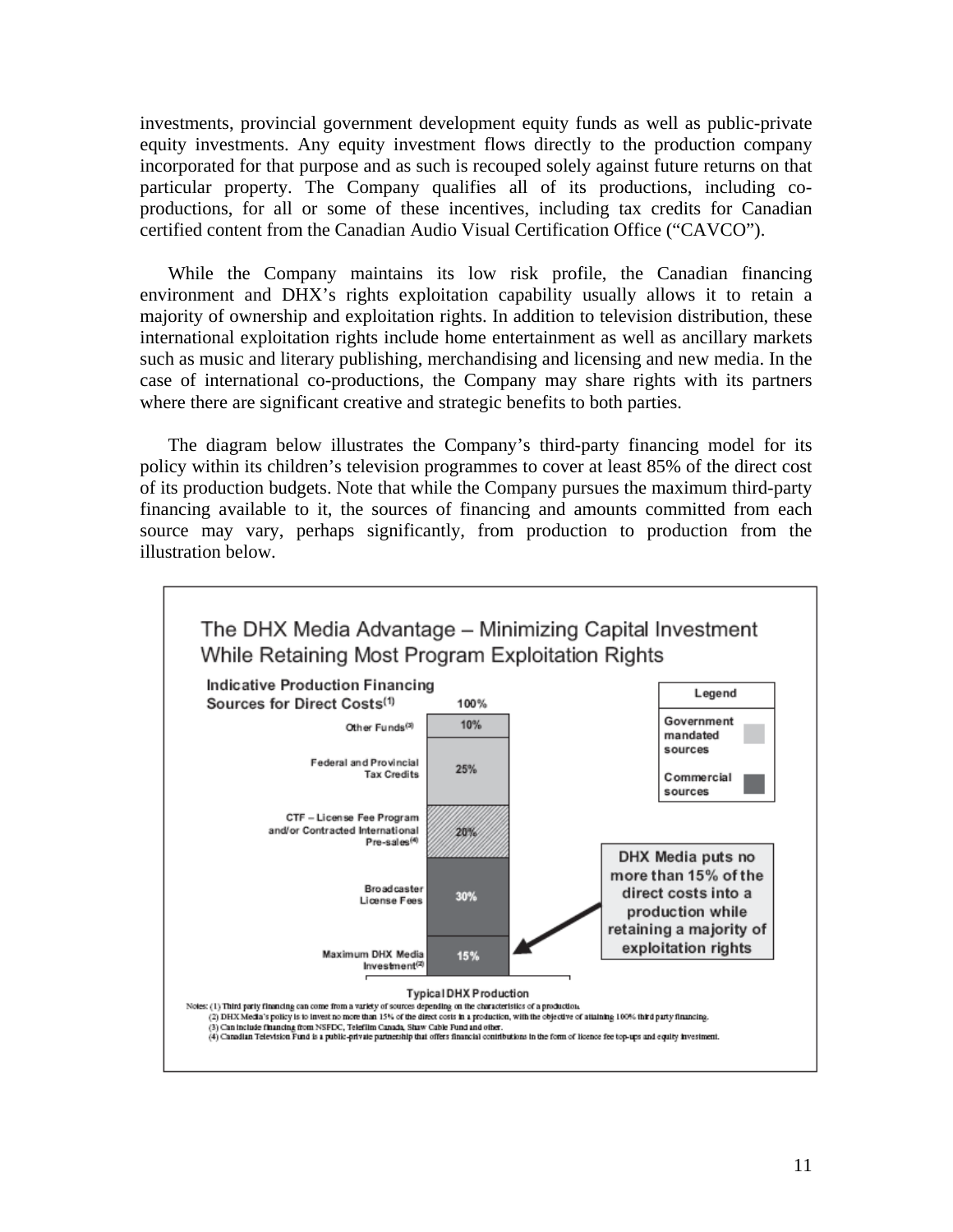investments, provincial government development equity funds as well as public-private equity investments. Any equity investment flows directly to the production company incorporated for that purpose and as such is recouped solely against future returns on that particular property. The Company qualifies all of its productions, including co-productions, for all or some of these incentives, including tax credits for Canadian certified content from the Canadian Audio Visual Certification Office ("CAVCO").

While the Company maintains its low risk profile, the Canadian financing environment and DHX's rights exploitation capability usually allows it to retain a majority of ownership and exploitation rights. In addition to television distribution, these international exploitation rights include home entertainment as well as ancillary markets such as music and literary publishing, merchandising and licensing and new media. In the case of international co-productions, the Company may share rights with its partners where there are significant creative and strategic benefits to both parties.

The diagram below illustrates the Company's third-party financing model for its policy within its children's television programmes to cover at least 85% of the direct cost of its production budgets. Note that while the Company pursues the maximum third-party financing available to it, the sources of financing and amounts committed from each source may vary, perhaps significantly, from production to production from the illustration below.

**The DHX Media Advantage – Minimizing Capital Investment While Retaining Most Program Exploitation Rights**

**Indicative Production Financing Sources for Direct Costs(1)**

| Typical DHX Production | 100% |
|---|---|
| Other Funds(3) | 10% |
| Federal and Provincial Tax Credits | 25% |
| CTF – License Fee Program and/or Contracted International Pre-sales(4) | 20% |
| Broadcaster License Fees | 30% |
| Maximum DHX Media Investment(2) | 15% |

Legend: Government mandated sources; Commercial sources

DHX Media puts no more than 15% of the direct costs into a production while retaining a majority of exploitation rights

Notes: (1) Third party financing can come from a variety of sources depending on the characteristics of a production.
(2) DHX Media's policy is to invest no more than 15% of the direct costs in a production, with the objective of attaining 100% third party financing.
(3) Can include financing from NSFDC, Telefilm Canada, Shaw Cable Fund and other.
(4) Canadian Television Fund is a public-private partnership that offers financial contributions in the form of licence fee top-ups and equity investment.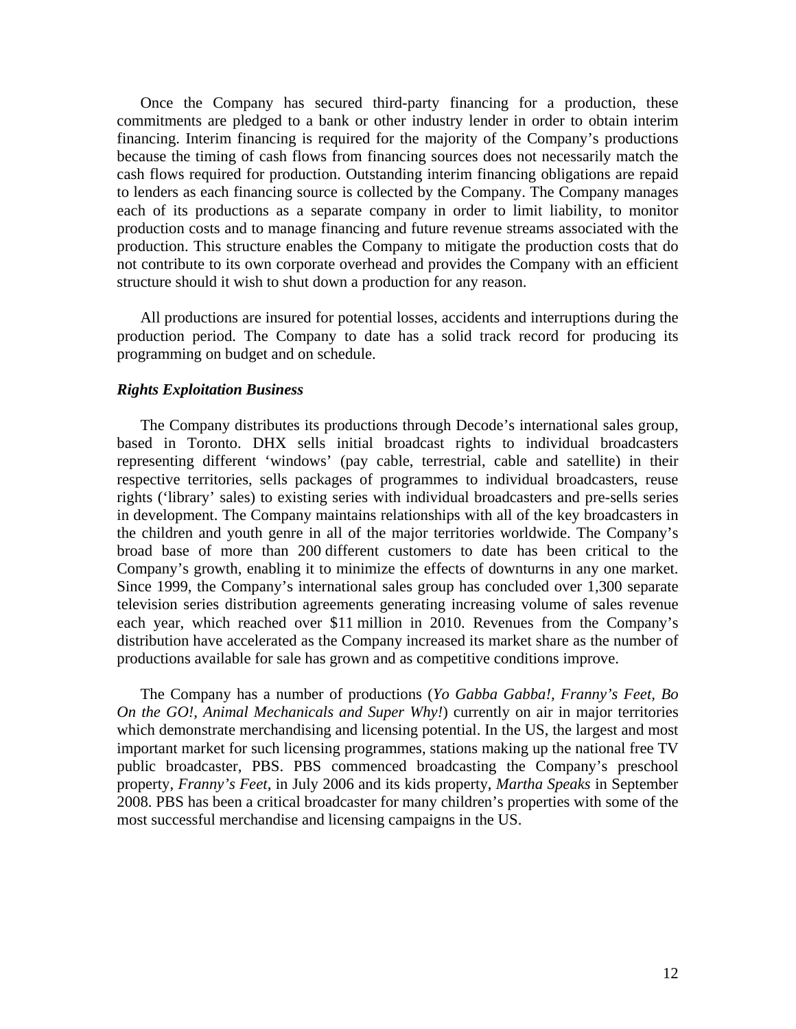Once the Company has secured third-party financing for a production, these commitments are pledged to a bank or other industry lender in order to obtain interim financing. Interim financing is required for the majority of the Company's productions because the timing of cash flows from financing sources does not necessarily match the cash flows required for production. Outstanding interim financing obligations are repaid to lenders as each financing source is collected by the Company. The Company manages each of its productions as a separate company in order to limit liability, to monitor production costs and to manage financing and future revenue streams associated with the production. This structure enables the Company to mitigate the production costs that do not contribute to its own corporate overhead and provides the Company with an efficient structure should it wish to shut down a production for any reason.

All productions are insured for potential losses, accidents and interruptions during the production period. The Company to date has a solid track record for producing its programming on budget and on schedule.

***Rights Exploitation Business***

The Company distributes its productions through Decode's international sales group, based in Toronto. DHX sells initial broadcast rights to individual broadcasters representing different 'windows' (pay cable, terrestrial, cable and satellite) in their respective territories, sells packages of programmes to individual broadcasters, reuse rights ('library' sales) to existing series with individual broadcasters and pre-sells series in development. The Company maintains relationships with all of the key broadcasters in the children and youth genre in all of the major territories worldwide. The Company's broad base of more than 200 different customers to date has been critical to the Company's growth, enabling it to minimize the effects of downturns in any one market. Since 1999, the Company's international sales group has concluded over 1,300 separate television series distribution agreements generating increasing volume of sales revenue each year, which reached over $11 million in 2010. Revenues from the Company's distribution have accelerated as the Company increased its market share as the number of productions available for sale has grown and as competitive conditions improve.

The Company has a number of productions (*Yo Gabba Gabba!, Franny's Feet, Bo On the GO!, Animal Mechanicals and Super Why!*) currently on air in major territories which demonstrate merchandising and licensing potential. In the US, the largest and most important market for such licensing programmes, stations making up the national free TV public broadcaster, PBS. PBS commenced broadcasting the Company's preschool property, *Franny's Feet*, in July 2006 and its kids property, *Martha Speaks* in September 2008. PBS has been a critical broadcaster for many children's properties with some of the most successful merchandise and licensing campaigns in the US.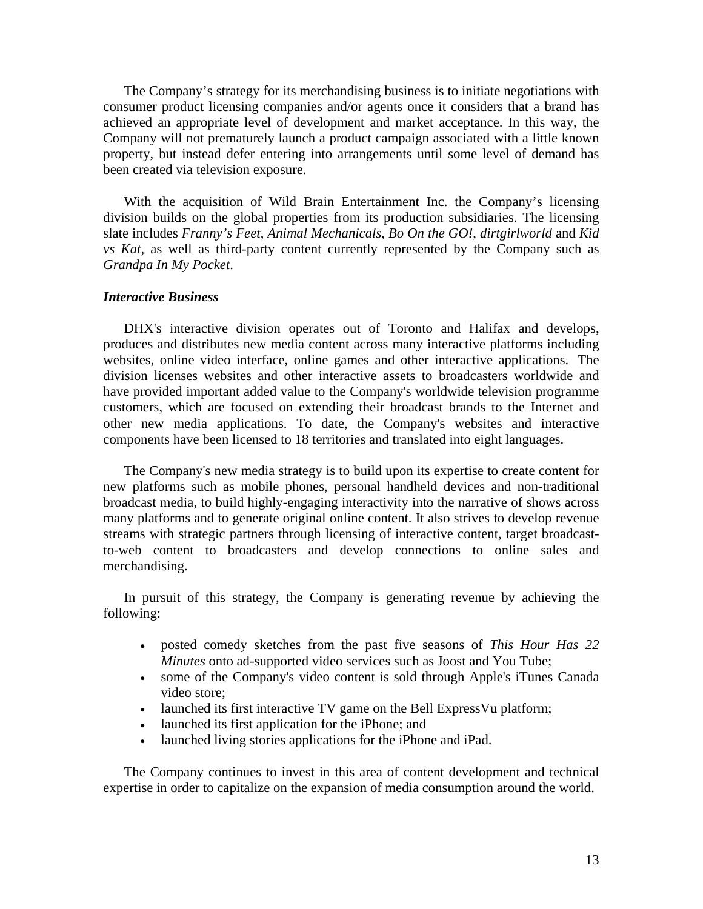The Company's strategy for its merchandising business is to initiate negotiations with consumer product licensing companies and/or agents once it considers that a brand has achieved an appropriate level of development and market acceptance. In this way, the Company will not prematurely launch a product campaign associated with a little known property, but instead defer entering into arrangements until some level of demand has been created via television exposure.

With the acquisition of Wild Brain Entertainment Inc. the Company's licensing division builds on the global properties from its production subsidiaries. The licensing slate includes *Franny's Feet*, *Animal Mechanicals*, *Bo On the GO!*, *dirtgirlworld* and *Kid vs Kat*, as well as third-party content currently represented by the Company such as *Grandpa In My Pocket*.

***Interactive Business***

DHX's interactive division operates out of Toronto and Halifax and develops, produces and distributes new media content across many interactive platforms including websites, online video interface, online games and other interactive applications. The division licenses websites and other interactive assets to broadcasters worldwide and have provided important added value to the Company's worldwide television programme customers, which are focused on extending their broadcast brands to the Internet and other new media applications. To date, the Company's websites and interactive components have been licensed to 18 territories and translated into eight languages.

The Company's new media strategy is to build upon its expertise to create content for new platforms such as mobile phones, personal handheld devices and non-traditional broadcast media, to build highly-engaging interactivity into the narrative of shows across many platforms and to generate original online content. It also strives to develop revenue streams with strategic partners through licensing of interactive content, target broadcast-to-web content to broadcasters and develop connections to online sales and merchandising.

In pursuit of this strategy, the Company is generating revenue by achieving the following:

- posted comedy sketches from the past five seasons of *This Hour Has 22 Minutes* onto ad-supported video services such as Joost and You Tube;
- some of the Company's video content is sold through Apple's iTunes Canada video store;
- launched its first interactive TV game on the Bell ExpressVu platform;
- launched its first application for the iPhone; and
- launched living stories applications for the iPhone and iPad.

The Company continues to invest in this area of content development and technical expertise in order to capitalize on the expansion of media consumption around the world.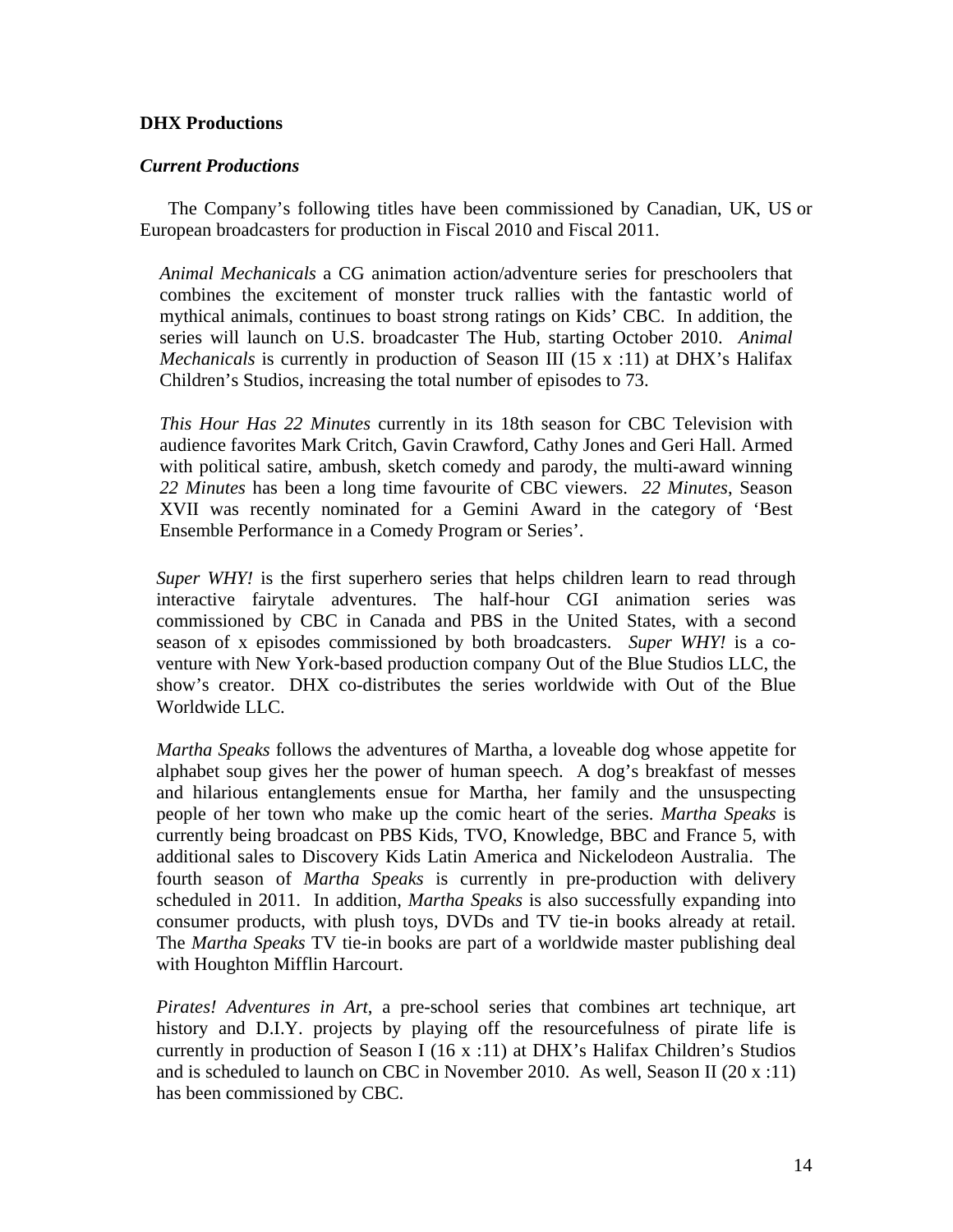**DHX Productions**

***Current Productions***

The Company's following titles have been commissioned by Canadian, UK, US or European broadcasters for production in Fiscal 2010 and Fiscal 2011.

*Animal Mechanicals* a CG animation action/adventure series for preschoolers that combines the excitement of monster truck rallies with the fantastic world of mythical animals, continues to boast strong ratings on Kids' CBC. In addition, the series will launch on U.S. broadcaster The Hub, starting October 2010. *Animal Mechanicals* is currently in production of Season III (15 x :11) at DHX's Halifax Children's Studios, increasing the total number of episodes to 73.

*This Hour Has 22 Minutes* currently in its 18th season for CBC Television with audience favorites Mark Critch, Gavin Crawford, Cathy Jones and Geri Hall. Armed with political satire, ambush, sketch comedy and parody, the multi-award winning *22 Minutes* has been a long time favourite of CBC viewers. *22 Minutes*, Season XVII was recently nominated for a Gemini Award in the category of 'Best Ensemble Performance in a Comedy Program or Series'.

*Super WHY!* is the first superhero series that helps children learn to read through interactive fairytale adventures. The half-hour CGI animation series was commissioned by CBC in Canada and PBS in the United States, with a second season of x episodes commissioned by both broadcasters. *Super WHY!* is a co-venture with New York-based production company Out of the Blue Studios LLC, the show's creator. DHX co-distributes the series worldwide with Out of the Blue Worldwide LLC.

*Martha Speaks* follows the adventures of Martha, a loveable dog whose appetite for alphabet soup gives her the power of human speech. A dog's breakfast of messes and hilarious entanglements ensue for Martha, her family and the unsuspecting people of her town who make up the comic heart of the series. *Martha Speaks* is currently being broadcast on PBS Kids, TVO, Knowledge, BBC and France 5, with additional sales to Discovery Kids Latin America and Nickelodeon Australia. The fourth season of *Martha Speaks* is currently in pre-production with delivery scheduled in 2011. In addition, *Martha Speaks* is also successfully expanding into consumer products, with plush toys, DVDs and TV tie-in books already at retail. The *Martha Speaks* TV tie-in books are part of a worldwide master publishing deal with Houghton Mifflin Harcourt.

*Pirates! Adventures in Art*, a pre-school series that combines art technique, art history and D.I.Y. projects by playing off the resourcefulness of pirate life is currently in production of Season I (16 x :11) at DHX's Halifax Children's Studios and is scheduled to launch on CBC in November 2010. As well, Season II (20 x :11) has been commissioned by CBC.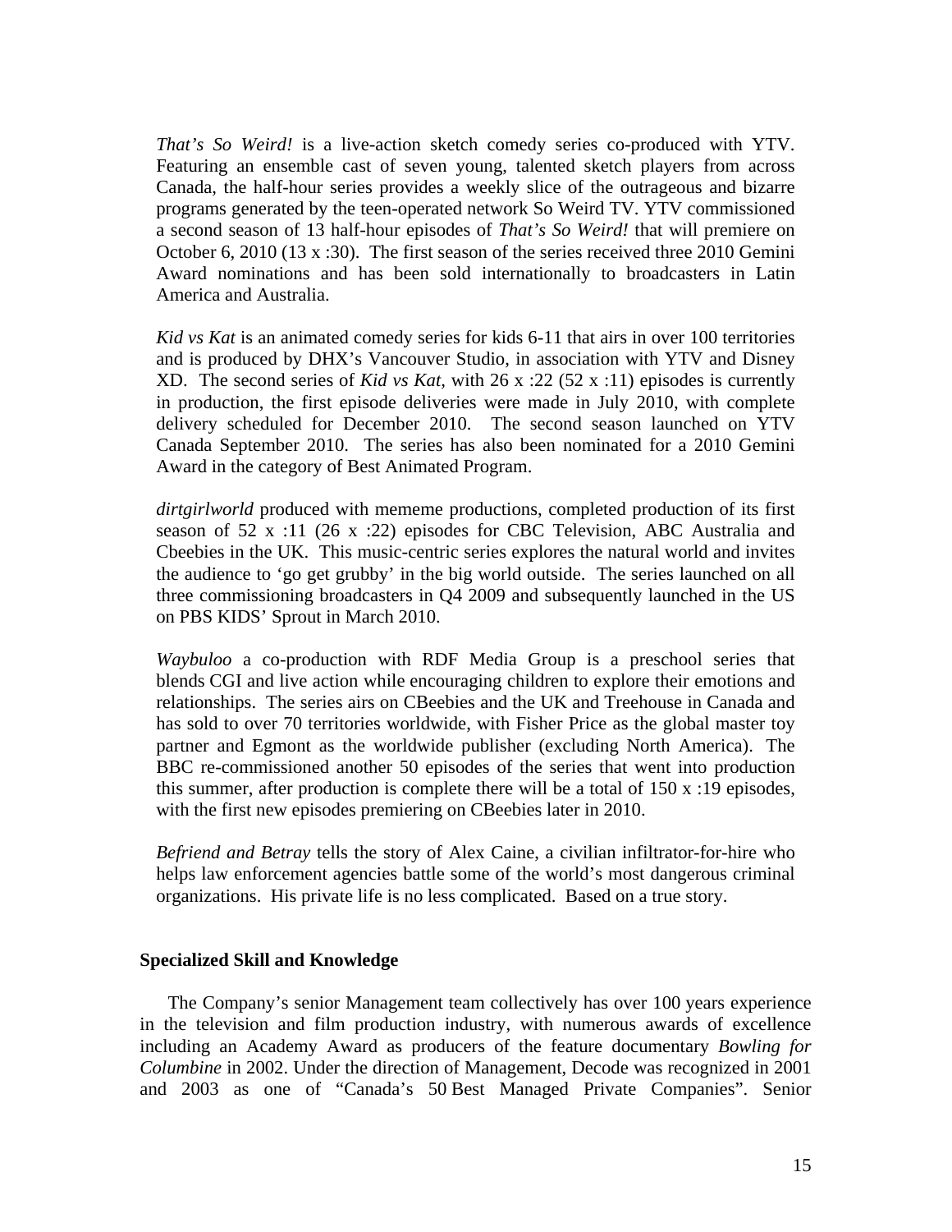*That's So Weird!* is a live-action sketch comedy series co-produced with YTV. Featuring an ensemble cast of seven young, talented sketch players from across Canada, the half-hour series provides a weekly slice of the outrageous and bizarre programs generated by the teen-operated network So Weird TV. YTV commissioned a second season of 13 half-hour episodes of *That's So Weird!* that will premiere on October 6, 2010 (13 x :30). The first season of the series received three 2010 Gemini Award nominations and has been sold internationally to broadcasters in Latin America and Australia.

*Kid vs Kat* is an animated comedy series for kids 6-11 that airs in over 100 territories and is produced by DHX's Vancouver Studio, in association with YTV and Disney XD. The second series of *Kid vs Kat,* with 26 x :22 (52 x :11) episodes is currently in production, the first episode deliveries were made in July 2010, with complete delivery scheduled for December 2010. The second season launched on YTV Canada September 2010. The series has also been nominated for a 2010 Gemini Award in the category of Best Animated Program.

*dirtgirlworld* produced with mememe productions, completed production of its first season of 52 x :11 (26 x :22) episodes for CBC Television, ABC Australia and Cbeebies in the UK. This music-centric series explores the natural world and invites the audience to 'go get grubby' in the big world outside. The series launched on all three commissioning broadcasters in Q4 2009 and subsequently launched in the US on PBS KIDS' Sprout in March 2010.

*Waybuloo* a co-production with RDF Media Group is a preschool series that blends CGI and live action while encouraging children to explore their emotions and relationships. The series airs on CBeebies and the UK and Treehouse in Canada and has sold to over 70 territories worldwide, with Fisher Price as the global master toy partner and Egmont as the worldwide publisher (excluding North America). The BBC re-commissioned another 50 episodes of the series that went into production this summer, after production is complete there will be a total of 150 x :19 episodes, with the first new episodes premiering on CBeebies later in 2010.

*Befriend and Betray* tells the story of Alex Caine, a civilian infiltrator-for-hire who helps law enforcement agencies battle some of the world's most dangerous criminal organizations. His private life is no less complicated. Based on a true story.

**Specialized Skill and Knowledge**

The Company's senior Management team collectively has over 100 years experience in the television and film production industry, with numerous awards of excellence including an Academy Award as producers of the feature documentary *Bowling for Columbine* in 2002. Under the direction of Management, Decode was recognized in 2001 and 2003 as one of "Canada's 50 Best Managed Private Companies". Senior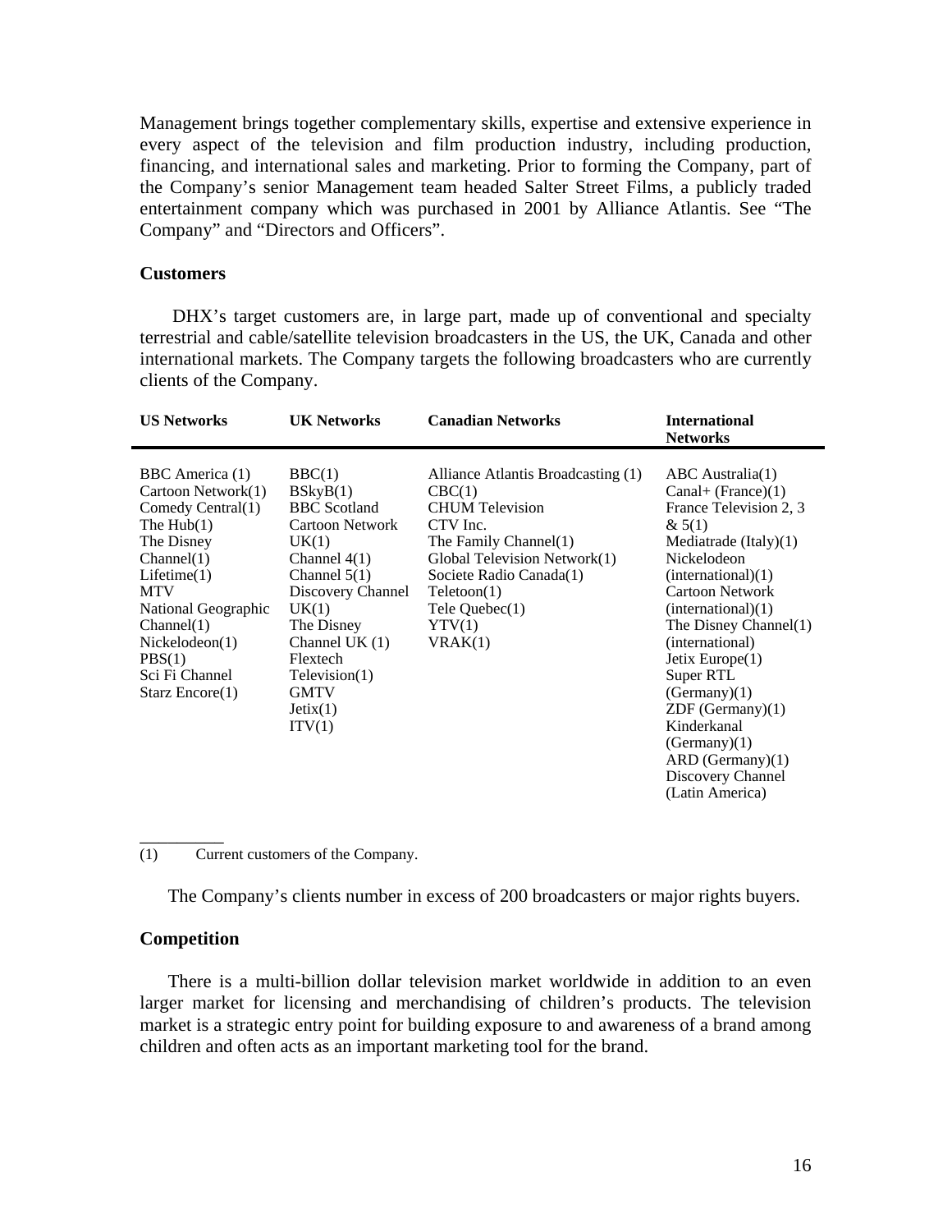Management brings together complementary skills, expertise and extensive experience in every aspect of the television and film production industry, including production, financing, and international sales and marketing. Prior to forming the Company, part of the Company's senior Management team headed Salter Street Films, a publicly traded entertainment company which was purchased in 2001 by Alliance Atlantis. See "The Company" and "Directors and Officers".

### Customers

DHX's target customers are, in large part, made up of conventional and specialty terrestrial and cable/satellite television broadcasters in the US, the UK, Canada and other international markets. The Company targets the following broadcasters who are currently clients of the Company.

| US Networks | UK Networks | Canadian Networks | International Networks |
|---|---|---|---|
| BBC America (1)<br>Cartoon Network(1)<br>Comedy Central(1)<br>The Hub(1)<br>The Disney Channel(1)<br>Lifetime(1)<br>MTV<br>National Geographic Channel(1)<br>Nickelodeon(1)<br>PBS(1)<br>Sci Fi Channel<br>Starz Encore(1) | BBC(1)<br>BSkyB(1)<br>BBC Scotland<br>Cartoon Network UK(1)<br>Channel 4(1)<br>Channel 5(1)<br>Discovery Channel UK(1)<br>The Disney Channel UK (1)<br>Flextech Television(1)<br>GMTV<br>Jetix(1)<br>ITV(1) | Alliance Atlantis Broadcasting (1)<br>CBC(1)<br>CHUM Television<br>CTV Inc.<br>The Family Channel(1)<br>Global Television Network(1)<br>Societe Radio Canada(1)<br>Teletoon(1)<br>Tele Quebec(1)<br>YTV(1)<br>VRAK(1) | ABC Australia(1)<br>Canal+ (France)(1)<br>France Television 2, 3 & 5(1)<br>Mediatrade (Italy)(1)<br>Nickelodeon (international)(1)<br>Cartoon Network (international)(1)<br>The Disney Channel(1) (international)<br>Jetix Europe(1)<br>Super RTL (Germany)(1)<br>ZDF (Germany)(1)<br>Kinderkanal (Germany)(1)<br>ARD (Germany)(1)<br>Discovery Channel (Latin America) |

(1) Current customers of the Company.

The Company's clients number in excess of 200 broadcasters or major rights buyers.

### Competition

There is a multi-billion dollar television market worldwide in addition to an even larger market for licensing and merchandising of children's products. The television market is a strategic entry point for building exposure to and awareness of a brand among children and often acts as an important marketing tool for the brand.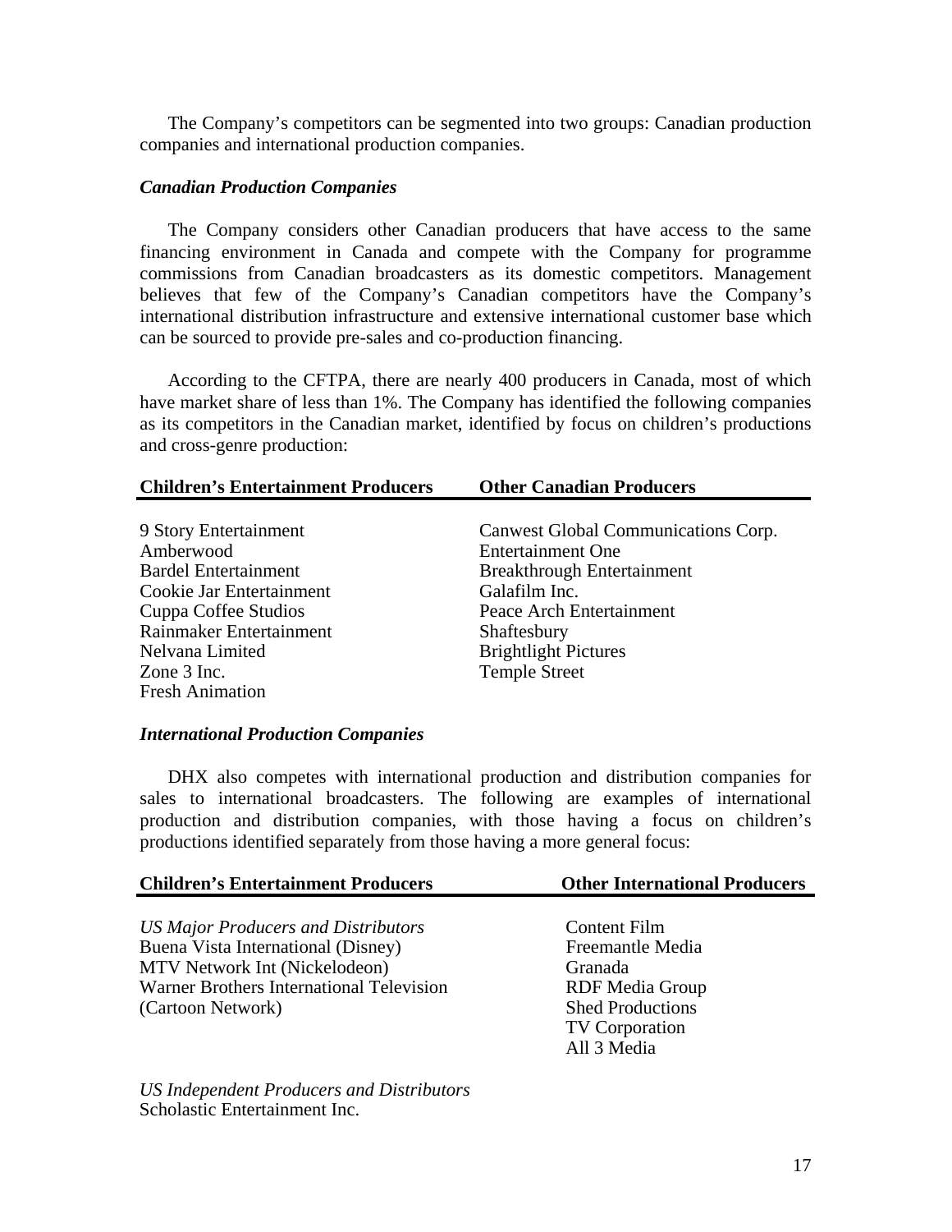The Company's competitors can be segmented into two groups: Canadian production companies and international production companies.

***Canadian Production Companies***

The Company considers other Canadian producers that have access to the same financing environment in Canada and compete with the Company for programme commissions from Canadian broadcasters as its domestic competitors. Management believes that few of the Company's Canadian competitors have the Company's international distribution infrastructure and extensive international customer base which can be sourced to provide pre-sales and co-production financing.

According to the CFTPA, there are nearly 400 producers in Canada, most of which have market share of less than 1%. The Company has identified the following companies as its competitors in the Canadian market, identified by focus on children's productions and cross-genre production:

| Children's Entertainment Producers | Other Canadian Producers |
|---|---|
| 9 Story Entertainment | Canwest Global Communications Corp. |
| Amberwood | Entertainment One |
| Bardel Entertainment | Breakthrough Entertainment |
| Cookie Jar Entertainment | Galafilm Inc. |
| Cuppa Coffee Studios | Peace Arch Entertainment |
| Rainmaker Entertainment | Shaftesbury |
| Nelvana Limited | Brightlight Pictures |
| Zone 3 Inc. | Temple Street |
| Fresh Animation | |

***International Production Companies***

DHX also competes with international production and distribution companies for sales to international broadcasters. The following are examples of international production and distribution companies, with those having a focus on children's productions identified separately from those having a more general focus:

| Children's Entertainment Producers | Other International Producers |
|---|---|
| *US Major Producers and Distributors* | Content Film |
| Buena Vista International (Disney) | Freemantle Media |
| MTV Network Int (Nickelodeon) | Granada |
| Warner Brothers International Television (Cartoon Network) | RDF Media Group |
| | Shed Productions |
| | TV Corporation |
| | All 3 Media |
| *US Independent Producers and Distributors* | |
| Scholastic Entertainment Inc. | |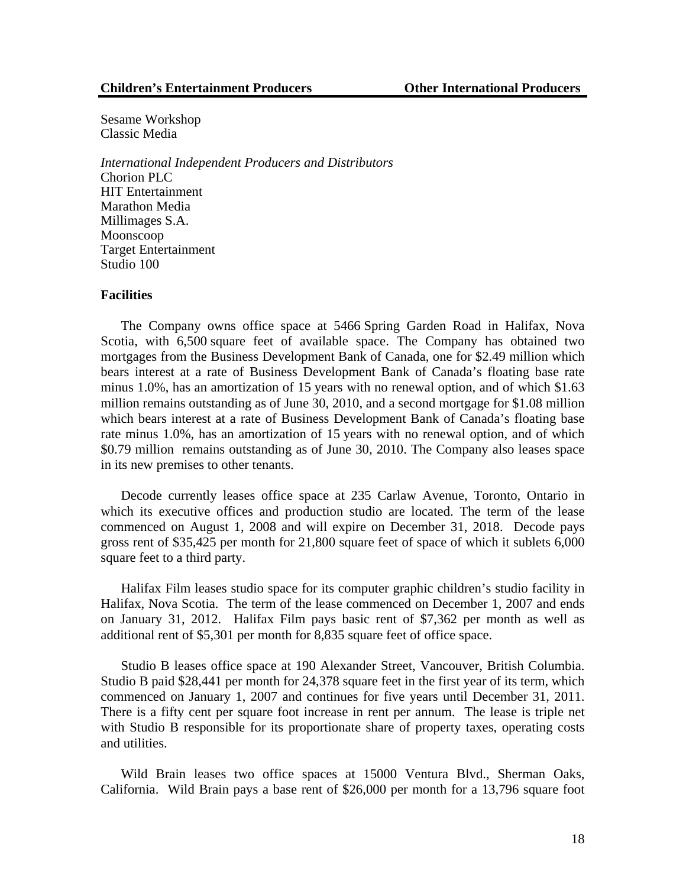| Children's Entertainment Producers | Other International Producers |
|---|---|

Sesame Workshop
Classic Media

*International Independent Producers and Distributors*
Chorion PLC
HIT Entertainment
Marathon Media
Millimages S.A.
Moonscoop
Target Entertainment
Studio 100

**Facilities**

The Company owns office space at 5466 Spring Garden Road in Halifax, Nova Scotia, with 6,500 square feet of available space. The Company has obtained two mortgages from the Business Development Bank of Canada, one for $2.49 million which bears interest at a rate of Business Development Bank of Canada's floating base rate minus 1.0%, has an amortization of 15 years with no renewal option, and of which $1.63 million remains outstanding as of June 30, 2010, and a second mortgage for $1.08 million which bears interest at a rate of Business Development Bank of Canada's floating base rate minus 1.0%, has an amortization of 15 years with no renewal option, and of which $0.79 million remains outstanding as of June 30, 2010. The Company also leases space in its new premises to other tenants.

Decode currently leases office space at 235 Carlaw Avenue, Toronto, Ontario in which its executive offices and production studio are located. The term of the lease commenced on August 1, 2008 and will expire on December 31, 2018. Decode pays gross rent of $35,425 per month for 21,800 square feet of space of which it sublets 6,000 square feet to a third party.

Halifax Film leases studio space for its computer graphic children's studio facility in Halifax, Nova Scotia. The term of the lease commenced on December 1, 2007 and ends on January 31, 2012. Halifax Film pays basic rent of $7,362 per month as well as additional rent of $5,301 per month for 8,835 square feet of office space.

Studio B leases office space at 190 Alexander Street, Vancouver, British Columbia. Studio B paid $28,441 per month for 24,378 square feet in the first year of its term, which commenced on January 1, 2007 and continues for five years until December 31, 2011. There is a fifty cent per square foot increase in rent per annum. The lease is triple net with Studio B responsible for its proportionate share of property taxes, operating costs and utilities.

Wild Brain leases two office spaces at 15000 Ventura Blvd., Sherman Oaks, California. Wild Brain pays a base rent of $26,000 per month for a 13,796 square foot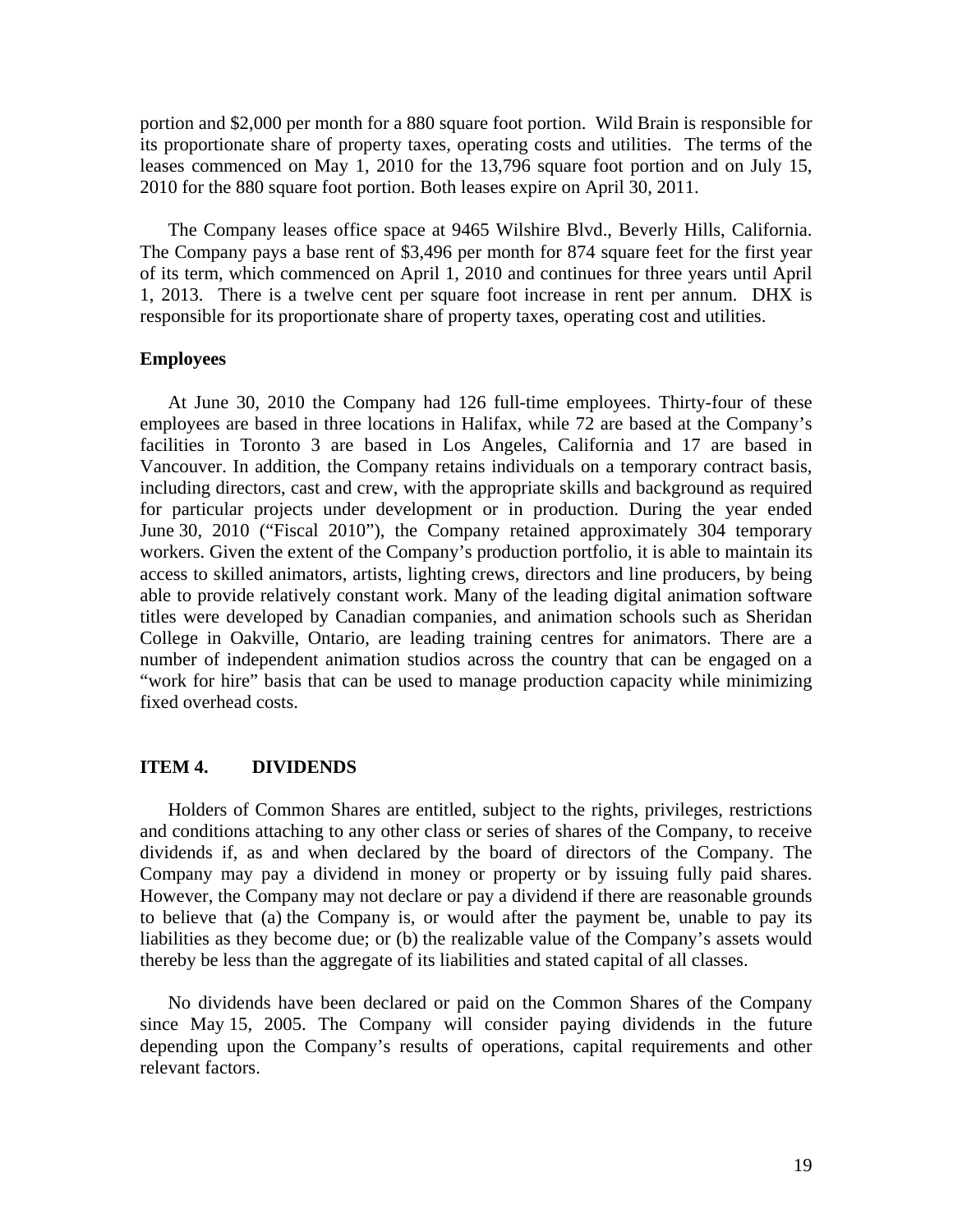portion and $2,000 per month for a 880 square foot portion. Wild Brain is responsible for its proportionate share of property taxes, operating costs and utilities. The terms of the leases commenced on May 1, 2010 for the 13,796 square foot portion and on July 15, 2010 for the 880 square foot portion. Both leases expire on April 30, 2011.

The Company leases office space at 9465 Wilshire Blvd., Beverly Hills, California. The Company pays a base rent of $3,496 per month for 874 square feet for the first year of its term, which commenced on April 1, 2010 and continues for three years until April 1, 2013. There is a twelve cent per square foot increase in rent per annum. DHX is responsible for its proportionate share of property taxes, operating cost and utilities.

**Employees**

At June 30, 2010 the Company had 126 full-time employees. Thirty-four of these employees are based in three locations in Halifax, while 72 are based at the Company's facilities in Toronto 3 are based in Los Angeles, California and 17 are based in Vancouver. In addition, the Company retains individuals on a temporary contract basis, including directors, cast and crew, with the appropriate skills and background as required for particular projects under development or in production. During the year ended June 30, 2010 ("Fiscal 2010"), the Company retained approximately 304 temporary workers. Given the extent of the Company's production portfolio, it is able to maintain its access to skilled animators, artists, lighting crews, directors and line producers, by being able to provide relatively constant work. Many of the leading digital animation software titles were developed by Canadian companies, and animation schools such as Sheridan College in Oakville, Ontario, are leading training centres for animators. There are a number of independent animation studios across the country that can be engaged on a "work for hire" basis that can be used to manage production capacity while minimizing fixed overhead costs.

## ITEM 4. DIVIDENDS

Holders of Common Shares are entitled, subject to the rights, privileges, restrictions and conditions attaching to any other class or series of shares of the Company, to receive dividends if, as and when declared by the board of directors of the Company. The Company may pay a dividend in money or property or by issuing fully paid shares. However, the Company may not declare or pay a dividend if there are reasonable grounds to believe that (a) the Company is, or would after the payment be, unable to pay its liabilities as they become due; or (b) the realizable value of the Company's assets would thereby be less than the aggregate of its liabilities and stated capital of all classes.

No dividends have been declared or paid on the Common Shares of the Company since May 15, 2005. The Company will consider paying dividends in the future depending upon the Company's results of operations, capital requirements and other relevant factors.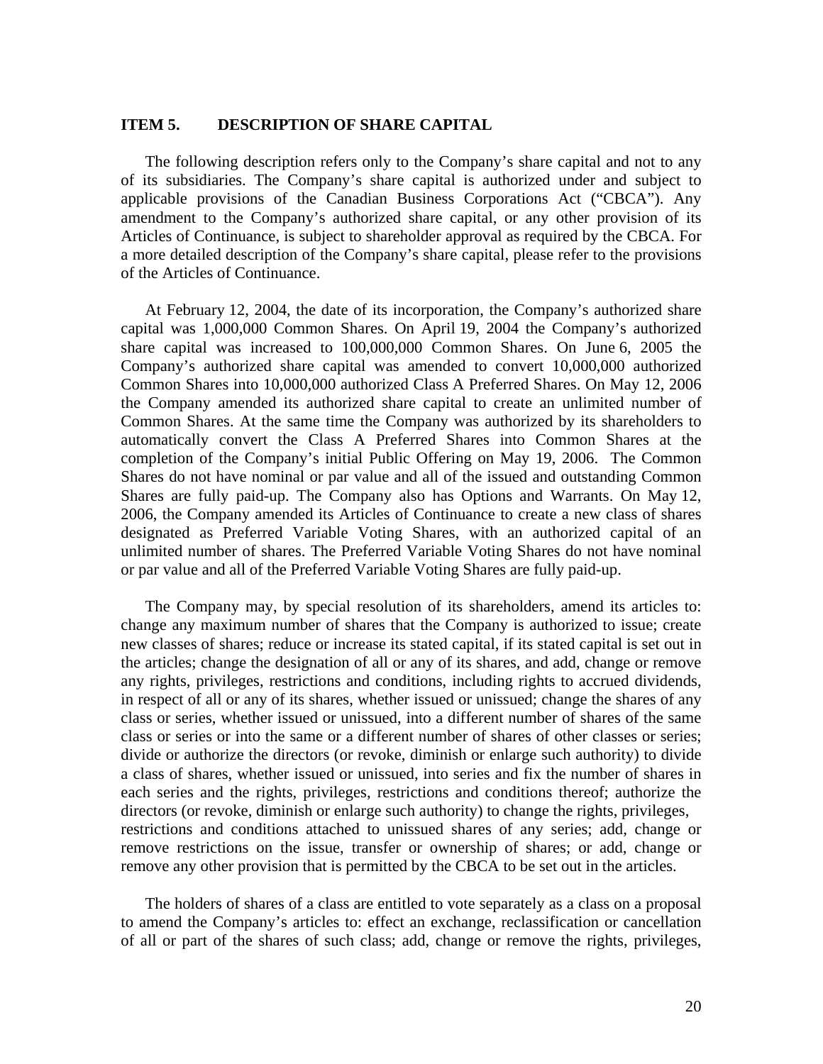## ITEM 5. DESCRIPTION OF SHARE CAPITAL

The following description refers only to the Company's share capital and not to any of its subsidiaries. The Company's share capital is authorized under and subject to applicable provisions of the Canadian Business Corporations Act ("CBCA"). Any amendment to the Company's authorized share capital, or any other provision of its Articles of Continuance, is subject to shareholder approval as required by the CBCA. For a more detailed description of the Company's share capital, please refer to the provisions of the Articles of Continuance.

At February 12, 2004, the date of its incorporation, the Company's authorized share capital was 1,000,000 Common Shares. On April 19, 2004 the Company's authorized share capital was increased to 100,000,000 Common Shares. On June 6, 2005 the Company's authorized share capital was amended to convert 10,000,000 authorized Common Shares into 10,000,000 authorized Class A Preferred Shares. On May 12, 2006 the Company amended its authorized share capital to create an unlimited number of Common Shares. At the same time the Company was authorized by its shareholders to automatically convert the Class A Preferred Shares into Common Shares at the completion of the Company's initial Public Offering on May 19, 2006. The Common Shares do not have nominal or par value and all of the issued and outstanding Common Shares are fully paid-up. The Company also has Options and Warrants. On May 12, 2006, the Company amended its Articles of Continuance to create a new class of shares designated as Preferred Variable Voting Shares, with an authorized capital of an unlimited number of shares. The Preferred Variable Voting Shares do not have nominal or par value and all of the Preferred Variable Voting Shares are fully paid-up.

The Company may, by special resolution of its shareholders, amend its articles to: change any maximum number of shares that the Company is authorized to issue; create new classes of shares; reduce or increase its stated capital, if its stated capital is set out in the articles; change the designation of all or any of its shares, and add, change or remove any rights, privileges, restrictions and conditions, including rights to accrued dividends, in respect of all or any of its shares, whether issued or unissued; change the shares of any class or series, whether issued or unissued, into a different number of shares of the same class or series or into the same or a different number of shares of other classes or series; divide or authorize the directors (or revoke, diminish or enlarge such authority) to divide a class of shares, whether issued or unissued, into series and fix the number of shares in each series and the rights, privileges, restrictions and conditions thereof; authorize the directors (or revoke, diminish or enlarge such authority) to change the rights, privileges, restrictions and conditions attached to unissued shares of any series; add, change or remove restrictions on the issue, transfer or ownership of shares; or add, change or remove any other provision that is permitted by the CBCA to be set out in the articles.

The holders of shares of a class are entitled to vote separately as a class on a proposal to amend the Company's articles to: effect an exchange, reclassification or cancellation of all or part of the shares of such class; add, change or remove the rights, privileges,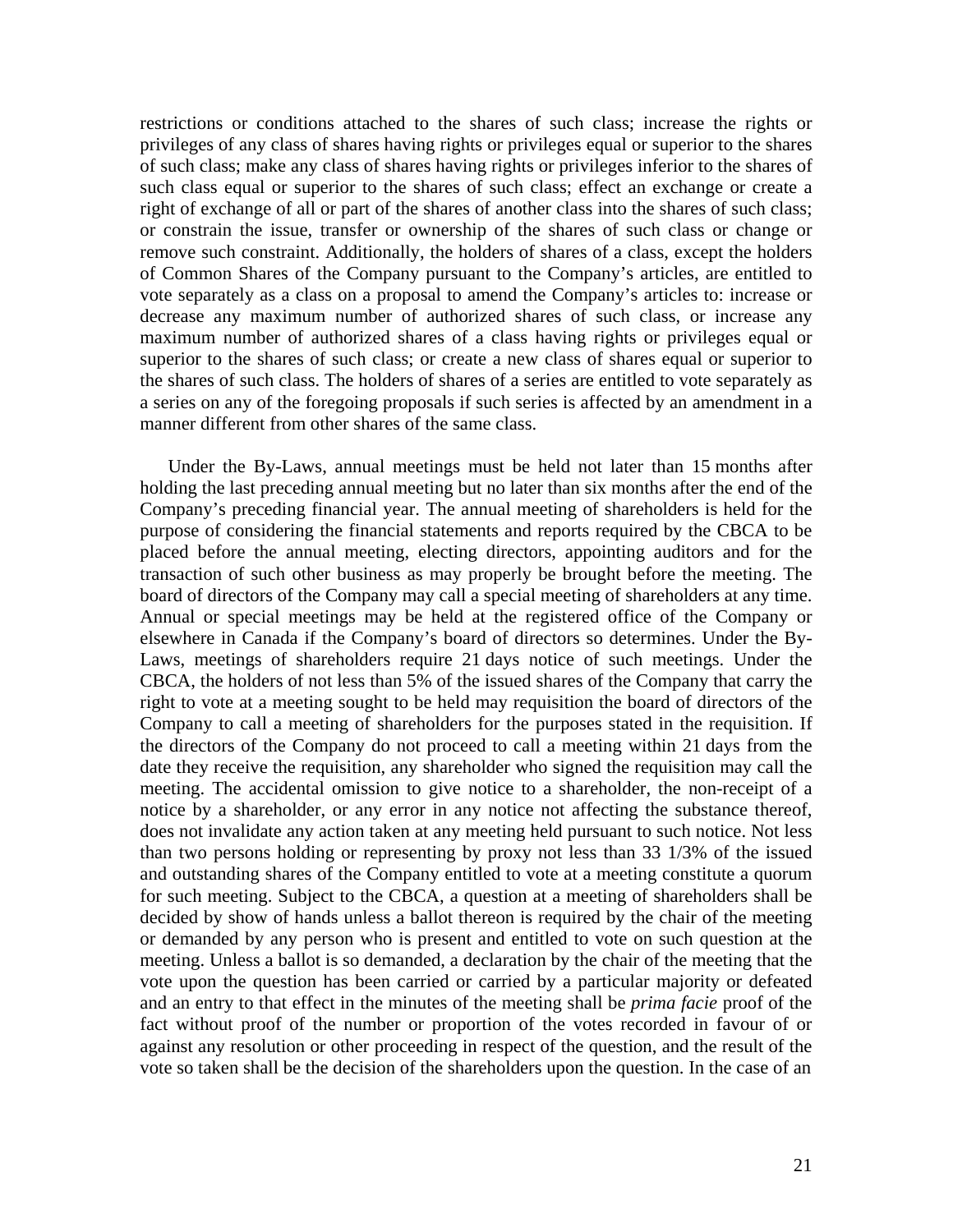restrictions or conditions attached to the shares of such class; increase the rights or privileges of any class of shares having rights or privileges equal or superior to the shares of such class; make any class of shares having rights or privileges inferior to the shares of such class equal or superior to the shares of such class; effect an exchange or create a right of exchange of all or part of the shares of another class into the shares of such class; or constrain the issue, transfer or ownership of the shares of such class or change or remove such constraint. Additionally, the holders of shares of a class, except the holders of Common Shares of the Company pursuant to the Company's articles, are entitled to vote separately as a class on a proposal to amend the Company's articles to: increase or decrease any maximum number of authorized shares of such class, or increase any maximum number of authorized shares of a class having rights or privileges equal or superior to the shares of such class; or create a new class of shares equal or superior to the shares of such class. The holders of shares of a series are entitled to vote separately as a series on any of the foregoing proposals if such series is affected by an amendment in a manner different from other shares of the same class.

Under the By-Laws, annual meetings must be held not later than 15 months after holding the last preceding annual meeting but no later than six months after the end of the Company's preceding financial year. The annual meeting of shareholders is held for the purpose of considering the financial statements and reports required by the CBCA to be placed before the annual meeting, electing directors, appointing auditors and for the transaction of such other business as may properly be brought before the meeting. The board of directors of the Company may call a special meeting of shareholders at any time. Annual or special meetings may be held at the registered office of the Company or elsewhere in Canada if the Company's board of directors so determines. Under the By-Laws, meetings of shareholders require 21 days notice of such meetings. Under the CBCA, the holders of not less than 5% of the issued shares of the Company that carry the right to vote at a meeting sought to be held may requisition the board of directors of the Company to call a meeting of shareholders for the purposes stated in the requisition. If the directors of the Company do not proceed to call a meeting within 21 days from the date they receive the requisition, any shareholder who signed the requisition may call the meeting. The accidental omission to give notice to a shareholder, the non-receipt of a notice by a shareholder, or any error in any notice not affecting the substance thereof, does not invalidate any action taken at any meeting held pursuant to such notice. Not less than two persons holding or representing by proxy not less than 33 1/3% of the issued and outstanding shares of the Company entitled to vote at a meeting constitute a quorum for such meeting. Subject to the CBCA, a question at a meeting of shareholders shall be decided by show of hands unless a ballot thereon is required by the chair of the meeting or demanded by any person who is present and entitled to vote on such question at the meeting. Unless a ballot is so demanded, a declaration by the chair of the meeting that the vote upon the question has been carried or carried by a particular majority or defeated and an entry to that effect in the minutes of the meeting shall be *prima facie* proof of the fact without proof of the number or proportion of the votes recorded in favour of or against any resolution or other proceeding in respect of the question, and the result of the vote so taken shall be the decision of the shareholders upon the question. In the case of an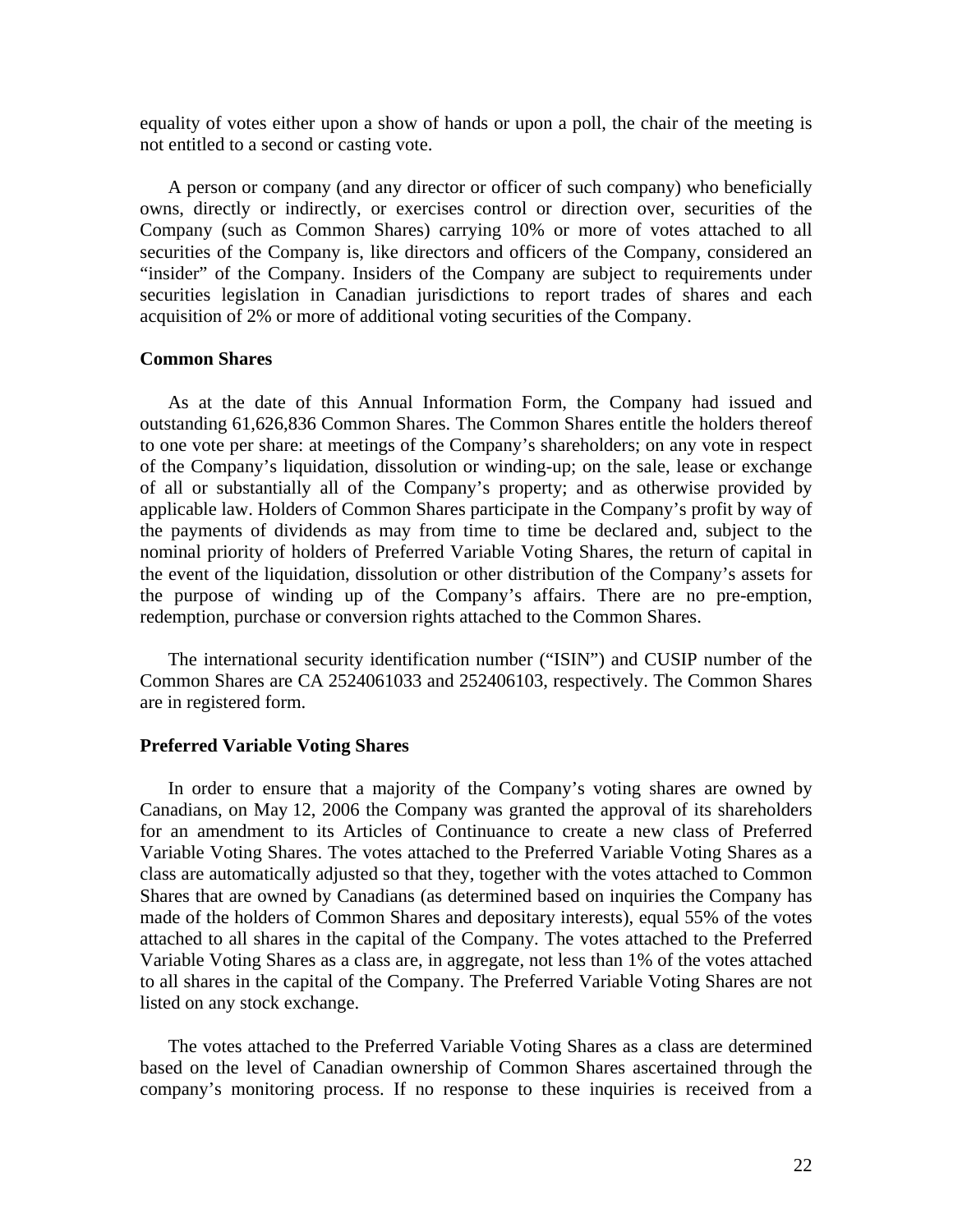equality of votes either upon a show of hands or upon a poll, the chair of the meeting is not entitled to a second or casting vote.

A person or company (and any director or officer of such company) who beneficially owns, directly or indirectly, or exercises control or direction over, securities of the Company (such as Common Shares) carrying 10% or more of votes attached to all securities of the Company is, like directors and officers of the Company, considered an "insider" of the Company. Insiders of the Company are subject to requirements under securities legislation in Canadian jurisdictions to report trades of shares and each acquisition of 2% or more of additional voting securities of the Company.

**Common Shares**

As at the date of this Annual Information Form, the Company had issued and outstanding 61,626,836 Common Shares. The Common Shares entitle the holders thereof to one vote per share: at meetings of the Company's shareholders; on any vote in respect of the Company's liquidation, dissolution or winding-up; on the sale, lease or exchange of all or substantially all of the Company's property; and as otherwise provided by applicable law. Holders of Common Shares participate in the Company's profit by way of the payments of dividends as may from time to time be declared and, subject to the nominal priority of holders of Preferred Variable Voting Shares, the return of capital in the event of the liquidation, dissolution or other distribution of the Company's assets for the purpose of winding up of the Company's affairs. There are no pre-emption, redemption, purchase or conversion rights attached to the Common Shares.

The international security identification number ("ISIN") and CUSIP number of the Common Shares are CA 2524061033 and 252406103, respectively. The Common Shares are in registered form.

**Preferred Variable Voting Shares**

In order to ensure that a majority of the Company's voting shares are owned by Canadians, on May 12, 2006 the Company was granted the approval of its shareholders for an amendment to its Articles of Continuance to create a new class of Preferred Variable Voting Shares. The votes attached to the Preferred Variable Voting Shares as a class are automatically adjusted so that they, together with the votes attached to Common Shares that are owned by Canadians (as determined based on inquiries the Company has made of the holders of Common Shares and depositary interests), equal 55% of the votes attached to all shares in the capital of the Company. The votes attached to the Preferred Variable Voting Shares as a class are, in aggregate, not less than 1% of the votes attached to all shares in the capital of the Company. The Preferred Variable Voting Shares are not listed on any stock exchange.

The votes attached to the Preferred Variable Voting Shares as a class are determined based on the level of Canadian ownership of Common Shares ascertained through the company's monitoring process. If no response to these inquiries is received from a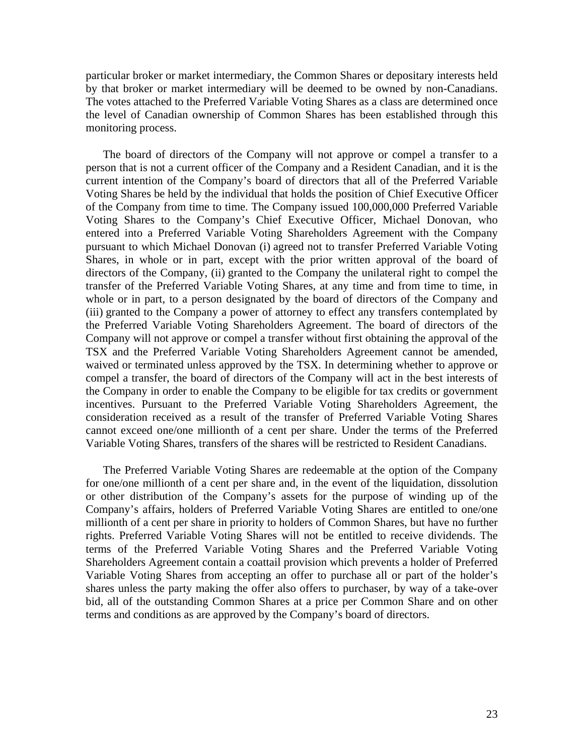particular broker or market intermediary, the Common Shares or depositary interests held by that broker or market intermediary will be deemed to be owned by non-Canadians. The votes attached to the Preferred Variable Voting Shares as a class are determined once the level of Canadian ownership of Common Shares has been established through this monitoring process.

The board of directors of the Company will not approve or compel a transfer to a person that is not a current officer of the Company and a Resident Canadian, and it is the current intention of the Company's board of directors that all of the Preferred Variable Voting Shares be held by the individual that holds the position of Chief Executive Officer of the Company from time to time. The Company issued 100,000,000 Preferred Variable Voting Shares to the Company's Chief Executive Officer, Michael Donovan, who entered into a Preferred Variable Voting Shareholders Agreement with the Company pursuant to which Michael Donovan (i) agreed not to transfer Preferred Variable Voting Shares, in whole or in part, except with the prior written approval of the board of directors of the Company, (ii) granted to the Company the unilateral right to compel the transfer of the Preferred Variable Voting Shares, at any time and from time to time, in whole or in part, to a person designated by the board of directors of the Company and (iii) granted to the Company a power of attorney to effect any transfers contemplated by the Preferred Variable Voting Shareholders Agreement. The board of directors of the Company will not approve or compel a transfer without first obtaining the approval of the TSX and the Preferred Variable Voting Shareholders Agreement cannot be amended, waived or terminated unless approved by the TSX. In determining whether to approve or compel a transfer, the board of directors of the Company will act in the best interests of the Company in order to enable the Company to be eligible for tax credits or government incentives. Pursuant to the Preferred Variable Voting Shareholders Agreement, the consideration received as a result of the transfer of Preferred Variable Voting Shares cannot exceed one/one millionth of a cent per share. Under the terms of the Preferred Variable Voting Shares, transfers of the shares will be restricted to Resident Canadians.

The Preferred Variable Voting Shares are redeemable at the option of the Company for one/one millionth of a cent per share and, in the event of the liquidation, dissolution or other distribution of the Company's assets for the purpose of winding up of the Company's affairs, holders of Preferred Variable Voting Shares are entitled to one/one millionth of a cent per share in priority to holders of Common Shares, but have no further rights. Preferred Variable Voting Shares will not be entitled to receive dividends. The terms of the Preferred Variable Voting Shares and the Preferred Variable Voting Shareholders Agreement contain a coattail provision which prevents a holder of Preferred Variable Voting Shares from accepting an offer to purchase all or part of the holder's shares unless the party making the offer also offers to purchaser, by way of a take-over bid, all of the outstanding Common Shares at a price per Common Share and on other terms and conditions as are approved by the Company's board of directors.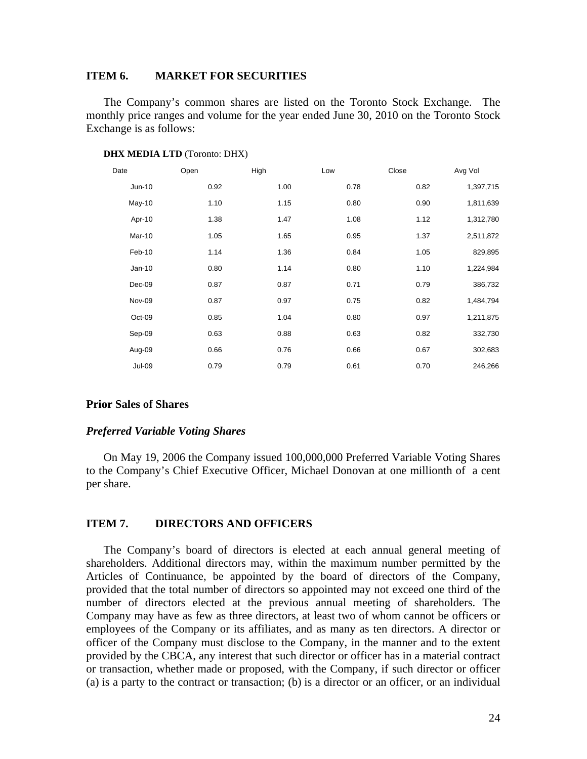## ITEM 6. MARKET FOR SECURITIES

The Company's common shares are listed on the Toronto Stock Exchange. The monthly price ranges and volume for the year ended June 30, 2010 on the Toronto Stock Exchange is as follows:

**DHX MEDIA LTD** (Toronto: DHX)

| Date | Open | High | Low | Close | Avg Vol |
|---|---|---|---|---|---|
| Jun-10 | 0.92 | 1.00 | 0.78 | 0.82 | 1,397,715 |
| May-10 | 1.10 | 1.15 | 0.80 | 0.90 | 1,811,639 |
| Apr-10 | 1.38 | 1.47 | 1.08 | 1.12 | 1,312,780 |
| Mar-10 | 1.05 | 1.65 | 0.95 | 1.37 | 2,511,872 |
| Feb-10 | 1.14 | 1.36 | 0.84 | 1.05 | 829,895 |
| Jan-10 | 0.80 | 1.14 | 0.80 | 1.10 | 1,224,984 |
| Dec-09 | 0.87 | 0.87 | 0.71 | 0.79 | 386,732 |
| Nov-09 | 0.87 | 0.97 | 0.75 | 0.82 | 1,484,794 |
| Oct-09 | 0.85 | 1.04 | 0.80 | 0.97 | 1,211,875 |
| Sep-09 | 0.63 | 0.88 | 0.63 | 0.82 | 332,730 |
| Aug-09 | 0.66 | 0.76 | 0.66 | 0.67 | 302,683 |
| Jul-09 | 0.79 | 0.79 | 0.61 | 0.70 | 246,266 |

### Prior Sales of Shares

#### *Preferred Variable Voting Shares*

On May 19, 2006 the Company issued 100,000,000 Preferred Variable Voting Shares to the Company's Chief Executive Officer, Michael Donovan at one millionth of a cent per share.

## ITEM 7. DIRECTORS AND OFFICERS

The Company's board of directors is elected at each annual general meeting of shareholders. Additional directors may, within the maximum number permitted by the Articles of Continuance, be appointed by the board of directors of the Company, provided that the total number of directors so appointed may not exceed one third of the number of directors elected at the previous annual meeting of shareholders. The Company may have as few as three directors, at least two of whom cannot be officers or employees of the Company or its affiliates, and as many as ten directors. A director or officer of the Company must disclose to the Company, in the manner and to the extent provided by the CBCA, any interest that such director or officer has in a material contract or transaction, whether made or proposed, with the Company, if such director or officer (a) is a party to the contract or transaction; (b) is a director or an officer, or an individual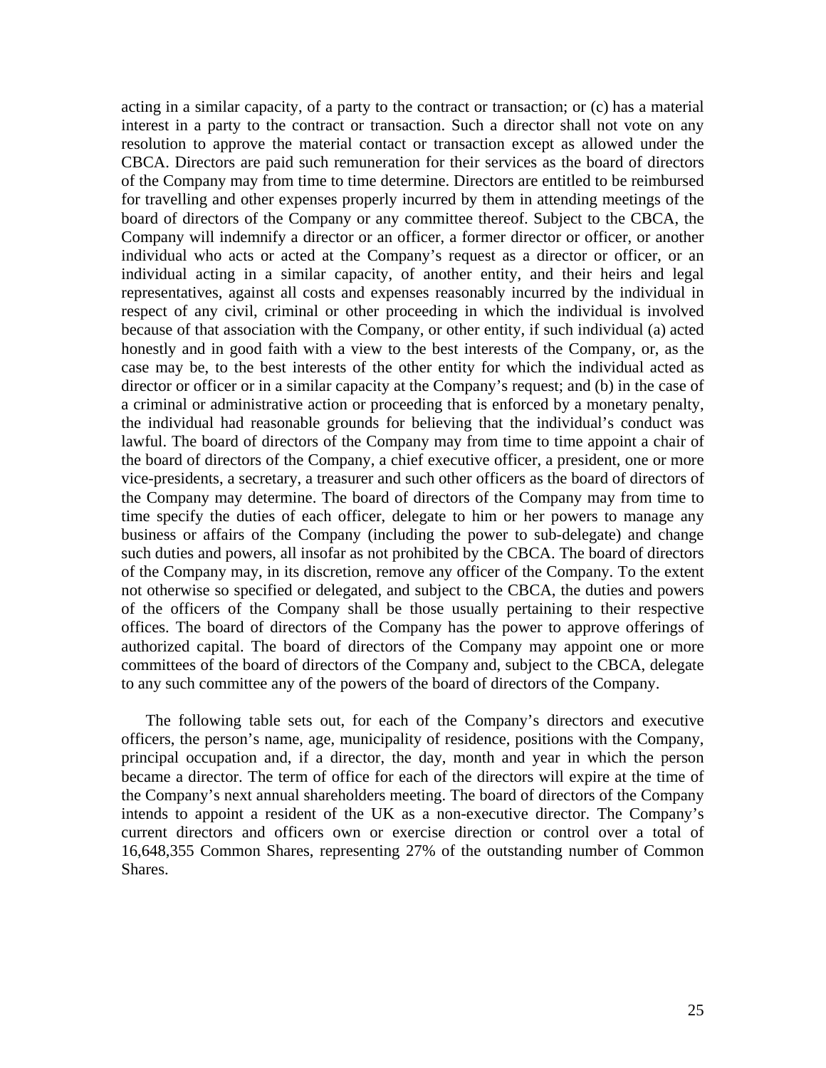acting in a similar capacity, of a party to the contract or transaction; or (c) has a material interest in a party to the contract or transaction. Such a director shall not vote on any resolution to approve the material contact or transaction except as allowed under the CBCA. Directors are paid such remuneration for their services as the board of directors of the Company may from time to time determine. Directors are entitled to be reimbursed for travelling and other expenses properly incurred by them in attending meetings of the board of directors of the Company or any committee thereof. Subject to the CBCA, the Company will indemnify a director or an officer, a former director or officer, or another individual who acts or acted at the Company's request as a director or officer, or an individual acting in a similar capacity, of another entity, and their heirs and legal representatives, against all costs and expenses reasonably incurred by the individual in respect of any civil, criminal or other proceeding in which the individual is involved because of that association with the Company, or other entity, if such individual (a) acted honestly and in good faith with a view to the best interests of the Company, or, as the case may be, to the best interests of the other entity for which the individual acted as director or officer or in a similar capacity at the Company's request; and (b) in the case of a criminal or administrative action or proceeding that is enforced by a monetary penalty, the individual had reasonable grounds for believing that the individual's conduct was lawful. The board of directors of the Company may from time to time appoint a chair of the board of directors of the Company, a chief executive officer, a president, one or more vice-presidents, a secretary, a treasurer and such other officers as the board of directors of the Company may determine. The board of directors of the Company may from time to time specify the duties of each officer, delegate to him or her powers to manage any business or affairs of the Company (including the power to sub-delegate) and change such duties and powers, all insofar as not prohibited by the CBCA. The board of directors of the Company may, in its discretion, remove any officer of the Company. To the extent not otherwise so specified or delegated, and subject to the CBCA, the duties and powers of the officers of the Company shall be those usually pertaining to their respective offices. The board of directors of the Company has the power to approve offerings of authorized capital. The board of directors of the Company may appoint one or more committees of the board of directors of the Company and, subject to the CBCA, delegate to any such committee any of the powers of the board of directors of the Company.

The following table sets out, for each of the Company's directors and executive officers, the person's name, age, municipality of residence, positions with the Company, principal occupation and, if a director, the day, month and year in which the person became a director. The term of office for each of the directors will expire at the time of the Company's next annual shareholders meeting. The board of directors of the Company intends to appoint a resident of the UK as a non-executive director. The Company's current directors and officers own or exercise direction or control over a total of 16,648,355 Common Shares, representing 27% of the outstanding number of Common Shares.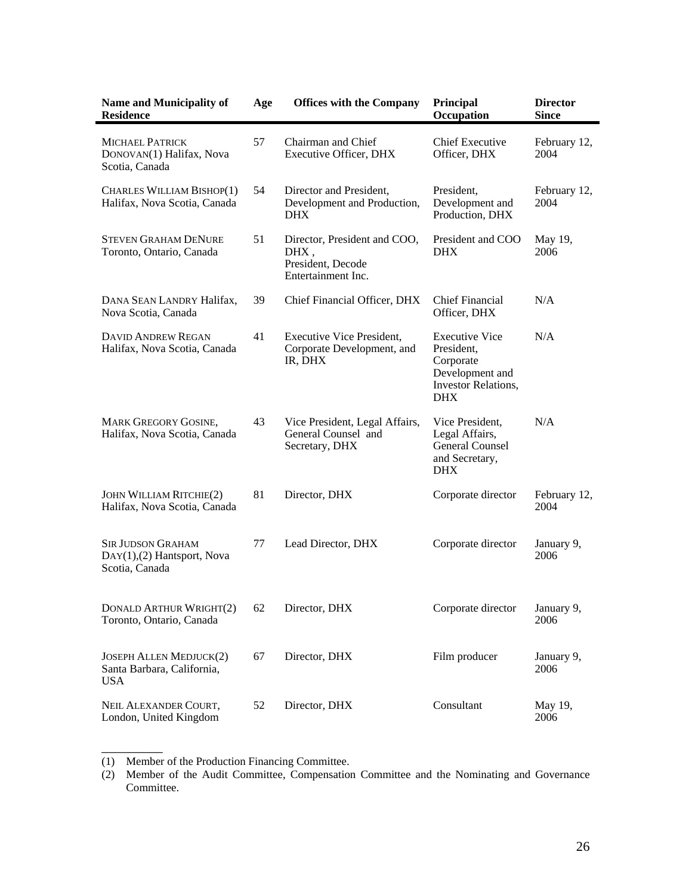| Name and Municipality of Residence | Age | Offices with the Company | Principal Occupation | Director Since |
|---|---|---|---|---|
| MICHAEL PATRICK DONOVAN(1) Halifax, Nova Scotia, Canada | 57 | Chairman and Chief Executive Officer, DHX | Chief Executive Officer, DHX | February 12, 2004 |
| CHARLES WILLIAM BISHOP(1) Halifax, Nova Scotia, Canada | 54 | Director and President, Development and Production, DHX | President, Development and Production, DHX | February 12, 2004 |
| STEVEN GRAHAM DENURE Toronto, Ontario, Canada | 51 | Director, President and COO, DHX , President, Decode Entertainment Inc. | President and COO DHX | May 19, 2006 |
| DANA SEAN LANDRY Halifax, Nova Scotia, Canada | 39 | Chief Financial Officer, DHX | Chief Financial Officer, DHX | N/A |
| DAVID ANDREW REGAN Halifax, Nova Scotia, Canada | 41 | Executive Vice President, Corporate Development, and IR, DHX | Executive Vice President, Corporate Development and Investor Relations, DHX | N/A |
| MARK GREGORY GOSINE, Halifax, Nova Scotia, Canada | 43 | Vice President, Legal Affairs, General Counsel and Secretary, DHX | Vice President, Legal Affairs, General Counsel and Secretary, DHX | N/A |
| JOHN WILLIAM RITCHIE(2) Halifax, Nova Scotia, Canada | 81 | Director, DHX | Corporate director | February 12, 2004 |
| SIR JUDSON GRAHAM DAY(1),(2) Hantsport, Nova Scotia, Canada | 77 | Lead Director, DHX | Corporate director | January 9, 2006 |
| DONALD ARTHUR WRIGHT(2) Toronto, Ontario, Canada | 62 | Director, DHX | Corporate director | January 9, 2006 |
| JOSEPH ALLEN MEDJUCK(2) Santa Barbara, California, USA | 67 | Director, DHX | Film producer | January 9, 2006 |
| NEIL ALEXANDER COURT, London, United Kingdom | 52 | Director, DHX | Consultant | May 19, 2006 |

(1) Member of the Production Financing Committee.
(2) Member of the Audit Committee, Compensation Committee and the Nominating and Governance Committee.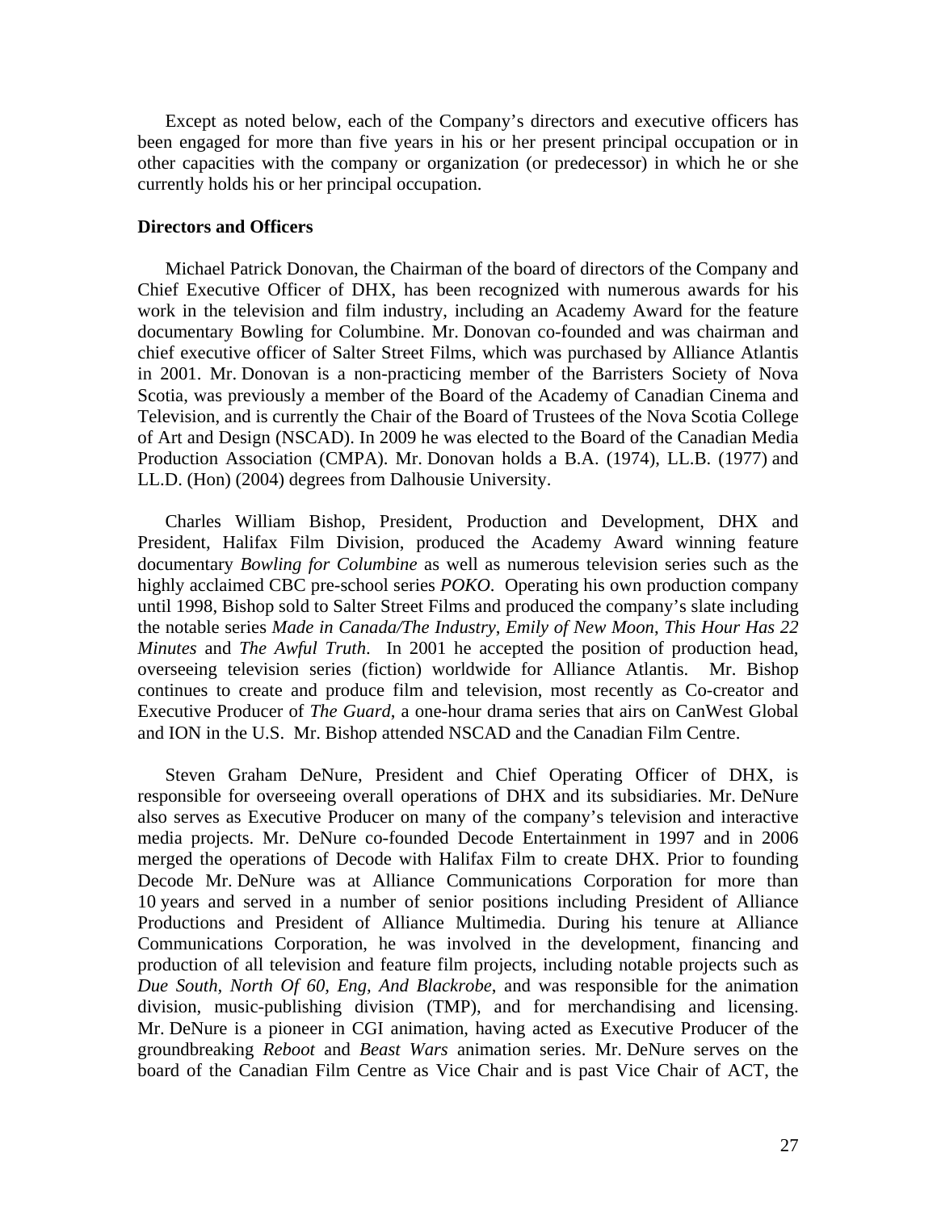Except as noted below, each of the Company's directors and executive officers has been engaged for more than five years in his or her present principal occupation or in other capacities with the company or organization (or predecessor) in which he or she currently holds his or her principal occupation.

**Directors and Officers**

Michael Patrick Donovan, the Chairman of the board of directors of the Company and Chief Executive Officer of DHX, has been recognized with numerous awards for his work in the television and film industry, including an Academy Award for the feature documentary Bowling for Columbine. Mr. Donovan co-founded and was chairman and chief executive officer of Salter Street Films, which was purchased by Alliance Atlantis in 2001. Mr. Donovan is a non-practicing member of the Barristers Society of Nova Scotia, was previously a member of the Board of the Academy of Canadian Cinema and Television, and is currently the Chair of the Board of Trustees of the Nova Scotia College of Art and Design (NSCAD). In 2009 he was elected to the Board of the Canadian Media Production Association (CMPA). Mr. Donovan holds a B.A. (1974), LL.B. (1977) and LL.D. (Hon) (2004) degrees from Dalhousie University.

Charles William Bishop, President, Production and Development, DHX and President, Halifax Film Division, produced the Academy Award winning feature documentary *Bowling for Columbine* as well as numerous television series such as the highly acclaimed CBC pre-school series *POKO*. Operating his own production company until 1998, Bishop sold to Salter Street Films and produced the company's slate including the notable series *Made in Canada/The Industry*, *Emily of New Moon*, *This Hour Has 22 Minutes* and *The Awful Truth*. In 2001 he accepted the position of production head, overseeing television series (fiction) worldwide for Alliance Atlantis. Mr. Bishop continues to create and produce film and television, most recently as Co-creator and Executive Producer of *The Guard*, a one-hour drama series that airs on CanWest Global and ION in the U.S. Mr. Bishop attended NSCAD and the Canadian Film Centre.

Steven Graham DeNure, President and Chief Operating Officer of DHX, is responsible for overseeing overall operations of DHX and its subsidiaries. Mr. DeNure also serves as Executive Producer on many of the company's television and interactive media projects. Mr. DeNure co-founded Decode Entertainment in 1997 and in 2006 merged the operations of Decode with Halifax Film to create DHX. Prior to founding Decode Mr. DeNure was at Alliance Communications Corporation for more than 10 years and served in a number of senior positions including President of Alliance Productions and President of Alliance Multimedia. During his tenure at Alliance Communications Corporation, he was involved in the development, financing and production of all television and feature film projects, including notable projects such as *Due South, North Of 60, Eng, And Blackrobe*, and was responsible for the animation division, music-publishing division (TMP), and for merchandising and licensing. Mr. DeNure is a pioneer in CGI animation, having acted as Executive Producer of the groundbreaking *Reboot* and *Beast Wars* animation series. Mr. DeNure serves on the board of the Canadian Film Centre as Vice Chair and is past Vice Chair of ACT, the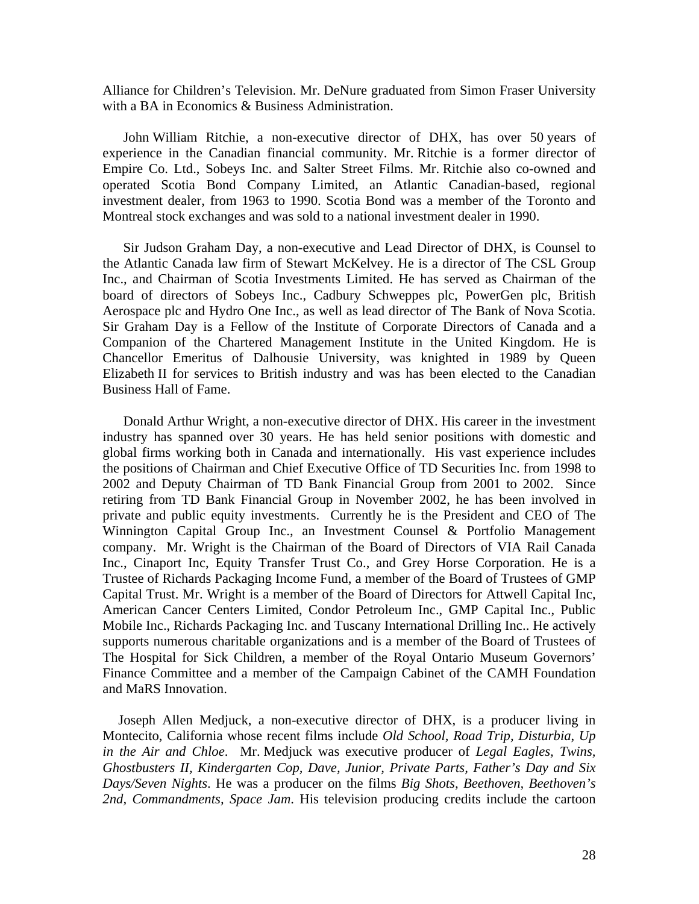Alliance for Children's Television. Mr. DeNure graduated from Simon Fraser University with a BA in Economics & Business Administration.

John William Ritchie, a non-executive director of DHX, has over 50 years of experience in the Canadian financial community. Mr. Ritchie is a former director of Empire Co. Ltd., Sobeys Inc. and Salter Street Films. Mr. Ritchie also co-owned and operated Scotia Bond Company Limited, an Atlantic Canadian-based, regional investment dealer, from 1963 to 1990. Scotia Bond was a member of the Toronto and Montreal stock exchanges and was sold to a national investment dealer in 1990.

Sir Judson Graham Day, a non-executive and Lead Director of DHX, is Counsel to the Atlantic Canada law firm of Stewart McKelvey. He is a director of The CSL Group Inc., and Chairman of Scotia Investments Limited. He has served as Chairman of the board of directors of Sobeys Inc., Cadbury Schweppes plc, PowerGen plc, British Aerospace plc and Hydro One Inc., as well as lead director of The Bank of Nova Scotia. Sir Graham Day is a Fellow of the Institute of Corporate Directors of Canada and a Companion of the Chartered Management Institute in the United Kingdom. He is Chancellor Emeritus of Dalhousie University, was knighted in 1989 by Queen Elizabeth II for services to British industry and was has been elected to the Canadian Business Hall of Fame.

Donald Arthur Wright, a non-executive director of DHX. His career in the investment industry has spanned over 30 years. He has held senior positions with domestic and global firms working both in Canada and internationally. His vast experience includes the positions of Chairman and Chief Executive Office of TD Securities Inc. from 1998 to 2002 and Deputy Chairman of TD Bank Financial Group from 2001 to 2002. Since retiring from TD Bank Financial Group in November 2002, he has been involved in private and public equity investments. Currently he is the President and CEO of The Winnington Capital Group Inc., an Investment Counsel & Portfolio Management company. Mr. Wright is the Chairman of the Board of Directors of VIA Rail Canada Inc., Cinaport Inc, Equity Transfer Trust Co., and Grey Horse Corporation. He is a Trustee of Richards Packaging Income Fund, a member of the Board of Trustees of GMP Capital Trust. Mr. Wright is a member of the Board of Directors for Attwell Capital Inc, American Cancer Centers Limited, Condor Petroleum Inc., GMP Capital Inc., Public Mobile Inc., Richards Packaging Inc. and Tuscany International Drilling Inc.. He actively supports numerous charitable organizations and is a member of the Board of Trustees of The Hospital for Sick Children, a member of the Royal Ontario Museum Governors' Finance Committee and a member of the Campaign Cabinet of the CAMH Foundation and MaRS Innovation.

Joseph Allen Medjuck, a non-executive director of DHX, is a producer living in Montecito, California whose recent films include *Old School, Road Trip, Disturbia, Up in the Air and Chloe*. Mr. Medjuck was executive producer of *Legal Eagles, Twins, Ghostbusters II, Kindergarten Cop, Dave, Junior, Private Parts, Father's Day and Six Days/Seven Nights*. He was a producer on the films *Big Shots, Beethoven, Beethoven's 2nd, Commandments, Space Jam*. His television producing credits include the cartoon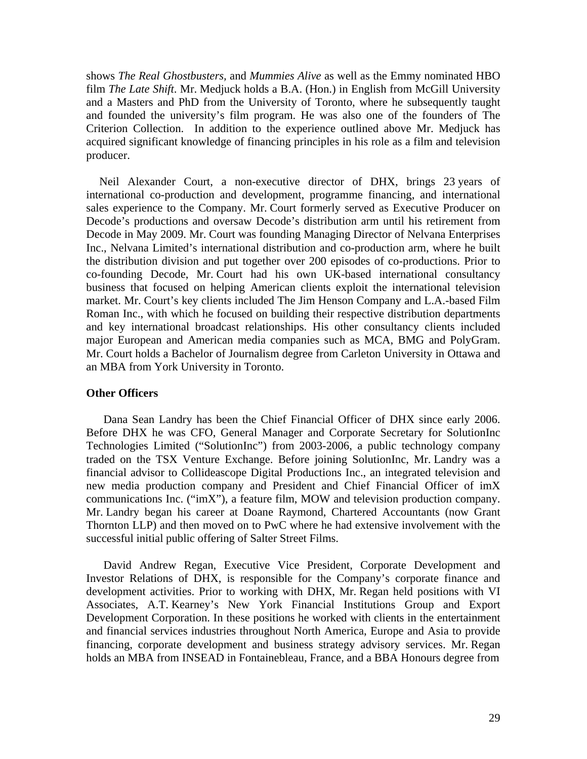shows *The Real Ghostbusters*, and *Mummies Alive* as well as the Emmy nominated HBO film *The Late Shift*. Mr. Medjuck holds a B.A. (Hon.) in English from McGill University and a Masters and PhD from the University of Toronto, where he subsequently taught and founded the university's film program. He was also one of the founders of The Criterion Collection. In addition to the experience outlined above Mr. Medjuck has acquired significant knowledge of financing principles in his role as a film and television producer.

Neil Alexander Court, a non-executive director of DHX, brings 23 years of international co-production and development, programme financing, and international sales experience to the Company. Mr. Court formerly served as Executive Producer on Decode's productions and oversaw Decode's distribution arm until his retirement from Decode in May 2009. Mr. Court was founding Managing Director of Nelvana Enterprises Inc., Nelvana Limited's international distribution and co-production arm, where he built the distribution division and put together over 200 episodes of co-productions. Prior to co-founding Decode, Mr. Court had his own UK-based international consultancy business that focused on helping American clients exploit the international television market. Mr. Court's key clients included The Jim Henson Company and L.A.-based Film Roman Inc., with which he focused on building their respective distribution departments and key international broadcast relationships. His other consultancy clients included major European and American media companies such as MCA, BMG and PolyGram. Mr. Court holds a Bachelor of Journalism degree from Carleton University in Ottawa and an MBA from York University in Toronto.

**Other Officers**

Dana Sean Landry has been the Chief Financial Officer of DHX since early 2006. Before DHX he was CFO, General Manager and Corporate Secretary for SolutionInc Technologies Limited ("SolutionInc") from 2003-2006, a public technology company traded on the TSX Venture Exchange. Before joining SolutionInc, Mr. Landry was a financial advisor to Collideascope Digital Productions Inc., an integrated television and new media production company and President and Chief Financial Officer of imX communications Inc. ("imX"), a feature film, MOW and television production company. Mr. Landry began his career at Doane Raymond, Chartered Accountants (now Grant Thornton LLP) and then moved on to PwC where he had extensive involvement with the successful initial public offering of Salter Street Films.

David Andrew Regan, Executive Vice President, Corporate Development and Investor Relations of DHX, is responsible for the Company's corporate finance and development activities. Prior to working with DHX, Mr. Regan held positions with VI Associates, A.T. Kearney's New York Financial Institutions Group and Export Development Corporation. In these positions he worked with clients in the entertainment and financial services industries throughout North America, Europe and Asia to provide financing, corporate development and business strategy advisory services. Mr. Regan holds an MBA from INSEAD in Fontainebleau, France, and a BBA Honours degree from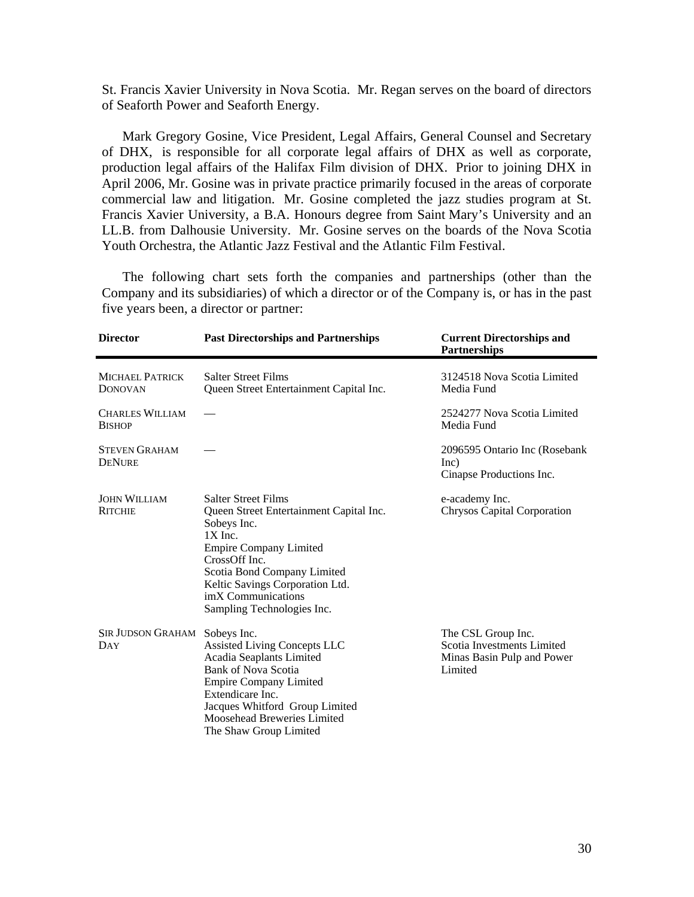St. Francis Xavier University in Nova Scotia. Mr. Regan serves on the board of directors of Seaforth Power and Seaforth Energy.

Mark Gregory Gosine, Vice President, Legal Affairs, General Counsel and Secretary of DHX, is responsible for all corporate legal affairs of DHX as well as corporate, production legal affairs of the Halifax Film division of DHX. Prior to joining DHX in April 2006, Mr. Gosine was in private practice primarily focused in the areas of corporate commercial law and litigation. Mr. Gosine completed the jazz studies program at St. Francis Xavier University, a B.A. Honours degree from Saint Mary's University and an LL.B. from Dalhousie University. Mr. Gosine serves on the boards of the Nova Scotia Youth Orchestra, the Atlantic Jazz Festival and the Atlantic Film Festival.

The following chart sets forth the companies and partnerships (other than the Company and its subsidiaries) of which a director or of the Company is, or has in the past five years been, a director or partner:

| Director | Past Directorships and Partnerships | Current Directorships and Partnerships |
|---|---|---|
| MICHAEL PATRICK DONOVAN | Salter Street Films<br>Queen Street Entertainment Capital Inc. | 3124518 Nova Scotia Limited<br>Media Fund |
| CHARLES WILLIAM BISHOP | — | 2524277 Nova Scotia Limited<br>Media Fund |
| STEVEN GRAHAM DENURE | — | 2096595 Ontario Inc (Rosebank Inc)<br>Cinapse Productions Inc. |
| JOHN WILLIAM RITCHIE | Salter Street Films<br>Queen Street Entertainment Capital Inc.<br>Sobeys Inc.<br>1X Inc.<br>Empire Company Limited<br>CrossOff Inc.<br>Scotia Bond Company Limited<br>Keltic Savings Corporation Ltd.<br>imX Communications<br>Sampling Technologies Inc. | e-academy Inc.<br>Chrysos Capital Corporation |
| SIR JUDSON GRAHAM DAY | Sobeys Inc.<br>Assisted Living Concepts LLC<br>Acadia Seaplants Limited<br>Bank of Nova Scotia<br>Empire Company Limited<br>Extendicare Inc.<br>Jacques Whitford Group Limited<br>Moosehead Breweries Limited<br>The Shaw Group Limited | The CSL Group Inc.<br>Scotia Investments Limited<br>Minas Basin Pulp and Power Limited |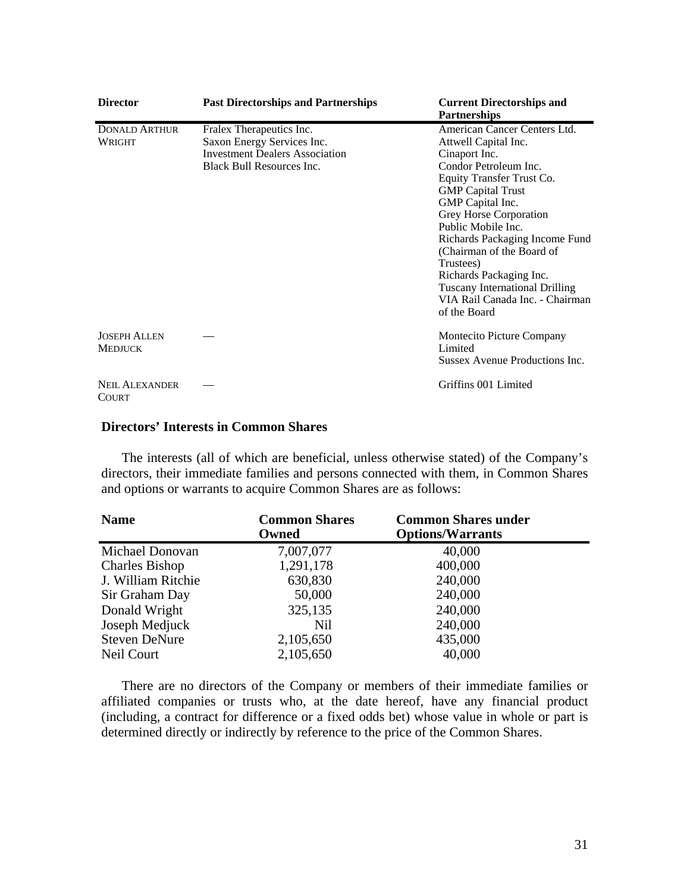| Director | Past Directorships and Partnerships | Current Directorships and Partnerships |
| --- | --- | --- |
| DONALD ARTHUR WRIGHT | Fralex Therapeutics Inc.<br>Saxon Energy Services Inc.<br>Investment Dealers Association<br>Black Bull Resources Inc. | American Cancer Centers Ltd.<br>Attwell Capital Inc.<br>Cinaport Inc.<br>Condor Petroleum Inc.<br>Equity Transfer Trust Co.<br>GMP Capital Trust<br>GMP Capital Inc.<br>Grey Horse Corporation<br>Public Mobile Inc.<br>Richards Packaging Income Fund (Chairman of the Board of Trustees)<br>Richards Packaging Inc.<br>Tuscany International Drilling<br>VIA Rail Canada Inc. - Chairman of the Board |
| JOSEPH ALLEN MEDJUCK | — | Montecito Picture Company Limited<br>Sussex Avenue Productions Inc. |
| NEIL ALEXANDER COURT | — | Griffins 001 Limited |

**Directors' Interests in Common Shares**

The interests (all of which are beneficial, unless otherwise stated) of the Company's directors, their immediate families and persons connected with them, in Common Shares and options or warrants to acquire Common Shares are as follows:

| Name | Common Shares Owned | Common Shares under Options/Warrants |
| --- | --- | --- |
| Michael Donovan | 7,007,077 | 40,000 |
| Charles Bishop | 1,291,178 | 400,000 |
| J. William Ritchie | 630,830 | 240,000 |
| Sir Graham Day | 50,000 | 240,000 |
| Donald Wright | 325,135 | 240,000 |
| Joseph Medjuck | Nil | 240,000 |
| Steven DeNure | 2,105,650 | 435,000 |
| Neil Court | 2,105,650 | 40,000 |

There are no directors of the Company or members of their immediate families or affiliated companies or trusts who, at the date hereof, have any financial product (including, a contract for difference or a fixed odds bet) whose value in whole or part is determined directly or indirectly by reference to the price of the Common Shares.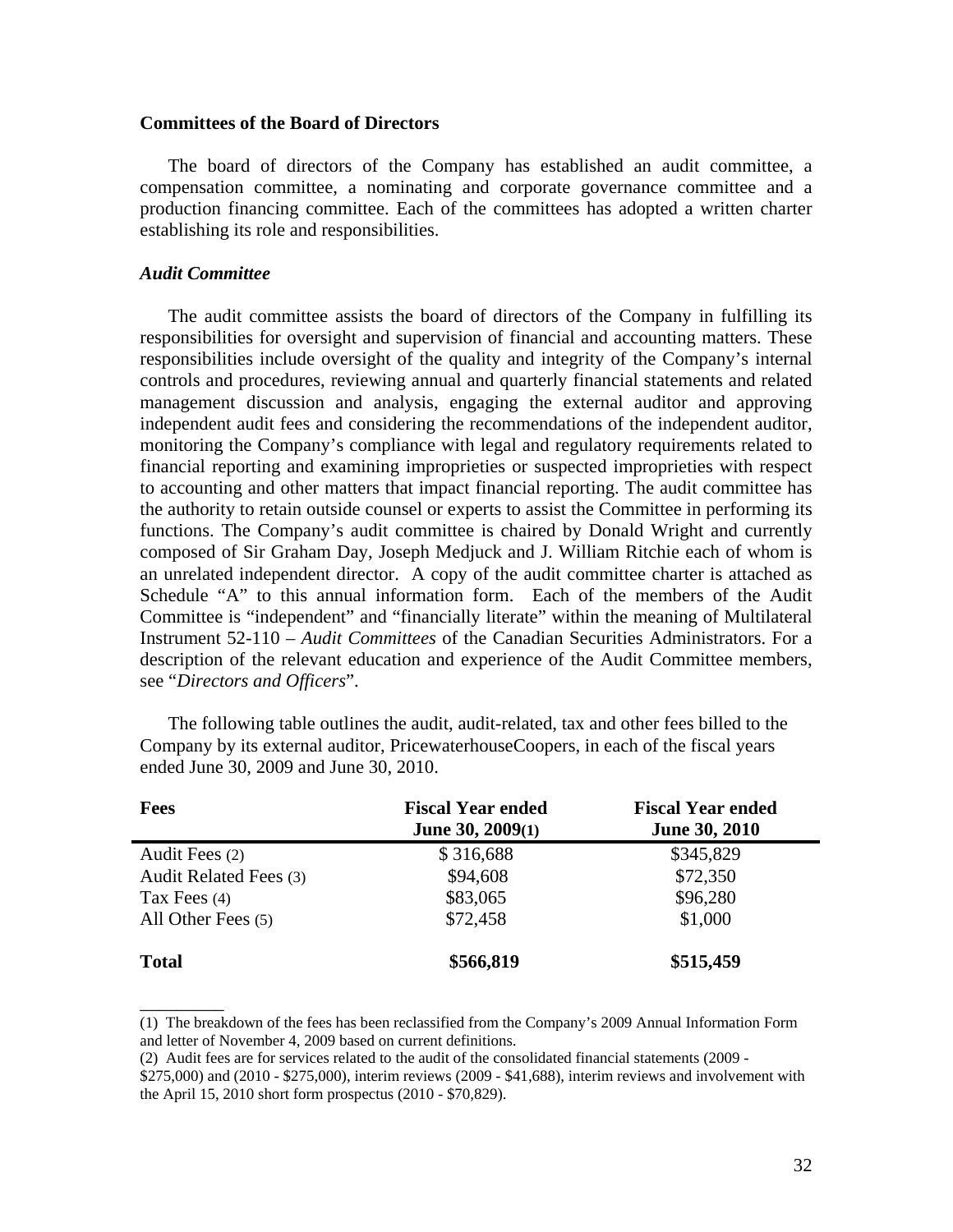## Committees of the Board of Directors

The board of directors of the Company has established an audit committee, a compensation committee, a nominating and corporate governance committee and a production financing committee. Each of the committees has adopted a written charter establishing its role and responsibilities.

### *Audit Committee*

The audit committee assists the board of directors of the Company in fulfilling its responsibilities for oversight and supervision of financial and accounting matters. These responsibilities include oversight of the quality and integrity of the Company's internal controls and procedures, reviewing annual and quarterly financial statements and related management discussion and analysis, engaging the external auditor and approving independent audit fees and considering the recommendations of the independent auditor, monitoring the Company's compliance with legal and regulatory requirements related to financial reporting and examining improprieties or suspected improprieties with respect to accounting and other matters that impact financial reporting. The audit committee has the authority to retain outside counsel or experts to assist the Committee in performing its functions. The Company's audit committee is chaired by Donald Wright and currently composed of Sir Graham Day, Joseph Medjuck and J. William Ritchie each of whom is an unrelated independent director. A copy of the audit committee charter is attached as Schedule "A" to this annual information form. Each of the members of the Audit Committee is "independent" and "financially literate" within the meaning of Multilateral Instrument 52-110 – *Audit Committees* of the Canadian Securities Administrators. For a description of the relevant education and experience of the Audit Committee members, see "*Directors and Officers*".

The following table outlines the audit, audit-related, tax and other fees billed to the Company by its external auditor, PricewaterhouseCoopers, in each of the fiscal years ended June 30, 2009 and June 30, 2010.

| **Fees** | **Fiscal Year ended June 30, 2009(1)** | **Fiscal Year ended June 30, 2010** |
|---|---|---|
| Audit Fees (2) | $ 316,688 | $345,829 |
| Audit Related Fees (3) | $94,608 | $72,350 |
| Tax Fees (4) | $83,065 | $96,280 |
| All Other Fees (5) | $72,458 | $1,000 |
| **Total** | **$566,819** | **$515,459** |

(1) The breakdown of the fees has been reclassified from the Company's 2009 Annual Information Form and letter of November 4, 2009 based on current definitions.

(2) Audit fees are for services related to the audit of the consolidated financial statements (2009 - $275,000) and (2010 - $275,000), interim reviews (2009 - $41,688), interim reviews and involvement with the April 15, 2010 short form prospectus (2010 - $70,829).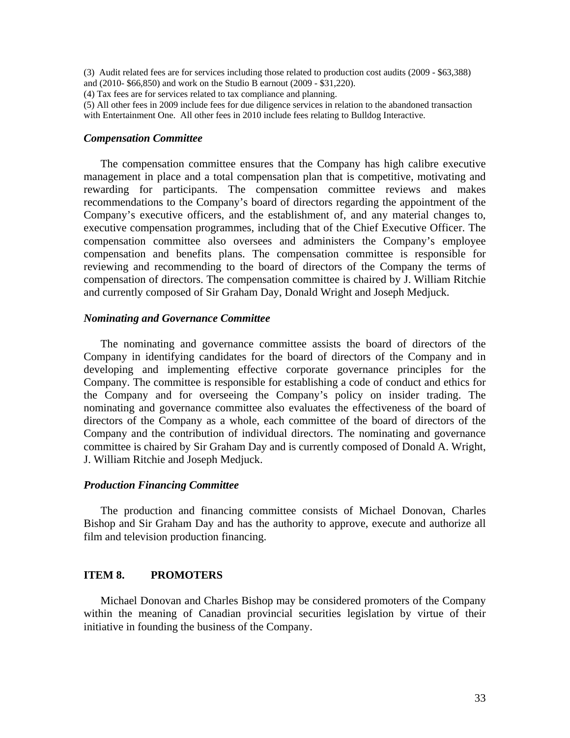(3) Audit related fees are for services including those related to production cost audits (2009 - $63,388) and (2010- $66,850) and work on the Studio B earnout (2009 - $31,220).

(4) Tax fees are for services related to tax compliance and planning.

(5) All other fees in 2009 include fees for due diligence services in relation to the abandoned transaction with Entertainment One. All other fees in 2010 include fees relating to Bulldog Interactive.

***Compensation Committee***

The compensation committee ensures that the Company has high calibre executive management in place and a total compensation plan that is competitive, motivating and rewarding for participants. The compensation committee reviews and makes recommendations to the Company's board of directors regarding the appointment of the Company's executive officers, and the establishment of, and any material changes to, executive compensation programmes, including that of the Chief Executive Officer. The compensation committee also oversees and administers the Company's employee compensation and benefits plans. The compensation committee is responsible for reviewing and recommending to the board of directors of the Company the terms of compensation of directors. The compensation committee is chaired by J. William Ritchie and currently composed of Sir Graham Day, Donald Wright and Joseph Medjuck.

***Nominating and Governance Committee***

The nominating and governance committee assists the board of directors of the Company in identifying candidates for the board of directors of the Company and in developing and implementing effective corporate governance principles for the Company. The committee is responsible for establishing a code of conduct and ethics for the Company and for overseeing the Company's policy on insider trading. The nominating and governance committee also evaluates the effectiveness of the board of directors of the Company as a whole, each committee of the board of directors of the Company and the contribution of individual directors. The nominating and governance committee is chaired by Sir Graham Day and is currently composed of Donald A. Wright, J. William Ritchie and Joseph Medjuck.

***Production Financing Committee***

The production and financing committee consists of Michael Donovan, Charles Bishop and Sir Graham Day and has the authority to approve, execute and authorize all film and television production financing.

## ITEM 8. PROMOTERS

Michael Donovan and Charles Bishop may be considered promoters of the Company within the meaning of Canadian provincial securities legislation by virtue of their initiative in founding the business of the Company.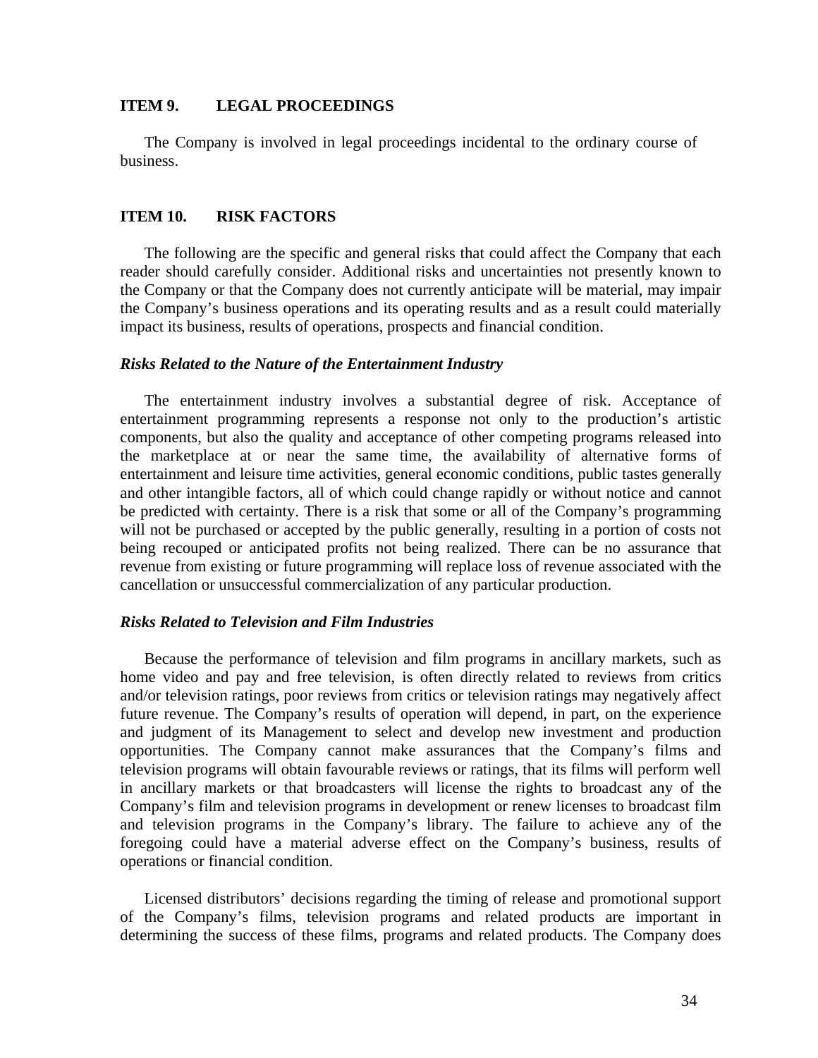## ITEM 9. LEGAL PROCEEDINGS

The Company is involved in legal proceedings incidental to the ordinary course of business.

## ITEM 10. RISK FACTORS

The following are the specific and general risks that could affect the Company that each reader should carefully consider. Additional risks and uncertainties not presently known to the Company or that the Company does not currently anticipate will be material, may impair the Company's business operations and its operating results and as a result could materially impact its business, results of operations, prospects and financial condition.

### *Risks Related to the Nature of the Entertainment Industry*

The entertainment industry involves a substantial degree of risk. Acceptance of entertainment programming represents a response not only to the production's artistic components, but also the quality and acceptance of other competing programs released into the marketplace at or near the same time, the availability of alternative forms of entertainment and leisure time activities, general economic conditions, public tastes generally and other intangible factors, all of which could change rapidly or without notice and cannot be predicted with certainty. There is a risk that some or all of the Company's programming will not be purchased or accepted by the public generally, resulting in a portion of costs not being recouped or anticipated profits not being realized. There can be no assurance that revenue from existing or future programming will replace loss of revenue associated with the cancellation or unsuccessful commercialization of any particular production.

### *Risks Related to Television and Film Industries*

Because the performance of television and film programs in ancillary markets, such as home video and pay and free television, is often directly related to reviews from critics and/or television ratings, poor reviews from critics or television ratings may negatively affect future revenue. The Company's results of operation will depend, in part, on the experience and judgment of its Management to select and develop new investment and production opportunities. The Company cannot make assurances that the Company's films and television programs will obtain favourable reviews or ratings, that its films will perform well in ancillary markets or that broadcasters will license the rights to broadcast any of the Company's film and television programs in development or renew licenses to broadcast film and television programs in the Company's library. The failure to achieve any of the foregoing could have a material adverse effect on the Company's business, results of operations or financial condition.

Licensed distributors' decisions regarding the timing of release and promotional support of the Company's films, television programs and related products are important in determining the success of these films, programs and related products. The Company does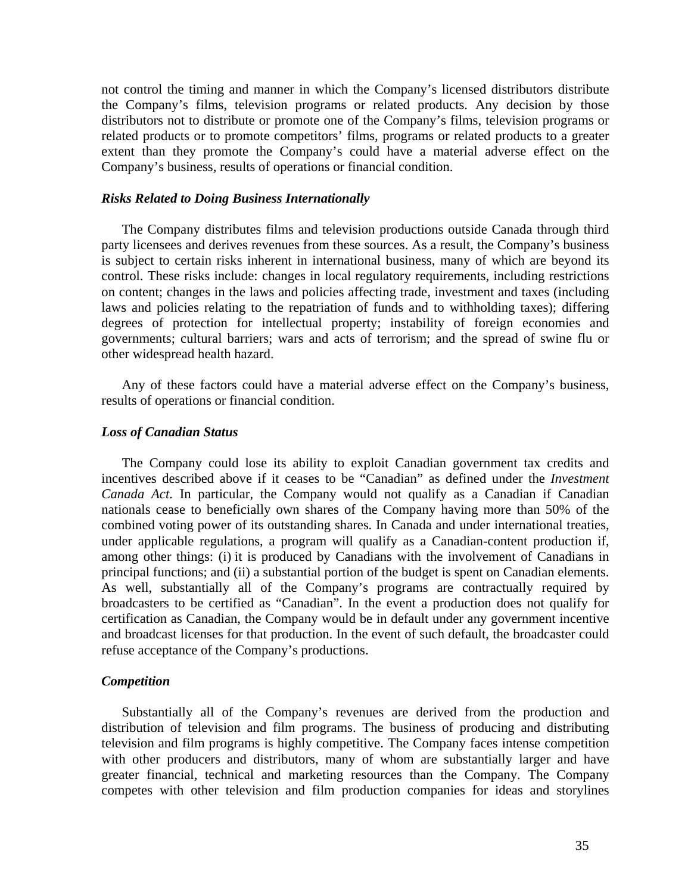not control the timing and manner in which the Company's licensed distributors distribute the Company's films, television programs or related products. Any decision by those distributors not to distribute or promote one of the Company's films, television programs or related products or to promote competitors' films, programs or related products to a greater extent than they promote the Company's could have a material adverse effect on the Company's business, results of operations or financial condition.

***Risks Related to Doing Business Internationally***

The Company distributes films and television productions outside Canada through third party licensees and derives revenues from these sources. As a result, the Company's business is subject to certain risks inherent in international business, many of which are beyond its control. These risks include: changes in local regulatory requirements, including restrictions on content; changes in the laws and policies affecting trade, investment and taxes (including laws and policies relating to the repatriation of funds and to withholding taxes); differing degrees of protection for intellectual property; instability of foreign economies and governments; cultural barriers; wars and acts of terrorism; and the spread of swine flu or other widespread health hazard.

Any of these factors could have a material adverse effect on the Company's business, results of operations or financial condition.

***Loss of Canadian Status***

The Company could lose its ability to exploit Canadian government tax credits and incentives described above if it ceases to be "Canadian" as defined under the *Investment Canada Act*. In particular, the Company would not qualify as a Canadian if Canadian nationals cease to beneficially own shares of the Company having more than 50% of the combined voting power of its outstanding shares. In Canada and under international treaties, under applicable regulations, a program will qualify as a Canadian-content production if, among other things: (i) it is produced by Canadians with the involvement of Canadians in principal functions; and (ii) a substantial portion of the budget is spent on Canadian elements. As well, substantially all of the Company's programs are contractually required by broadcasters to be certified as "Canadian". In the event a production does not qualify for certification as Canadian, the Company would be in default under any government incentive and broadcast licenses for that production. In the event of such default, the broadcaster could refuse acceptance of the Company's productions.

***Competition***

Substantially all of the Company's revenues are derived from the production and distribution of television and film programs. The business of producing and distributing television and film programs is highly competitive. The Company faces intense competition with other producers and distributors, many of whom are substantially larger and have greater financial, technical and marketing resources than the Company. The Company competes with other television and film production companies for ideas and storylines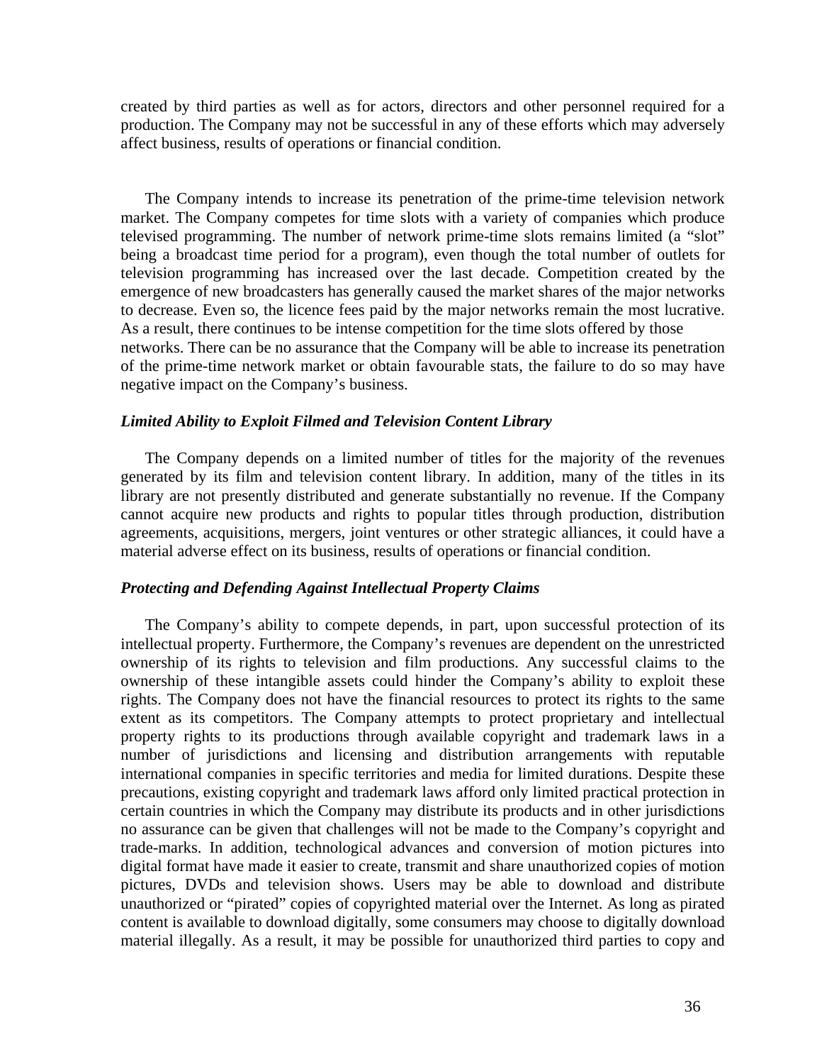created by third parties as well as for actors, directors and other personnel required for a production. The Company may not be successful in any of these efforts which may adversely affect business, results of operations or financial condition.

The Company intends to increase its penetration of the prime-time television network market. The Company competes for time slots with a variety of companies which produce televised programming. The number of network prime-time slots remains limited (a "slot" being a broadcast time period for a program), even though the total number of outlets for television programming has increased over the last decade. Competition created by the emergence of new broadcasters has generally caused the market shares of the major networks to decrease. Even so, the licence fees paid by the major networks remain the most lucrative. As a result, there continues to be intense competition for the time slots offered by those networks. There can be no assurance that the Company will be able to increase its penetration of the prime-time network market or obtain favourable stats, the failure to do so may have negative impact on the Company's business.

### *Limited Ability to Exploit Filmed and Television Content Library*

The Company depends on a limited number of titles for the majority of the revenues generated by its film and television content library. In addition, many of the titles in its library are not presently distributed and generate substantially no revenue. If the Company cannot acquire new products and rights to popular titles through production, distribution agreements, acquisitions, mergers, joint ventures or other strategic alliances, it could have a material adverse effect on its business, results of operations or financial condition.

### *Protecting and Defending Against Intellectual Property Claims*

The Company's ability to compete depends, in part, upon successful protection of its intellectual property. Furthermore, the Company's revenues are dependent on the unrestricted ownership of its rights to television and film productions. Any successful claims to the ownership of these intangible assets could hinder the Company's ability to exploit these rights. The Company does not have the financial resources to protect its rights to the same extent as its competitors. The Company attempts to protect proprietary and intellectual property rights to its productions through available copyright and trademark laws in a number of jurisdictions and licensing and distribution arrangements with reputable international companies in specific territories and media for limited durations. Despite these precautions, existing copyright and trademark laws afford only limited practical protection in certain countries in which the Company may distribute its products and in other jurisdictions no assurance can be given that challenges will not be made to the Company's copyright and trade-marks. In addition, technological advances and conversion of motion pictures into digital format have made it easier to create, transmit and share unauthorized copies of motion pictures, DVDs and television shows. Users may be able to download and distribute unauthorized or "pirated" copies of copyrighted material over the Internet. As long as pirated content is available to download digitally, some consumers may choose to digitally download material illegally. As a result, it may be possible for unauthorized third parties to copy and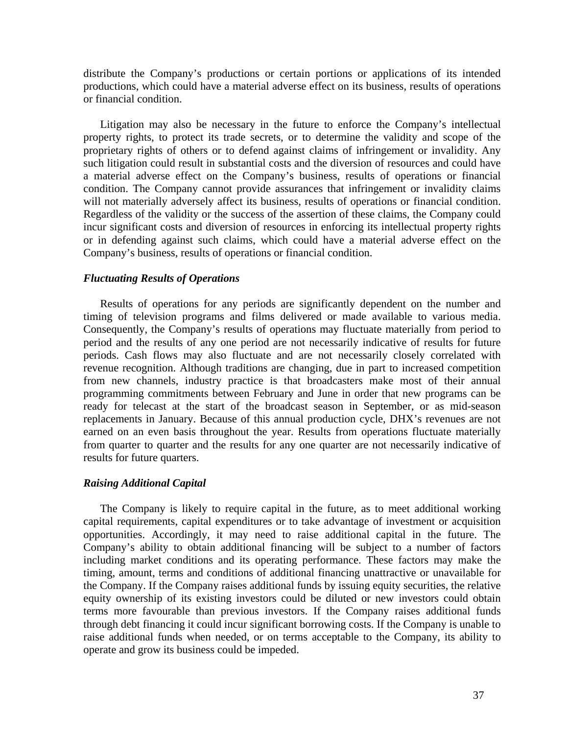distribute the Company's productions or certain portions or applications of its intended productions, which could have a material adverse effect on its business, results of operations or financial condition.

Litigation may also be necessary in the future to enforce the Company's intellectual property rights, to protect its trade secrets, or to determine the validity and scope of the proprietary rights of others or to defend against claims of infringement or invalidity. Any such litigation could result in substantial costs and the diversion of resources and could have a material adverse effect on the Company's business, results of operations or financial condition. The Company cannot provide assurances that infringement or invalidity claims will not materially adversely affect its business, results of operations or financial condition. Regardless of the validity or the success of the assertion of these claims, the Company could incur significant costs and diversion of resources in enforcing its intellectual property rights or in defending against such claims, which could have a material adverse effect on the Company's business, results of operations or financial condition.

### *Fluctuating Results of Operations*

Results of operations for any periods are significantly dependent on the number and timing of television programs and films delivered or made available to various media. Consequently, the Company's results of operations may fluctuate materially from period to period and the results of any one period are not necessarily indicative of results for future periods. Cash flows may also fluctuate and are not necessarily closely correlated with revenue recognition. Although traditions are changing, due in part to increased competition from new channels, industry practice is that broadcasters make most of their annual programming commitments between February and June in order that new programs can be ready for telecast at the start of the broadcast season in September, or as mid-season replacements in January. Because of this annual production cycle, DHX's revenues are not earned on an even basis throughout the year. Results from operations fluctuate materially from quarter to quarter and the results for any one quarter are not necessarily indicative of results for future quarters.

### *Raising Additional Capital*

The Company is likely to require capital in the future, as to meet additional working capital requirements, capital expenditures or to take advantage of investment or acquisition opportunities. Accordingly, it may need to raise additional capital in the future. The Company's ability to obtain additional financing will be subject to a number of factors including market conditions and its operating performance. These factors may make the timing, amount, terms and conditions of additional financing unattractive or unavailable for the Company. If the Company raises additional funds by issuing equity securities, the relative equity ownership of its existing investors could be diluted or new investors could obtain terms more favourable than previous investors. If the Company raises additional funds through debt financing it could incur significant borrowing costs. If the Company is unable to raise additional funds when needed, or on terms acceptable to the Company, its ability to operate and grow its business could be impeded.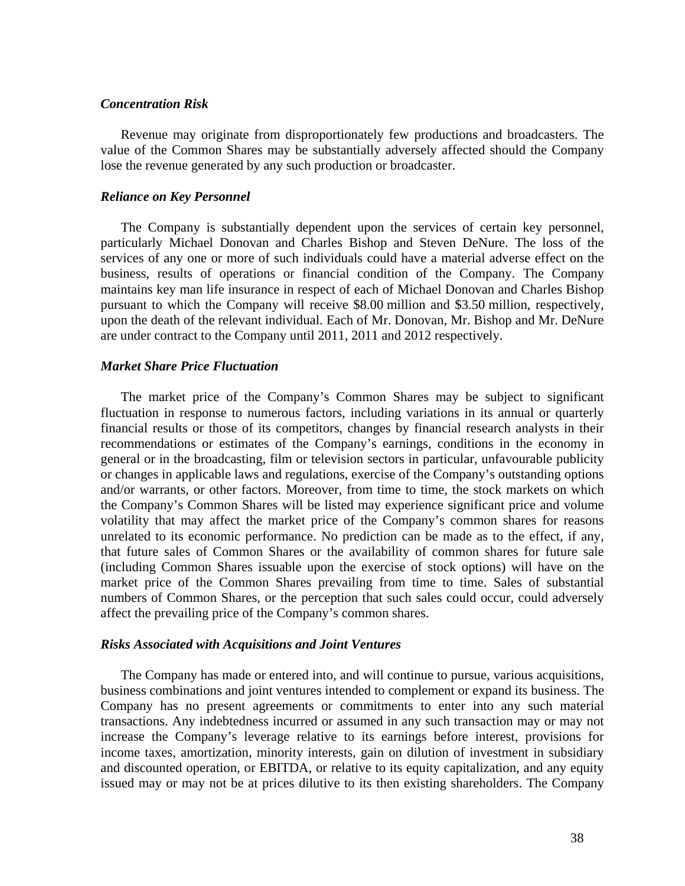*Concentration Risk*

Revenue may originate from disproportionately few productions and broadcasters. The value of the Common Shares may be substantially adversely affected should the Company lose the revenue generated by any such production or broadcaster.

*Reliance on Key Personnel*

The Company is substantially dependent upon the services of certain key personnel, particularly Michael Donovan and Charles Bishop and Steven DeNure. The loss of the services of any one or more of such individuals could have a material adverse effect on the business, results of operations or financial condition of the Company. The Company maintains key man life insurance in respect of each of Michael Donovan and Charles Bishop pursuant to which the Company will receive $8.00 million and $3.50 million, respectively, upon the death of the relevant individual. Each of Mr. Donovan, Mr. Bishop and Mr. DeNure are under contract to the Company until 2011, 2011 and 2012 respectively.

*Market Share Price Fluctuation*

The market price of the Company's Common Shares may be subject to significant fluctuation in response to numerous factors, including variations in its annual or quarterly financial results or those of its competitors, changes by financial research analysts in their recommendations or estimates of the Company's earnings, conditions in the economy in general or in the broadcasting, film or television sectors in particular, unfavourable publicity or changes in applicable laws and regulations, exercise of the Company's outstanding options and/or warrants, or other factors. Moreover, from time to time, the stock markets on which the Company's Common Shares will be listed may experience significant price and volume volatility that may affect the market price of the Company's common shares for reasons unrelated to its economic performance. No prediction can be made as to the effect, if any, that future sales of Common Shares or the availability of common shares for future sale (including Common Shares issuable upon the exercise of stock options) will have on the market price of the Common Shares prevailing from time to time. Sales of substantial numbers of Common Shares, or the perception that such sales could occur, could adversely affect the prevailing price of the Company's common shares.

*Risks Associated with Acquisitions and Joint Ventures*

The Company has made or entered into, and will continue to pursue, various acquisitions, business combinations and joint ventures intended to complement or expand its business. The Company has no present agreements or commitments to enter into any such material transactions. Any indebtedness incurred or assumed in any such transaction may or may not increase the Company's leverage relative to its earnings before interest, provisions for income taxes, amortization, minority interests, gain on dilution of investment in subsidiary and discounted operation, or EBITDA, or relative to its equity capitalization, and any equity issued may or may not be at prices dilutive to its then existing shareholders. The Company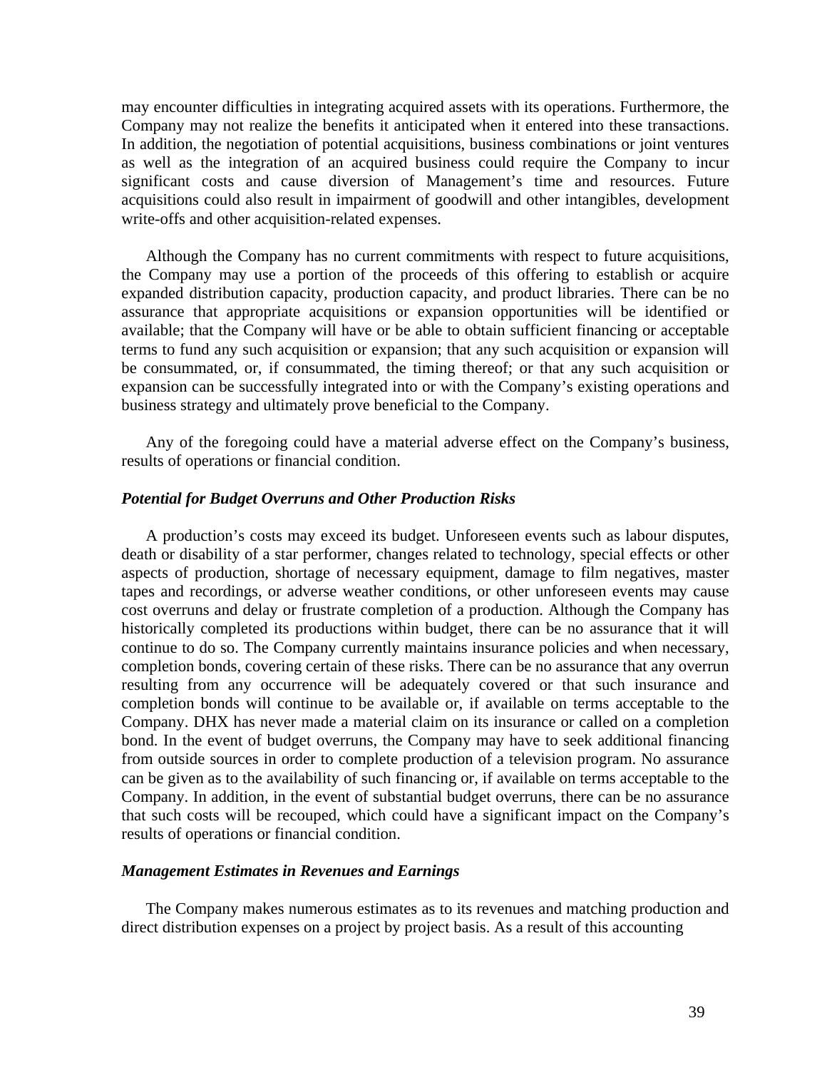may encounter difficulties in integrating acquired assets with its operations. Furthermore, the Company may not realize the benefits it anticipated when it entered into these transactions. In addition, the negotiation of potential acquisitions, business combinations or joint ventures as well as the integration of an acquired business could require the Company to incur significant costs and cause diversion of Management's time and resources. Future acquisitions could also result in impairment of goodwill and other intangibles, development write-offs and other acquisition-related expenses.

Although the Company has no current commitments with respect to future acquisitions, the Company may use a portion of the proceeds of this offering to establish or acquire expanded distribution capacity, production capacity, and product libraries. There can be no assurance that appropriate acquisitions or expansion opportunities will be identified or available; that the Company will have or be able to obtain sufficient financing or acceptable terms to fund any such acquisition or expansion; that any such acquisition or expansion will be consummated, or, if consummated, the timing thereof; or that any such acquisition or expansion can be successfully integrated into or with the Company's existing operations and business strategy and ultimately prove beneficial to the Company.

Any of the foregoing could have a material adverse effect on the Company's business, results of operations or financial condition.

***Potential for Budget Overruns and Other Production Risks***

A production's costs may exceed its budget. Unforeseen events such as labour disputes, death or disability of a star performer, changes related to technology, special effects or other aspects of production, shortage of necessary equipment, damage to film negatives, master tapes and recordings, or adverse weather conditions, or other unforeseen events may cause cost overruns and delay or frustrate completion of a production. Although the Company has historically completed its productions within budget, there can be no assurance that it will continue to do so. The Company currently maintains insurance policies and when necessary, completion bonds, covering certain of these risks. There can be no assurance that any overrun resulting from any occurrence will be adequately covered or that such insurance and completion bonds will continue to be available or, if available on terms acceptable to the Company. DHX has never made a material claim on its insurance or called on a completion bond. In the event of budget overruns, the Company may have to seek additional financing from outside sources in order to complete production of a television program. No assurance can be given as to the availability of such financing or, if available on terms acceptable to the Company. In addition, in the event of substantial budget overruns, there can be no assurance that such costs will be recouped, which could have a significant impact on the Company's results of operations or financial condition.

***Management Estimates in Revenues and Earnings***

The Company makes numerous estimates as to its revenues and matching production and direct distribution expenses on a project by project basis. As a result of this accounting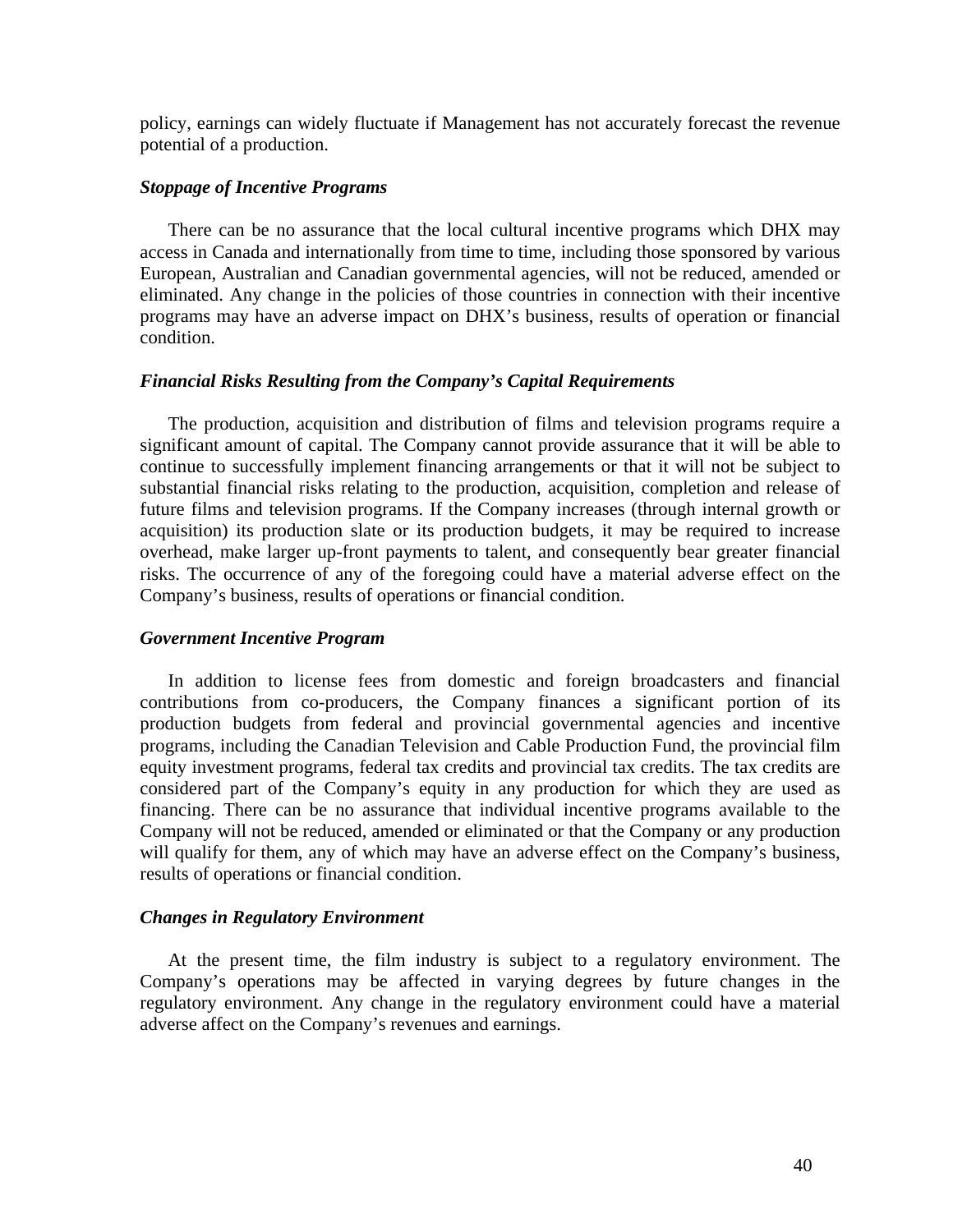policy, earnings can widely fluctuate if Management has not accurately forecast the revenue potential of a production.

### *Stoppage of Incentive Programs*

There can be no assurance that the local cultural incentive programs which DHX may access in Canada and internationally from time to time, including those sponsored by various European, Australian and Canadian governmental agencies, will not be reduced, amended or eliminated. Any change in the policies of those countries in connection with their incentive programs may have an adverse impact on DHX's business, results of operation or financial condition.

### *Financial Risks Resulting from the Company's Capital Requirements*

The production, acquisition and distribution of films and television programs require a significant amount of capital. The Company cannot provide assurance that it will be able to continue to successfully implement financing arrangements or that it will not be subject to substantial financial risks relating to the production, acquisition, completion and release of future films and television programs. If the Company increases (through internal growth or acquisition) its production slate or its production budgets, it may be required to increase overhead, make larger up-front payments to talent, and consequently bear greater financial risks. The occurrence of any of the foregoing could have a material adverse effect on the Company's business, results of operations or financial condition.

### *Government Incentive Program*

In addition to license fees from domestic and foreign broadcasters and financial contributions from co-producers, the Company finances a significant portion of its production budgets from federal and provincial governmental agencies and incentive programs, including the Canadian Television and Cable Production Fund, the provincial film equity investment programs, federal tax credits and provincial tax credits. The tax credits are considered part of the Company's equity in any production for which they are used as financing. There can be no assurance that individual incentive programs available to the Company will not be reduced, amended or eliminated or that the Company or any production will qualify for them, any of which may have an adverse effect on the Company's business, results of operations or financial condition.

### *Changes in Regulatory Environment*

At the present time, the film industry is subject to a regulatory environment. The Company's operations may be affected in varying degrees by future changes in the regulatory environment. Any change in the regulatory environment could have a material adverse affect on the Company's revenues and earnings.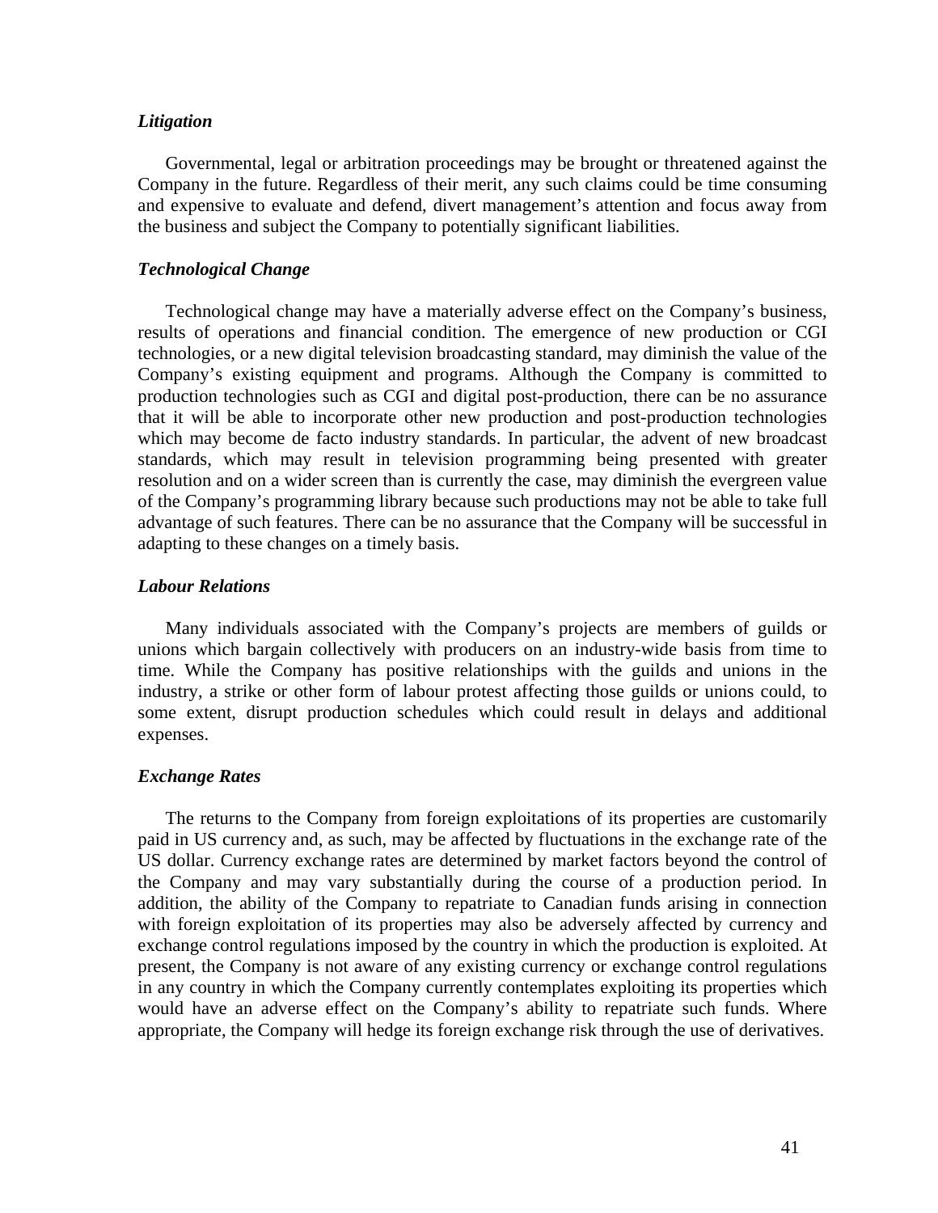### *Litigation*

Governmental, legal or arbitration proceedings may be brought or threatened against the Company in the future. Regardless of their merit, any such claims could be time consuming and expensive to evaluate and defend, divert management's attention and focus away from the business and subject the Company to potentially significant liabilities.

### *Technological Change*

Technological change may have a materially adverse effect on the Company's business, results of operations and financial condition. The emergence of new production or CGI technologies, or a new digital television broadcasting standard, may diminish the value of the Company's existing equipment and programs. Although the Company is committed to production technologies such as CGI and digital post-production, there can be no assurance that it will be able to incorporate other new production and post-production technologies which may become de facto industry standards. In particular, the advent of new broadcast standards, which may result in television programming being presented with greater resolution and on a wider screen than is currently the case, may diminish the evergreen value of the Company's programming library because such productions may not be able to take full advantage of such features. There can be no assurance that the Company will be successful in adapting to these changes on a timely basis.

### *Labour Relations*

Many individuals associated with the Company's projects are members of guilds or unions which bargain collectively with producers on an industry-wide basis from time to time. While the Company has positive relationships with the guilds and unions in the industry, a strike or other form of labour protest affecting those guilds or unions could, to some extent, disrupt production schedules which could result in delays and additional expenses.

### *Exchange Rates*

The returns to the Company from foreign exploitations of its properties are customarily paid in US currency and, as such, may be affected by fluctuations in the exchange rate of the US dollar. Currency exchange rates are determined by market factors beyond the control of the Company and may vary substantially during the course of a production period. In addition, the ability of the Company to repatriate to Canadian funds arising in connection with foreign exploitation of its properties may also be adversely affected by currency and exchange control regulations imposed by the country in which the production is exploited. At present, the Company is not aware of any existing currency or exchange control regulations in any country in which the Company currently contemplates exploiting its properties which would have an adverse effect on the Company's ability to repatriate such funds. Where appropriate, the Company will hedge its foreign exchange risk through the use of derivatives.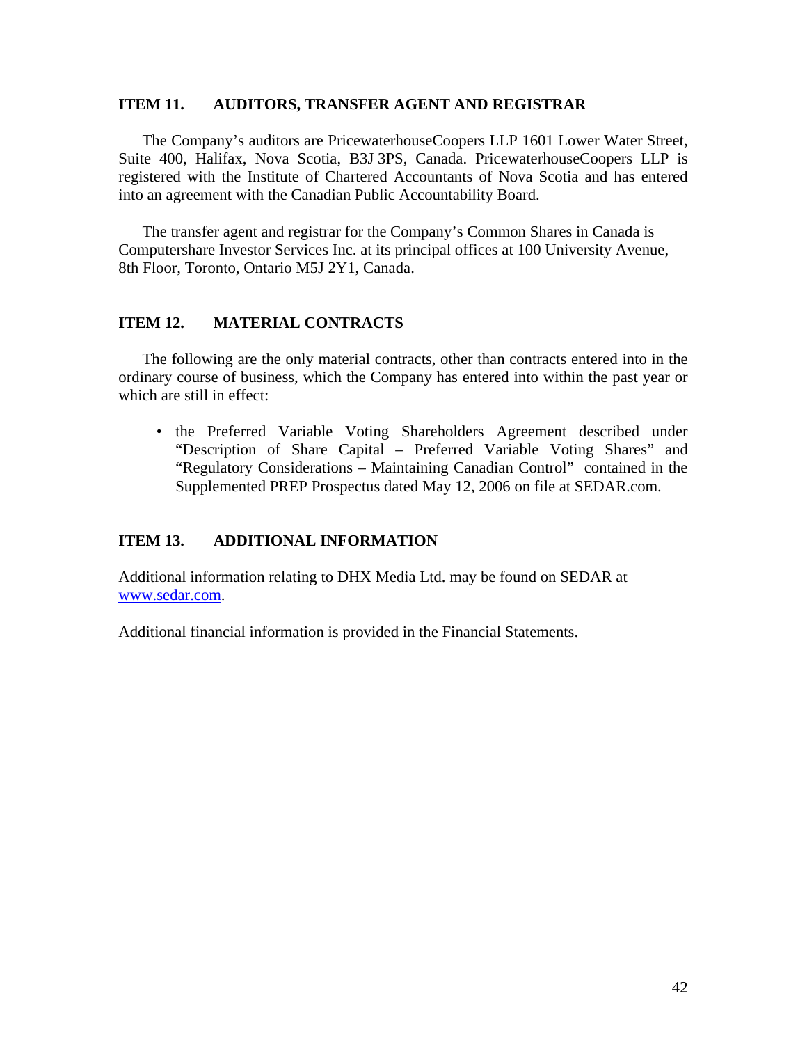## ITEM 11. AUDITORS, TRANSFER AGENT AND REGISTRAR

The Company's auditors are PricewaterhouseCoopers LLP 1601 Lower Water Street, Suite 400, Halifax, Nova Scotia, B3J 3PS, Canada. PricewaterhouseCoopers LLP is registered with the Institute of Chartered Accountants of Nova Scotia and has entered into an agreement with the Canadian Public Accountability Board.

The transfer agent and registrar for the Company's Common Shares in Canada is Computershare Investor Services Inc. at its principal offices at 100 University Avenue, 8th Floor, Toronto, Ontario M5J 2Y1, Canada.

## ITEM 12. MATERIAL CONTRACTS

The following are the only material contracts, other than contracts entered into in the ordinary course of business, which the Company has entered into within the past year or which are still in effect:

- the Preferred Variable Voting Shareholders Agreement described under "Description of Share Capital – Preferred Variable Voting Shares" and "Regulatory Considerations – Maintaining Canadian Control" contained in the Supplemented PREP Prospectus dated May 12, 2006 on file at SEDAR.com.

## ITEM 13. ADDITIONAL INFORMATION

Additional information relating to DHX Media Ltd. may be found on SEDAR at www.sedar.com.

Additional financial information is provided in the Financial Statements.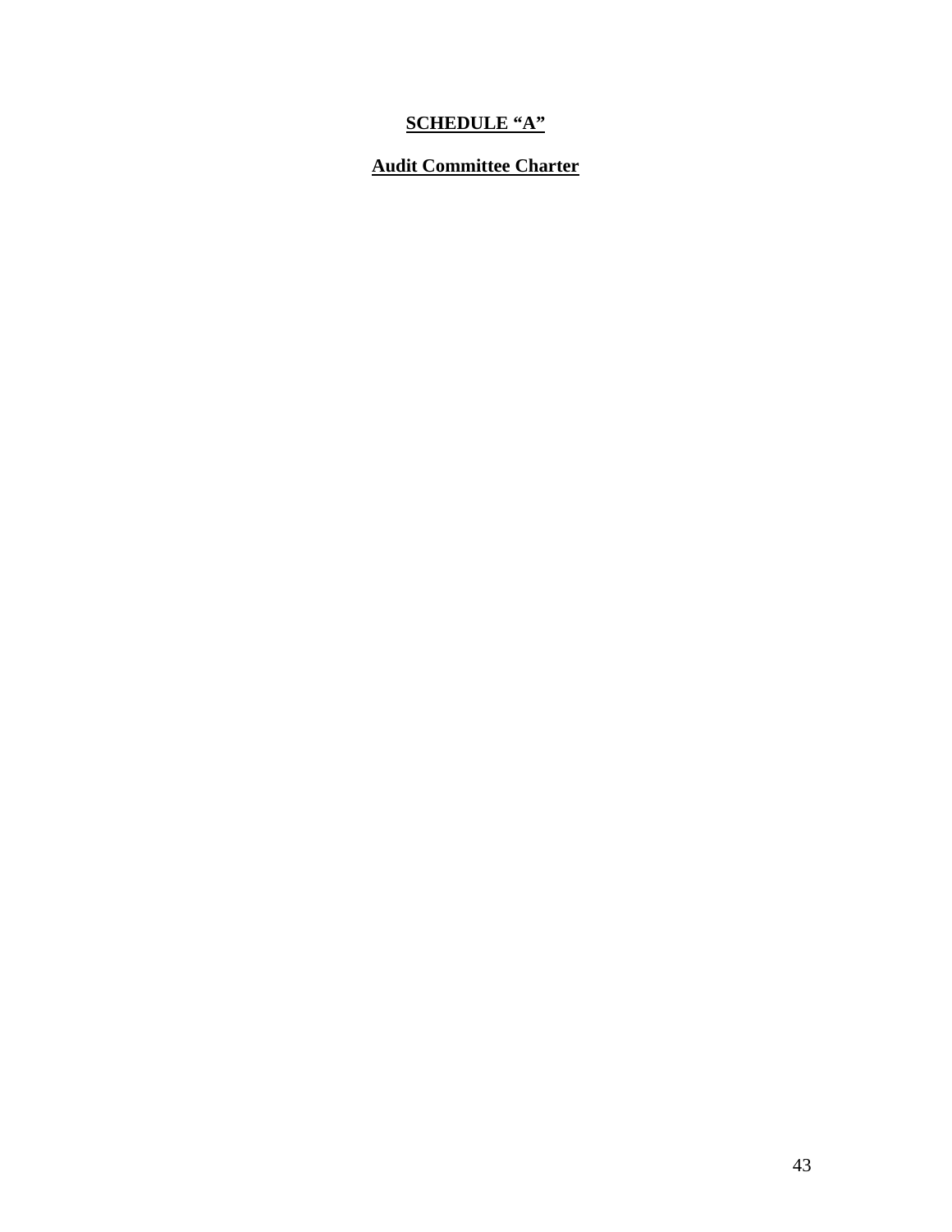**SCHEDULE "A"**

**Audit Committee Charter**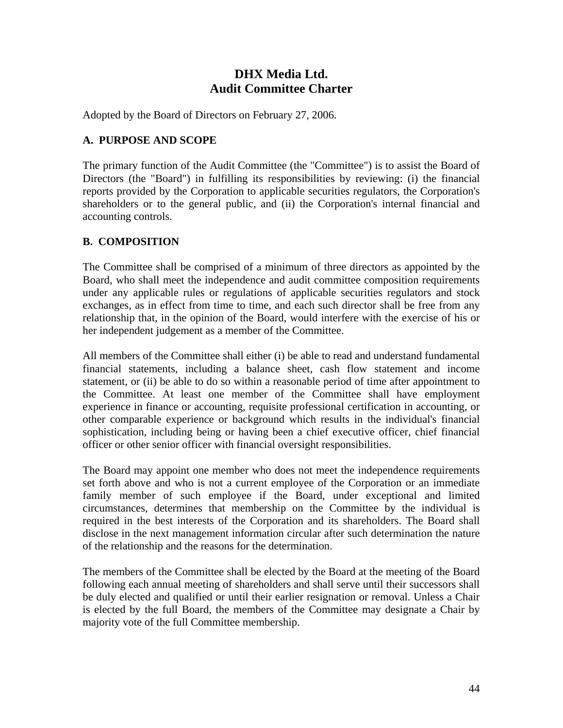# DHX Media Ltd.
# Audit Committee Charter

Adopted by the Board of Directors on February 27, 2006.

## A. PURPOSE AND SCOPE

The primary function of the Audit Committee (the "Committee") is to assist the Board of Directors (the "Board") in fulfilling its responsibilities by reviewing: (i) the financial reports provided by the Corporation to applicable securities regulators, the Corporation's shareholders or to the general public, and (ii) the Corporation's internal financial and accounting controls.

## B. COMPOSITION

The Committee shall be comprised of a minimum of three directors as appointed by the Board, who shall meet the independence and audit committee composition requirements under any applicable rules or regulations of applicable securities regulators and stock exchanges, as in effect from time to time, and each such director shall be free from any relationship that, in the opinion of the Board, would interfere with the exercise of his or her independent judgement as a member of the Committee.

All members of the Committee shall either (i) be able to read and understand fundamental financial statements, including a balance sheet, cash flow statement and income statement, or (ii) be able to do so within a reasonable period of time after appointment to the Committee. At least one member of the Committee shall have employment experience in finance or accounting, requisite professional certification in accounting, or other comparable experience or background which results in the individual's financial sophistication, including being or having been a chief executive officer, chief financial officer or other senior officer with financial oversight responsibilities.

The Board may appoint one member who does not meet the independence requirements set forth above and who is not a current employee of the Corporation or an immediate family member of such employee if the Board, under exceptional and limited circumstances, determines that membership on the Committee by the individual is required in the best interests of the Corporation and its shareholders. The Board shall disclose in the next management information circular after such determination the nature of the relationship and the reasons for the determination.

The members of the Committee shall be elected by the Board at the meeting of the Board following each annual meeting of shareholders and shall serve until their successors shall be duly elected and qualified or until their earlier resignation or removal. Unless a Chair is elected by the full Board, the members of the Committee may designate a Chair by majority vote of the full Committee membership.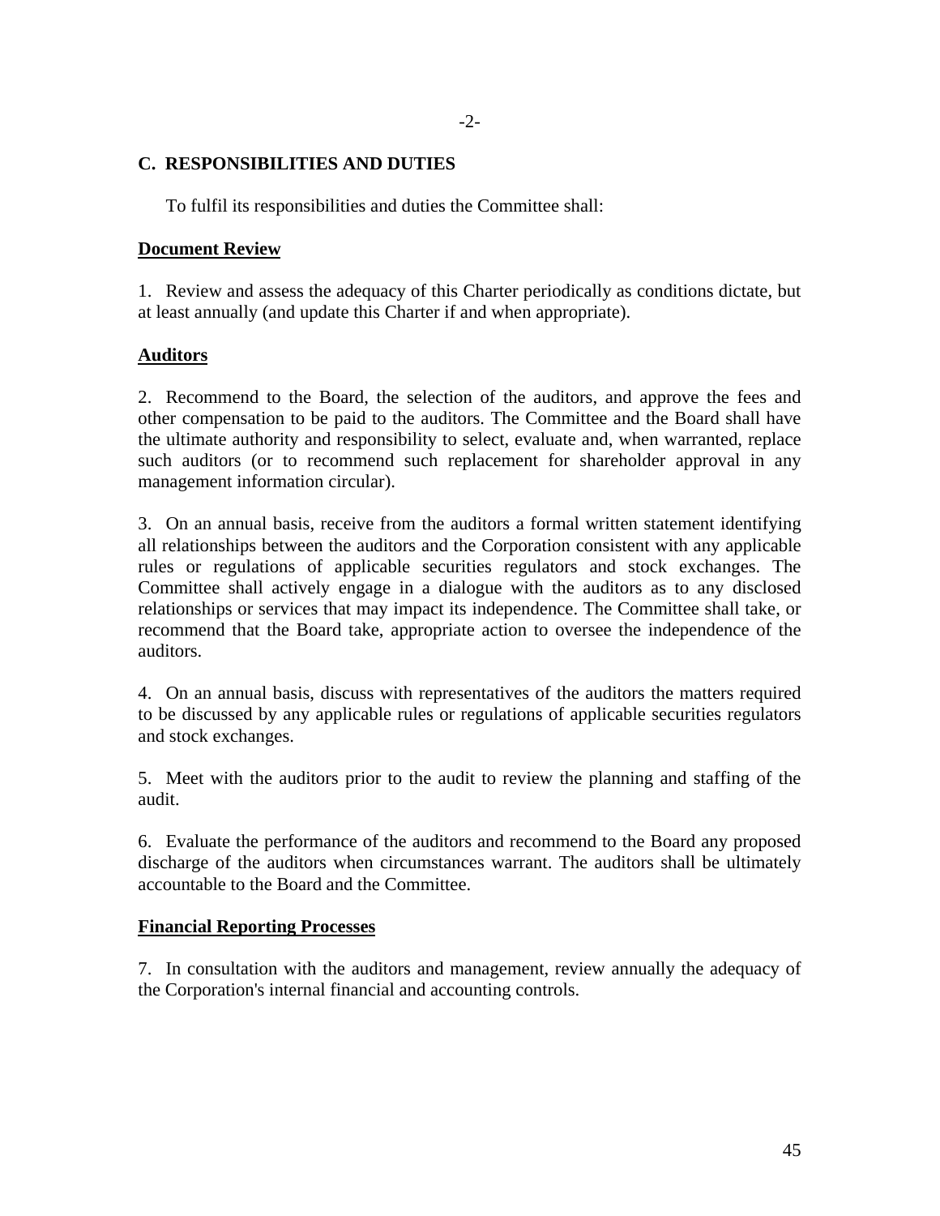## C. RESPONSIBILITIES AND DUTIES

To fulfil its responsibilities and duties the Committee shall:

**Document Review**

1. Review and assess the adequacy of this Charter periodically as conditions dictate, but at least annually (and update this Charter if and when appropriate).

**Auditors**

2. Recommend to the Board, the selection of the auditors, and approve the fees and other compensation to be paid to the auditors. The Committee and the Board shall have the ultimate authority and responsibility to select, evaluate and, when warranted, replace such auditors (or to recommend such replacement for shareholder approval in any management information circular).

3. On an annual basis, receive from the auditors a formal written statement identifying all relationships between the auditors and the Corporation consistent with any applicable rules or regulations of applicable securities regulators and stock exchanges. The Committee shall actively engage in a dialogue with the auditors as to any disclosed relationships or services that may impact its independence. The Committee shall take, or recommend that the Board take, appropriate action to oversee the independence of the auditors.

4. On an annual basis, discuss with representatives of the auditors the matters required to be discussed by any applicable rules or regulations of applicable securities regulators and stock exchanges.

5. Meet with the auditors prior to the audit to review the planning and staffing of the audit.

6. Evaluate the performance of the auditors and recommend to the Board any proposed discharge of the auditors when circumstances warrant. The auditors shall be ultimately accountable to the Board and the Committee.

**Financial Reporting Processes**

7. In consultation with the auditors and management, review annually the adequacy of the Corporation's internal financial and accounting controls.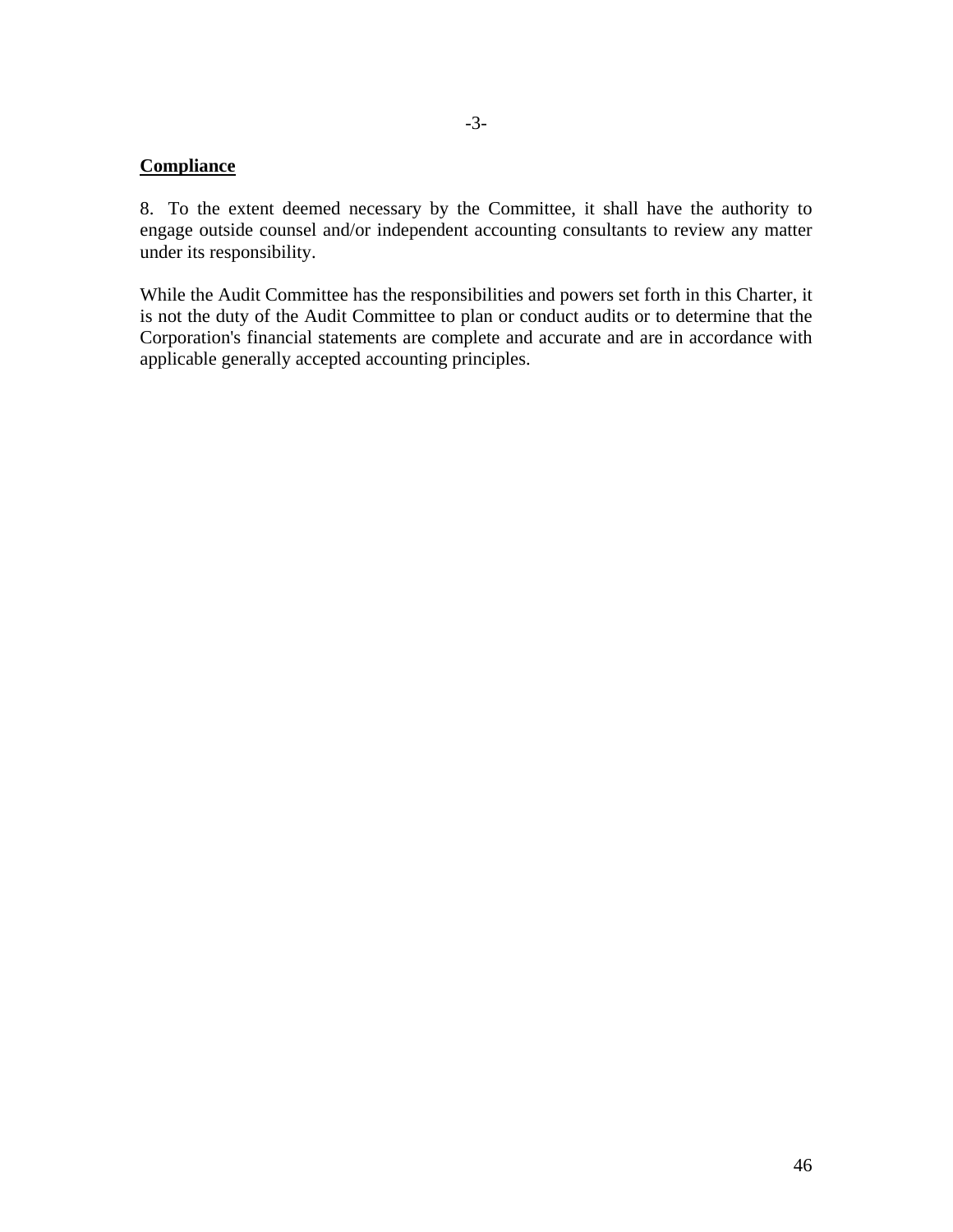**Compliance**

8. To the extent deemed necessary by the Committee, it shall have the authority to engage outside counsel and/or independent accounting consultants to review any matter under its responsibility.

While the Audit Committee has the responsibilities and powers set forth in this Charter, it is not the duty of the Audit Committee to plan or conduct audits or to determine that the Corporation's financial statements are complete and accurate and are in accordance with applicable generally accepted accounting principles.